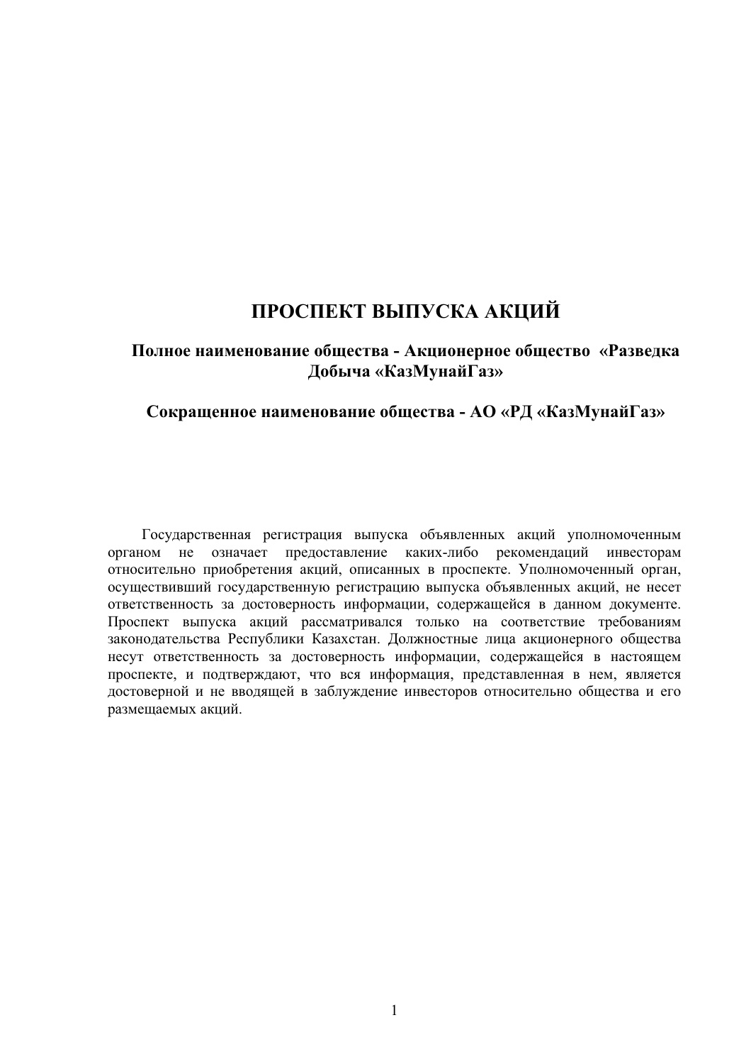# ПРОСПЕКТ ВЫПУСКА АКЦИЙ

**Полное наименование общества - Акционерное общество «Разведка Добыча «КазМунайГаз»**

**Сокращенное наименование общества - АО «РД «КазМунайГаз»**

Государственная регистрация выпуска объявленных акций уполномоченным органом не означает предоставление каких-либо рекомендаций инвесторам относительно приобретения акций, описанных в проспекте. Уполномоченный орган, осуществивший государственную регистрацию выпуска объявленных акций, не несет ответственность за достоверность информации, содержащейся в данном документе. Проспект выпуска акций рассматривался только на соответствие требованиям законодательства Республики Казахстан. Должностные лица акционерного общества несут ответственность за достоверность информации, содержащейся в настоящем проспекте, и подтверждают, что вся информация, представленная в нем, является достоверной и не вводящей в заблуждение инвесторов относительно общества и его размещаемых акций.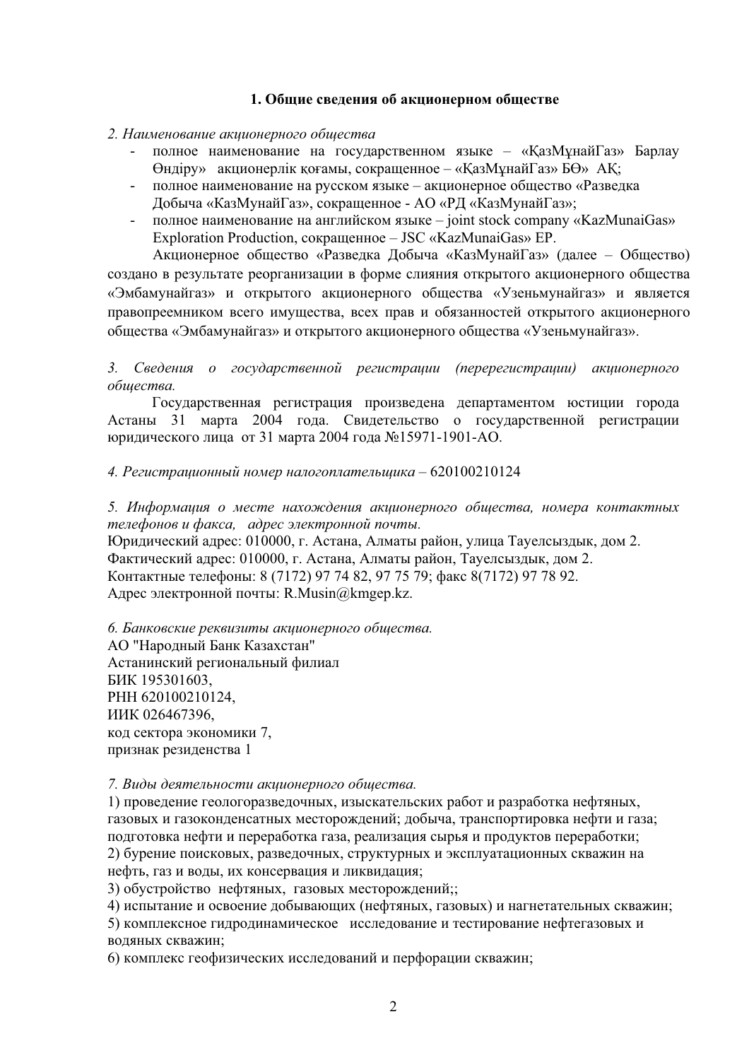## 1. Общие сведения об акционерном обществе

*2. Наименование акционерного общества*

- полное наименование на государственном языке – «ҚазМұнайГаз» Барлау Өндіру» акционерлік қоғамы, сокращенное – «ҚазМұнайГаз» БӨ» АҚ;
- полное наименование на русском языке – акционерное общество «Разведка Добыча «КазМунайГаз», сокращенное - АО «РД «КазМунайГаз»;
- полное наименование на английском языке – joint stock company «KazMunaiGas» Exploration Production, сокращенное – JSC «KazMunaiGas» EP.

Акционерное общество «Разведка Добыча «КазМунайГаз» (далее – Общество) создано в результате реорганизации в форме слияния открытого акционерного общества «Эмбамунайгаз» и открытого акционерного общества «Узеньмунайгаз» и является правопреемником всего имущества, всех прав и обязанностей открытого акционерного общества «Эмбамунайгаз» и открытого акционерного общества «Узеньмунайгаз».

*3. Сведения о государственной регистрации (перерегистрации) акционерного общества.*

Государственная регистрация произведена департаментом юстиции города Астаны 31 марта 2004 года. Свидетельство о государственной регистрации юридического лица от 31 марта 2004 года №15971-1901-АО.

*4. Регистрационный номер налогоплательщика* – 620100210124

*5. Информация о месте нахождения акционерного общества, номера контактных телефонов и факса, адрес электронной почты.*

Юридический адрес: 010000, г. Астана, Алматы район, улица Тауелсыздык, дом 2.
Фактический адрес: 010000, г. Астана, Алматы район, Тауелсыздык, дом 2.
Контактные телефоны: 8 (7172) 97 74 82, 97 75 79; факс 8(7172) 97 78 92.
Адрес электронной почты: R.Musin@kmgep.kz.

*6. Банковские реквизиты акционерного общества.*

АО "Народный Банк Казахстан"
Астанинский региональный филиал
БИК 195301603,
РНН 620100210124,
ИИК 026467396,
код сектора экономики 7,
признак резиденства 1

*7. Виды деятельности акционерного общества.*

1) проведение геологоразведочных, изыскательских работ и разработка нефтяных, газовых и газоконденсатных месторождений; добыча, транспортировка нефти и газа; подготовка нефти и переработка газа, реализация сырья и продуктов переработки;
2) бурение поисковых, разведочных, структурных и эксплуатационных скважин на нефть, газ и воды, их консервация и ликвидация;
3) обустройство нефтяных, газовых месторождений;;
4) испытание и освоение добывающих (нефтяных, газовых) и нагнетательных скважин;
5) комплексное гидродинамическое исследование и тестирование нефтегазовых и водяных скважин;
6) комплекс геофизических исследований и перфорации скважин;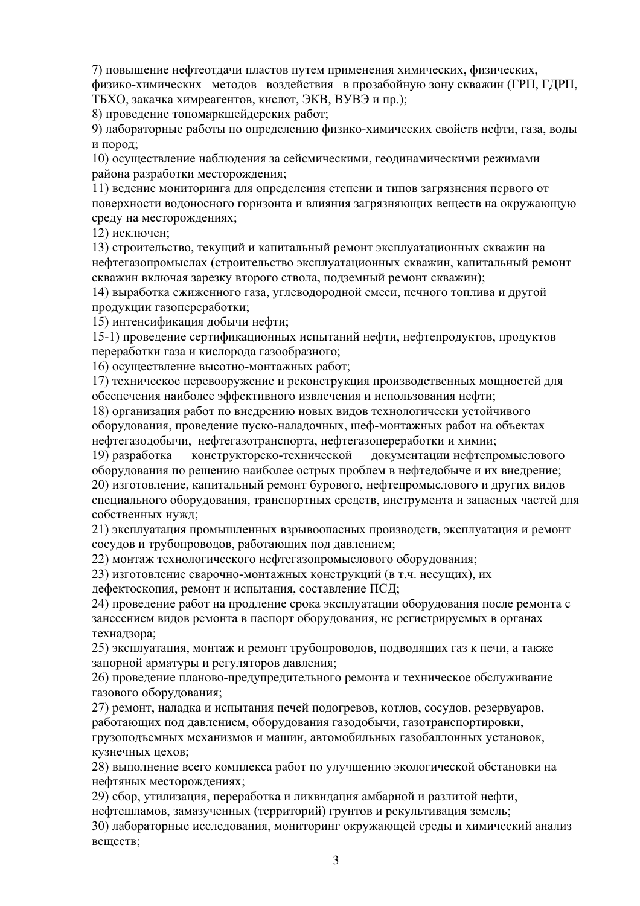7) повышение нефтеотдачи пластов путем применения химических, физических, физико-химических методов воздействия в прозабойную зону скважин (ГРП, ГДРП, ТБХО, закачка химреагентов, кислот, ЭКВ, ВУВЭ и пр.);
8) проведение топомаркшейдерских работ;
9) лабораторные работы по определению физико-химических свойств нефти, газа, воды и пород;
10) осуществление наблюдения за сейсмическими, геодинамическими режимами района разработки месторождения;
11) ведение мониторинга для определения степени и типов загрязнения первого от поверхности водоносного горизонта и влияния загрязняющих веществ на окружающую среду на месторождениях;
12) исключен;
13) строительство, текущий и капитальный ремонт эксплуатационных скважин на нефтегазопромыслах (строительство эксплуатационных скважин, капитальный ремонт скважин включая зарезку второго ствола, подземный ремонт скважин);
14) выработка сжиженного газа, углеводородной смеси, печного топлива и другой продукции газопереработки;
15) интенсификация добычи нефти;
15-1) проведение сертификационных испытаний нефти, нефтепродуктов, продуктов переработки газа и кислорода газообразного;
16) осуществление высотно-монтажных работ;
17) техническое перевооружение и реконструкция производственных мощностей для обеспечения наиболее эффективного извлечения и использования нефти;
18) организация работ по внедрению новых видов технологически устойчивого оборудования, проведение пуско-наладочных, шеф-монтажных работ на объектах нефтегазодобычи, нефтегазотранспорта, нефтегазопереработки и химии;
19) разработка конструкторско-технической документации нефтепромыслового оборудования по решению наиболее острых проблем в нефтедобыче и их внедрение;
20) изготовление, капитальный ремонт бурового, нефтепромыслового и других видов специального оборудования, транспортных средств, инструмента и запасных частей для собственных нужд;
21) эксплуатация промышленных взрывоопасных производств, эксплуатация и ремонт сосудов и трубопроводов, работающих под давлением;
22) монтаж технологического нефтегазопромыслового оборудования;
23) изготовление сварочно-монтажных конструкций (в т.ч. несущих), их дефектоскопия, ремонт и испытания, составление ПСД;
24) проведение работ на продление срока эксплуатации оборудования после ремонта с занесением видов ремонта в паспорт оборудования, не регистрируемых в органах технадзора;
25) эксплуатация, монтаж и ремонт трубопроводов, подводящих газ к печи, а также запорной арматуры и регуляторов давления;
26) проведение планово-предупредительного ремонта и техническое обслуживание газового оборудования;
27) ремонт, наладка и испытания печей подогревов, котлов, сосудов, резервуаров, работающих под давлением, оборудования газодобычи, газотранспортировки, грузоподъемных механизмов и машин, автомобильных газобаллонных установок, кузнечных цехов;
28) выполнение всего комплекса работ по улучшению экологической обстановки на нефтяных месторождениях;
29) сбор, утилизация, переработка и ликвидация амбарной и разлитой нефти, нефтешламов, замазученных (территорий) грунтов и рекультивация земель;
30) лабораторные исследования, мониторинг окружающей среды и химический анализ веществ;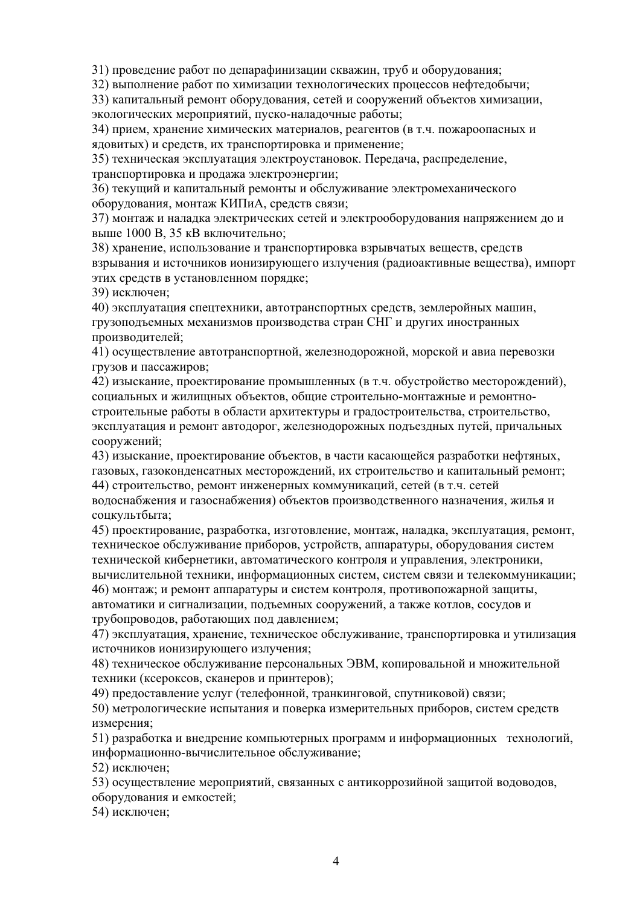31) проведение работ по депарафинизации скважин, труб и оборудования;
32) выполнение работ по химизации технологических процессов нефтедобычи;
33) капитальный ремонт оборудования, сетей и сооружений объектов химизации, экологических мероприятий, пуско-наладочные работы;
34) прием, хранение химических материалов, реагентов (в т.ч. пожароопасных и ядовитых) и средств, их транспортировка и применение;
35) техническая эксплуатация электроустановок. Передача, распределение, транспортировка и продажа электроэнергии;
36) текущий и капитальный ремонты и обслуживание электромеханического оборудования, монтаж КИПиА, средств связи;
37) монтаж и наладка электрических сетей и электрооборудования напряжением до и выше 1000 В, 35 кВ включительно;
38) хранение, использование и транспортировка взрывчатых веществ, средств взрывания и источников ионизирующего излучения (радиоактивные вещества), импорт этих средств в установленном порядке;
39) исключен;
40) эксплуатация спецтехники, автотранспортных средств, землеройных машин, грузоподъемных механизмов производства стран СНГ и других иностранных производителей;
41) осуществление автотранспортной, железнодорожной, морской и авиа перевозки грузов и пассажиров;
42) изыскание, проектирование промышленных (в т.ч. обустройство месторождений), социальных и жилищных объектов, общие строительно-монтажные и ремонтно-строительные работы в области архитектуры и градостроительства, строительство, эксплуатация и ремонт автодорог, железнодорожных подъездных путей, причальных сооружений;
43) изыскание, проектирование объектов, в части касающейся разработки нефтяных, газовых, газоконденсатных месторождений, их строительство и капитальный ремонт;
44) строительство, ремонт инженерных коммуникаций, сетей (в т.ч. сетей водоснабжения и газоснабжения) объектов производственного назначения, жилья и соцкультбыта;
45) проектирование, разработка, изготовление, монтаж, наладка, эксплуатация, ремонт, техническое обслуживание приборов, устройств, аппаратуры, оборудования систем технической кибернетики, автоматического контроля и управления, электроники, вычислительной техники, информационных систем, систем связи и телекоммуникации;
46) монтаж; и ремонт аппаратуры и систем контроля, противопожарной защиты, автоматики и сигнализации, подъемных сооружений, а также котлов, сосудов и трубопроводов, работающих под давлением;
47) эксплуатация, хранение, техническое обслуживание, транспортировка и утилизация источников ионизирующего излучения;
48) техническое обслуживание персональных ЭВМ, копировальной и множительной техники (ксероксов, сканеров и принтеров);
49) предоставление услуг (телефонной, транкинговой, спутниковой) связи;
50) метрологические испытания и поверка измерительных приборов, систем средств измерения;
51) разработка и внедрение компьютерных программ и информационных технологий, информационно-вычислительное обслуживание;
52) исключен;
53) осуществление мероприятий, связанных с антикоррозийной защитой водоводов, оборудования и емкостей;
54) исключен;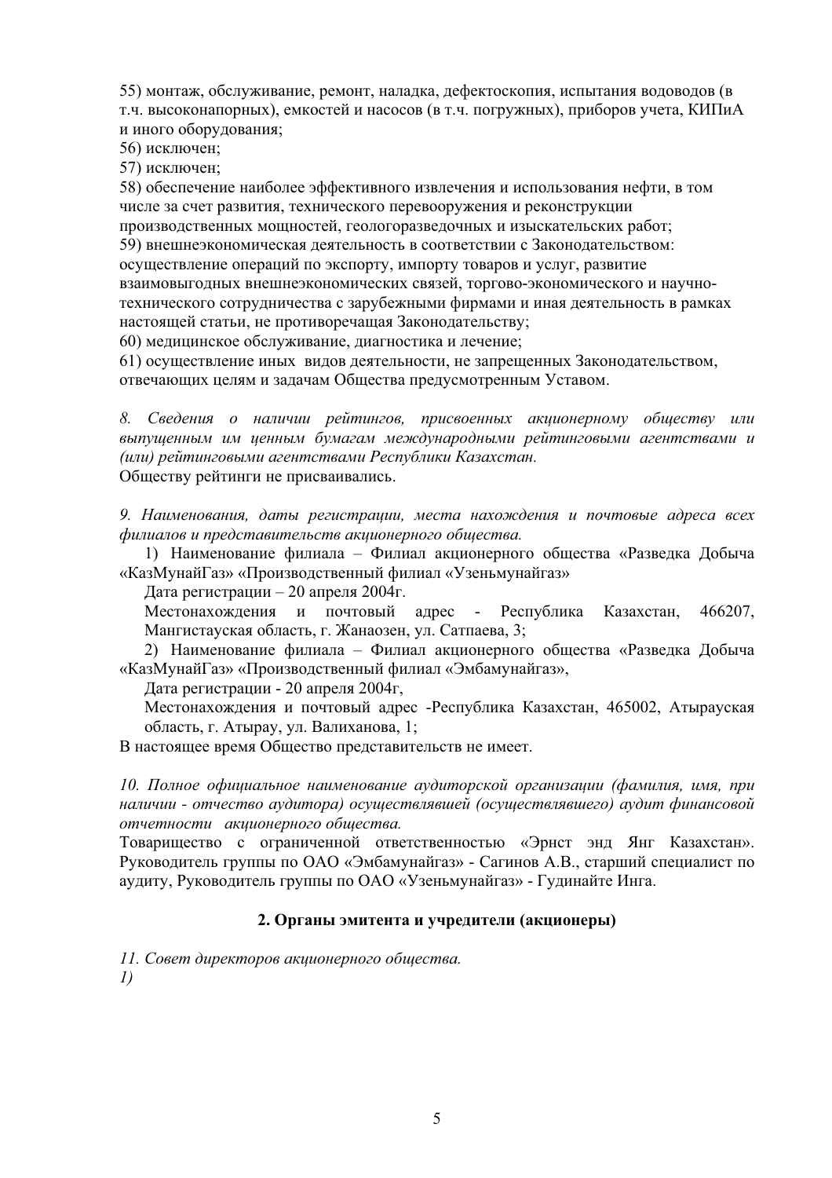55) монтаж, обслуживание, ремонт, наладка, дефектоскопия, испытания водоводов (в т.ч. высоконапорных), емкостей и насосов (в т.ч. погружных), приборов учета, КИПиА и иного оборудования;

56) исключен;

57) исключен;

58) обеспечение наиболее эффективного извлечения и использования нефти, в том числе за счет развития, технического перевооружения и реконструкции производственных мощностей, геологоразведочных и изыскательских работ;

59) внешнеэкономическая деятельность в соответствии с Законодательством: осуществление операций по экспорту, импорту товаров и услуг, развитие взаимовыгодных внешнеэкономических связей, торгово-экономического и научно-технического сотрудничества с зарубежными фирмами и иная деятельность в рамках настоящей статьи, не противоречащая Законодательству;

60) медицинское обслуживание, диагностика и лечение;

61) осуществление иных видов деятельности, не запрещенных Законодательством, отвечающих целям и задачам Общества предусмотренным Уставом.

*8. Сведения о наличии рейтингов, присвоенных акционерному обществу или выпущенным им ценным бумагам международными рейтинговыми агентствами и (или) рейтинговыми агентствами Республики Казахстан.*

Обществу рейтинги не присваивались.

*9. Наименования, даты регистрации, места нахождения и почтовые адреса всех филиалов и представительств акционерного общества.*

1) Наименование филиала – Филиал акционерного общества «Разведка Добыча «КазМунайГаз» «Производственный филиал «Узеньмунайгаз»

Дата регистрации – 20 апреля 2004г.

Местонахождения и почтовый адрес - Республика Казахстан, 466207, Мангистауская область, г. Жанаозен, ул. Сатпаева, 3;

2) Наименование филиала – Филиал акционерного общества «Разведка Добыча «КазМунайГаз» «Производственный филиал «Эмбамунайгаз»,

Дата регистрации - 20 апреля 2004г,

Местонахождения и почтовый адрес -Республика Казахстан, 465002, Атырауская область, г. Атырау, ул. Валиханова, 1;

В настоящее время Общество представительств не имеет.

*10. Полное официальное наименование аудиторской организации (фамилия, имя, при наличии - отчество аудитора) осуществлявшей (осуществлявшего) аудит финансовой отчетности акционерного общества.*

Товарищество с ограниченной ответственностью «Эрнст энд Янг Казахстан». Руководитель группы по ОАО «Эмбамунайгаз» - Сагинов А.В., старший специалист по аудиту, Руководитель группы по ОАО «Узеньмунайгаз» - Гудинайте Инга.

## 2. Органы эмитента и учредители (акционеры)

*11. Совет директоров акционерного общества.*

*1)*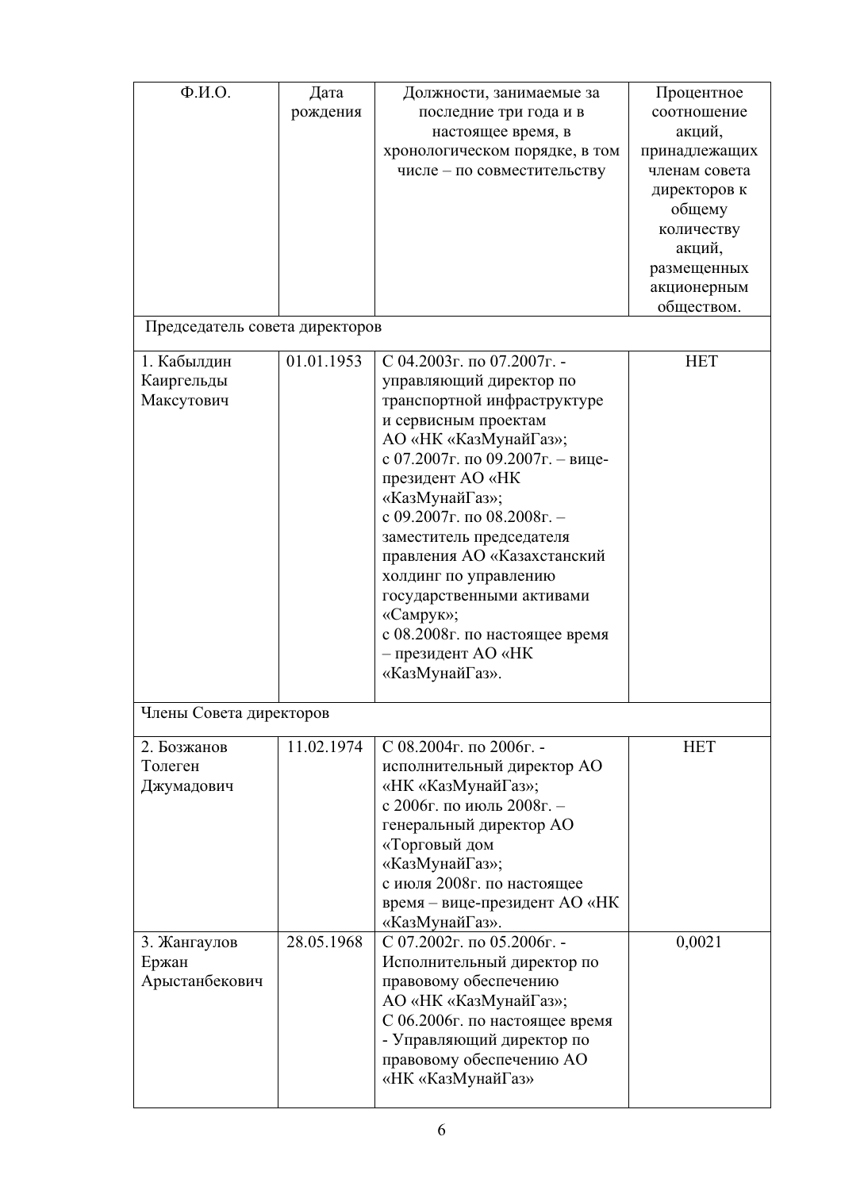| Ф.И.О. | Дата рождения | Должности, занимаемые за последние три года и в настоящее время, в хронологическом порядке, в том числе – по совместительству | Процентное соотношение акций, принадлежащих членам совета директоров к общему количеству акций, размещенных акционерным обществом. |
|---|---|---|---|
| Председатель совета директоров | | | |
| 1. Кабылдин Каиргельды Максутович | 01.01.1953 | С 04.2003г. по 07.2007г. - управляющий директор по транспортной инфраструктуре и сервисным проектам АО «НК «КазМунайГаз»; с 07.2007г. по 09.2007г. – вице-президент АО «НК «КазМунайГаз»; с 09.2007г. по 08.2008г. – заместитель председателя правления АО «Казахстанский холдинг по управлению государственными активами «Самрук»; с 08.2008г. по настоящее время – президент АО «НК «КазМунайГаз». | НЕТ |
| Члены Совета директоров | | | |
| 2. Бозжанов Толеген Джумадович | 11.02.1974 | С 08.2004г. по 2006г. - исполнительный директор АО «НК «КазМунайГаз»; с 2006г. по июль 2008г. – генеральный директор АО «Торговый дом «КазМунайГаз»; с июля 2008г. по настоящее время – вице-президент АО «НК «КазМунайГаз». | НЕТ |
| 3. Жангаулов Ержан Арыстанбекович | 28.05.1968 | С 07.2002г. по 05.2006г. - Исполнительный директор по правовому обеспечению АО «НК «КазМунайГаз»; С 06.2006г. по настоящее время - Управляющий директор по правовому обеспечению АО «НК «КазМунайГаз» | 0,0021 |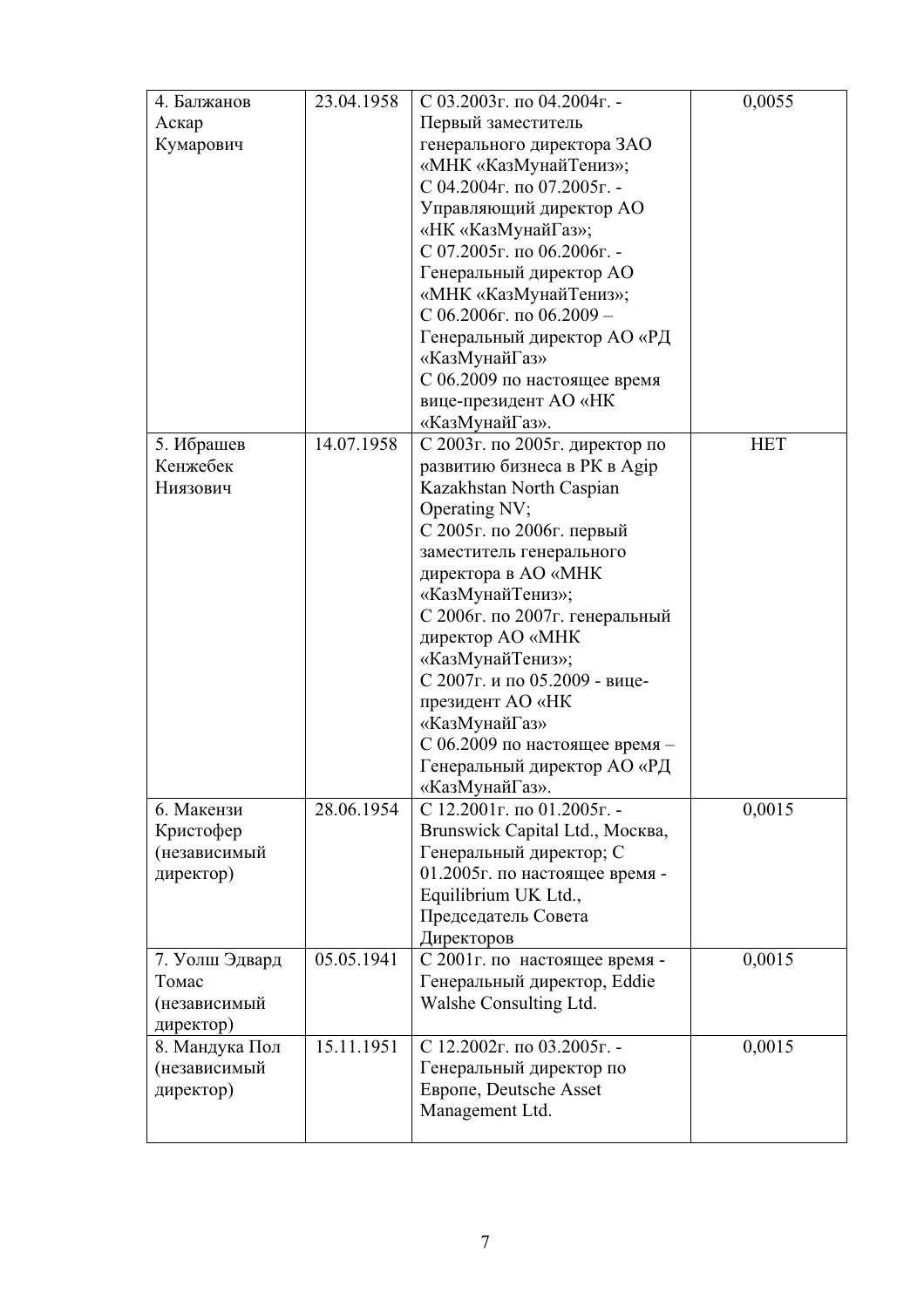| | | | |
|---|---|---|---|
| 4. Балжанов Аскар Кумарович | 23.04.1958 | С 03.2003г. по 04.2004г. - Первый заместитель генерального директора ЗАО «МНК «КазМунайТениз»; С 04.2004г. по 07.2005г. - Управляющий директор АО «НК «КазМунайГаз»; С 07.2005г. по 06.2006г. - Генеральный директор АО «МНК «КазМунайТениз»; С 06.2006г. по 06.2009 – Генеральный директор АО «РД «КазМунайГаз» С 06.2009 по настоящее время вице-президент АО «НК «КазМунайГаз». | 0,0055 |
| 5. Ибрашев Кенжебек Ниязович | 14.07.1958 | С 2003г. по 2005г. директор по развитию бизнеса в РК в Agip Kazakhstan North Caspian Operating NV; С 2005г. по 2006г. первый заместитель генерального директора в АО «МНК «КазМунайТениз»; С 2006г. по 2007г. генеральный директор АО «МНК «КазМунайТениз»; С 2007г. и по 05.2009 - вице-президент АО «НК «КазМунайГаз» С 06.2009 по настоящее время – Генеральный директор АО «РД «КазМунайГаз». | НЕТ |
| 6. Макензи Кристофер (независимый директор) | 28.06.1954 | С 12.2001г. по 01.2005г. - Brunswick Capital Ltd., Москва, Генеральный директор; С 01.2005г. по настоящее время - Equilibrium UK Ltd., Председатель Совета Директоров | 0,0015 |
| 7. Уолш Эдвард Томас (независимый директор) | 05.05.1941 | С 2001г. по настоящее время - Генеральный директор, Eddie Walshe Consulting Ltd. | 0,0015 |
| 8. Мандука Пол (независимый директор) | 15.11.1951 | С 12.2002г. по 03.2005г. - Генеральный директор по Европе, Deutsche Asset Management Ltd. | 0,0015 |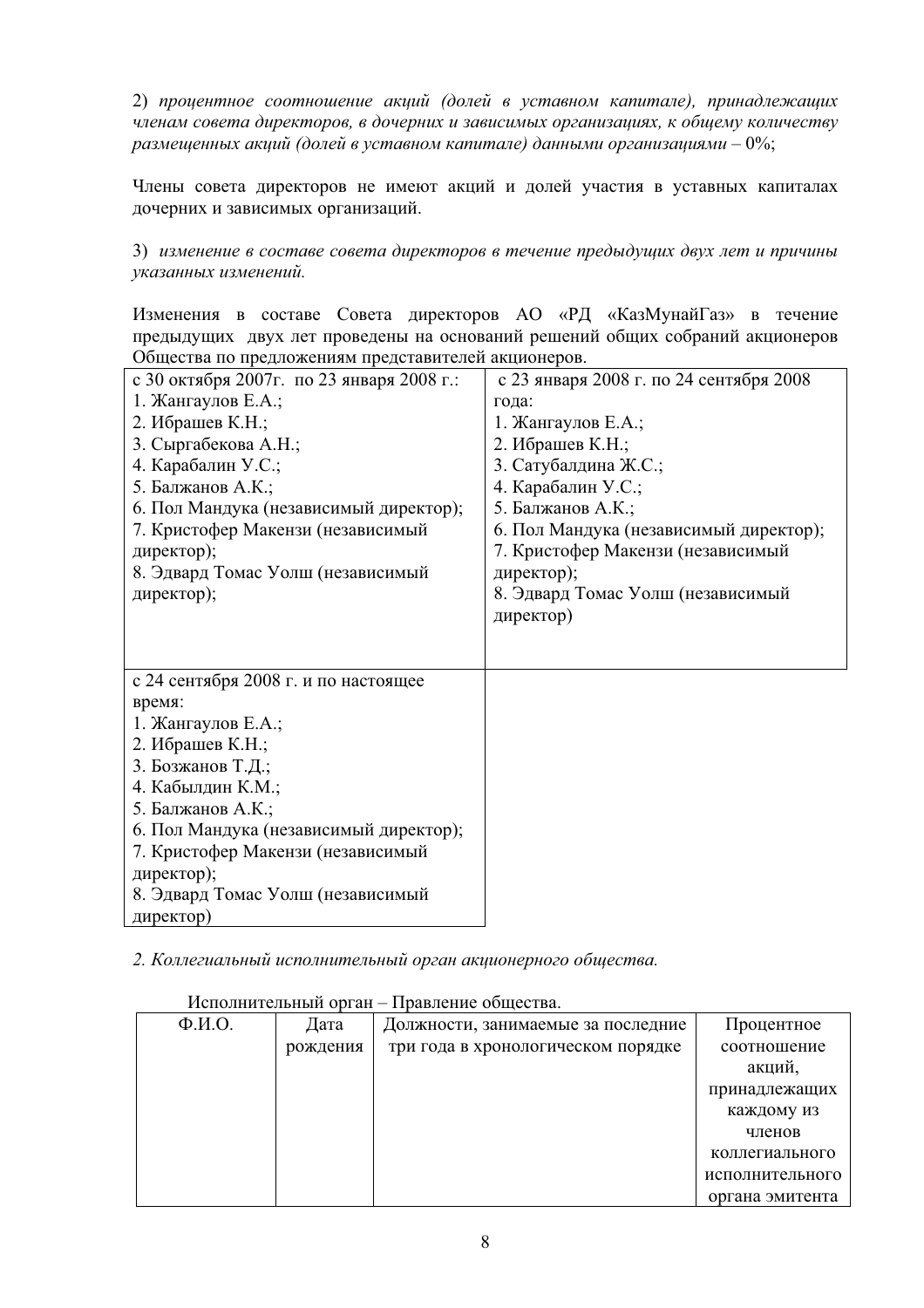2) *процентное соотношение акций (долей в уставном капитале), принадлежащих членам совета директоров, в дочерних и зависимых организациях, к общему количеству размещенных акций (долей в уставном капитале) данными организациями* – 0%;

Члены совета директоров не имеют акций и долей участия в уставных капиталах дочерних и зависимых организаций.

3) *изменение в составе совета директоров в течение предыдущих двух лет и причины указанных изменений.*

Изменения в составе Совета директоров АО «РД «КазМунайГаз» в течение предыдущих двух лет проведены на оснований решений общих собраний акционеров Общества по предложениям представителей акционеров.

| с 30 октября 2007г. по 23 января 2008 г.: | с 23 января 2008 г. по 24 сентября 2008 года: |
|---|---|
| 1. Жангаулов Е.А.;<br>2. Ибрашев К.Н.;<br>3. Сыргабекова А.Н.;<br>4. Карабалин У.С.;<br>5. Балжанов А.К.;<br>6. Пол Мандука (независимый директор);<br>7. Кристофер Макензи (независимый директор);<br>8. Эдвард Томас Уолш (независимый директор); | 1. Жангаулов Е.А.;<br>2. Ибрашев К.Н.;<br>3. Сатубалдина Ж.С.;<br>4. Карабалин У.С.;<br>5. Балжанов А.К.;<br>6. Пол Мандука (независимый директор);<br>7. Кристофер Макензи (независимый директор);<br>8. Эдвард Томас Уолш (независимый директор) |
| с 24 сентября 2008 г. и по настоящее время:<br>1. Жангаулов Е.А.;<br>2. Ибрашев К.Н.;<br>3. Бозжанов Т.Д.;<br>4. Кабылдин К.М.;<br>5. Балжанов А.К.;<br>6. Пол Мандука (независимый директор);<br>7. Кристофер Макензи (независимый директор);<br>8. Эдвард Томас Уолш (независимый директор) | |

*2. Коллегиальный исполнительный орган акционерного общества.*

Исполнительный орган – Правление общества.

| Ф.И.О. | Дата рождения | Должности, занимаемые за последние три года в хронологическом порядке | Процентное соотношение акций, принадлежащих каждому из членов коллегиального исполнительного органа эмитента |
|---|---|---|---|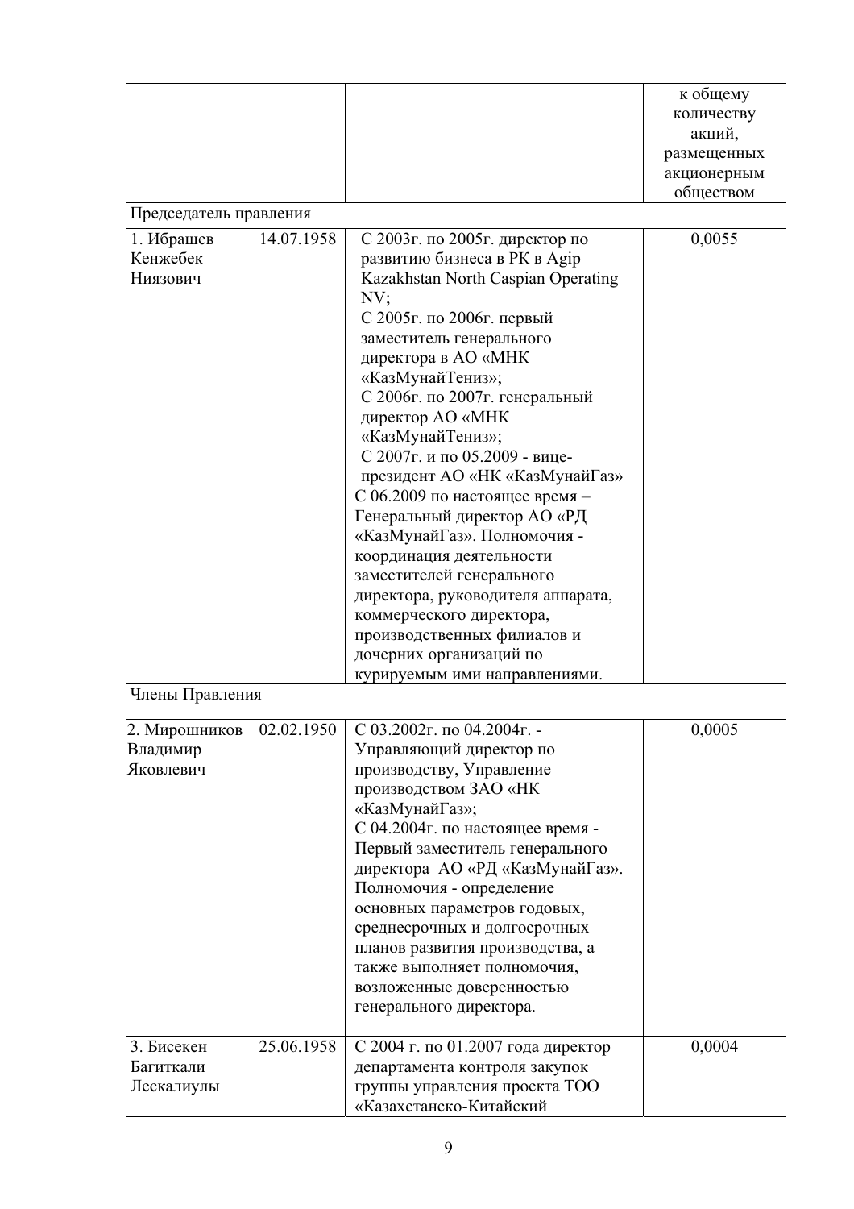| | | | к общему количеству акций, размещенных акционерным обществом |
|---|---|---|---|
| Председатель правления | | | |
| 1. Ибрашев Кенжебек Ниязович | 14.07.1958 | С 2003г. по 2005г. директор по развитию бизнеса в РК в Agip Kazakhstan North Caspian Operating NV; С 2005г. по 2006г. первый заместитель генерального директора в АО «МНК «КазМунайТениз»; С 2006г. по 2007г. генеральный директор АО «МНК «КазМунайТениз»; С 2007г. и по 05.2009 - вице-президент АО «НК «КазМунайГаз» С 06.2009 по настоящее время – Генеральный директор АО «РД «КазМунайГаз». Полномочия - координация деятельности заместителей генерального директора, руководителя аппарата, коммерческого директора, производственных филиалов и дочерних организаций по курируемым ими направлениями. | 0,0055 |
| Члены Правления | | | |
| 2. Мирошников Владимир Яковлевич | 02.02.1950 | С 03.2002г. по 04.2004г. - Управляющий директор по производству, Управление производством ЗАО «НК «КазМунайГаз»; С 04.2004г. по настоящее время - Первый заместитель генерального директора АО «РД «КазМунайГаз». Полномочия - определение основных параметров годовых, среднесрочных и долгосрочных планов развития производства, а также выполняет полномочия, возложенные доверенностью генерального директора. | 0,0005 |
| 3. Бисекен Багиткали Лескалиулы | 25.06.1958 | С 2004 г. по 01.2007 года директор департамента контроля закупок группы управления проекта ТОО «Казахстанско-Китайский | 0,0004 |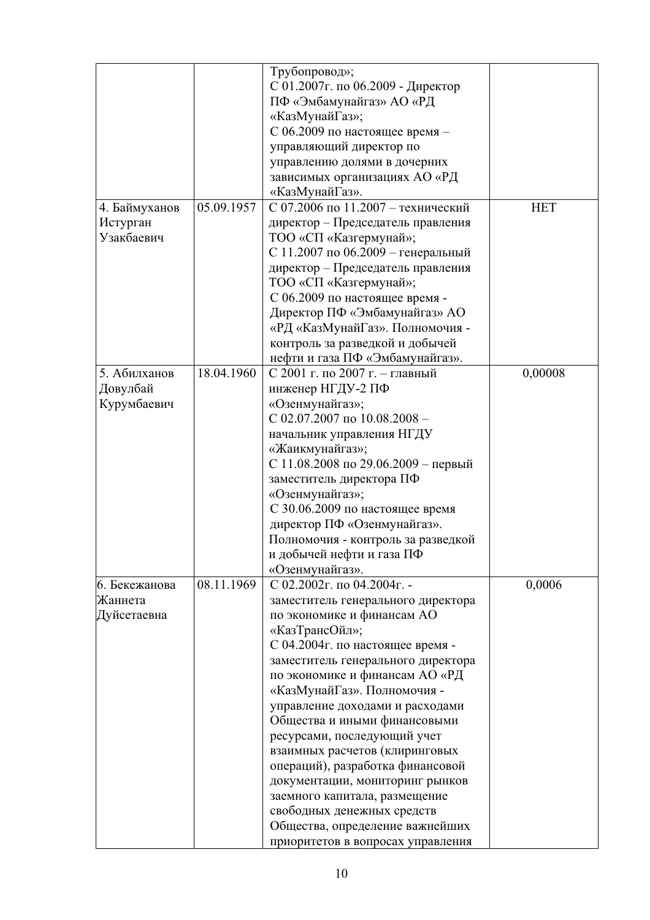| | | | |
|---|---|---|---|
| | | Трубопровод»;<br>С 01.2007г. по 06.2009 - Директор ПФ «Эмбамунайгаз» АО «РД «КазМунайГаз»;<br>С 06.2009 по настоящее время – управляющий директор по управлению долями в дочерних зависимых организациях АО «РД «КазМунайГаз». | |
| 4. Баймуханов Истурган Узакбаевич | 05.09.1957 | С 07.2006 по 11.2007 – технический директор – Председатель правления ТОО «СП «Казгермунай»;<br>С 11.2007 по 06.2009 – генеральный директор – Председатель правления ТОО «СП «Казгермунай»;<br>С 06.2009 по настоящее время - Директор ПФ «Эмбамунайгаз» АО «РД «КазМунайГаз». Полномочия - контроль за разведкой и добычей нефти и газа ПФ «Эмбамунайгаз». | НЕТ |
| 5. Абилханов Довулбай Курумбаевич | 18.04.1960 | С 2001 г. по 2007 г. – главный инженер НГДУ-2 ПФ «Озенмунайгаз»;<br>С 02.07.2007 по 10.08.2008 – начальник управления НГДУ «Жаикмунайгаз»;<br>С 11.08.2008 по 29.06.2009 – первый заместитель директора ПФ «Озенмунайгаз»;<br>С 30.06.2009 по настоящее время директор ПФ «Озенмунайгаз». Полномочия - контроль за разведкой и добычей нефти и газа ПФ «Озенмунайгаз». | 0,00008 |
| 6. Бекежанова Жаннета Дуйсетаевна | 08.11.1969 | С 02.2002г. по 04.2004г. - заместитель генерального директора по экономике и финансам АО «КазТрансОйл»;<br>С 04.2004г. по настоящее время - заместитель генерального директора по экономике и финансам АО «РД «КазМунайГаз». Полномочия - управление доходами и расходами Общества и иными финансовыми ресурсами, последующий учет взаимных расчетов (клиринговых операций), разработка финансовой документации, мониторинг рынков заемного капитала, размещение свободных денежных средств Общества, определение важнейших приоритетов в вопросах управления | 0,0006 |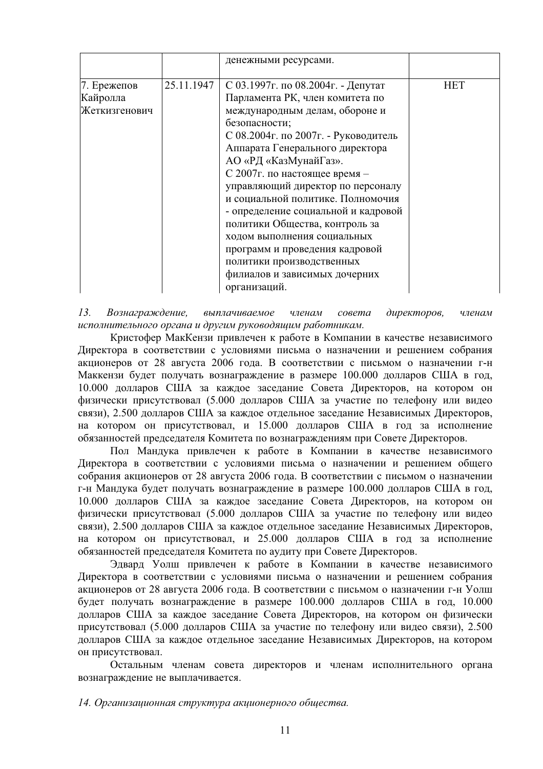| | | денежными ресурсами. | |
|---|---|---|---|
| 7. Ережепов Кайролла Жеткизгенович | 25.11.1947 | С 03.1997г. по 08.2004г. - Депутат Парламента РК, член комитета по международным делам, обороне и безопасности;<br>С 08.2004г. по 2007г. - Руководитель Аппарата Генерального директора АО «РД «КазМунайГаз».<br>С 2007г. по настоящее время – управляющий директор по персоналу и социальной политике. Полномочия - определение социальной и кадровой политики Общества, контроль за ходом выполнения социальных программ и проведения кадровой политики производственных филиалов и зависимых дочерних организаций. | НЕТ |

*13. Вознаграждение, выплачиваемое членам совета директоров, членам исполнительного органа и другим руководящим работникам.*

Кристофер МакКензи привлечен к работе в Компании в качестве независимого Директора в соответствии с условиями письма о назначении и решением собрания акционеров от 28 августа 2006 года. В соответствии с письмом о назначении г-н Маккензи будет получать вознаграждение в размере 100.000 долларов США в год, 10.000 долларов США за каждое заседание Совета Директоров, на котором он физически присутствовал (5.000 долларов США за участие по телефону или видео связи), 2.500 долларов США за каждое отдельное заседание Независимых Директоров, на котором он присутствовал, и 15.000 долларов США в год за исполнение обязанностей председателя Комитета по вознаграждениям при Совете Директоров.

Пол Мандука привлечен к работе в Компании в качестве независимого Директора в соответствии с условиями письма о назначении и решением общего собрания акционеров от 28 августа 2006 года. В соответствии с письмом о назначении г-н Мандука будет получать вознаграждение в размере 100.000 долларов США в год, 10.000 долларов США за каждое заседание Совета Директоров, на котором он физически присутствовал (5.000 долларов США за участие по телефону или видео связи), 2.500 долларов США за каждое отдельное заседание Независимых Директоров, на котором он присутствовал, и 25.000 долларов США в год за исполнение обязанностей председателя Комитета по аудиту при Совете Директоров.

Эдвард Уолш привлечен к работе в Компании в качестве независимого Директора в соответствии с условиями письма о назначении и решением собрания акционеров от 28 августа 2006 года. В соответствии с письмом о назначении г-н Уолш будет получать вознаграждение в размере 100.000 долларов США в год, 10.000 долларов США за каждое заседание Совета Директоров, на котором он физически присутствовал (5.000 долларов США за участие по телефону или видео связи), 2.500 долларов США за каждое отдельное заседание Независимых Директоров, на котором он присутствовал.

Остальным членам совета директоров и членам исполнительного органа вознаграждение не выплачивается.

*14. Организационная структура акционерного общества.*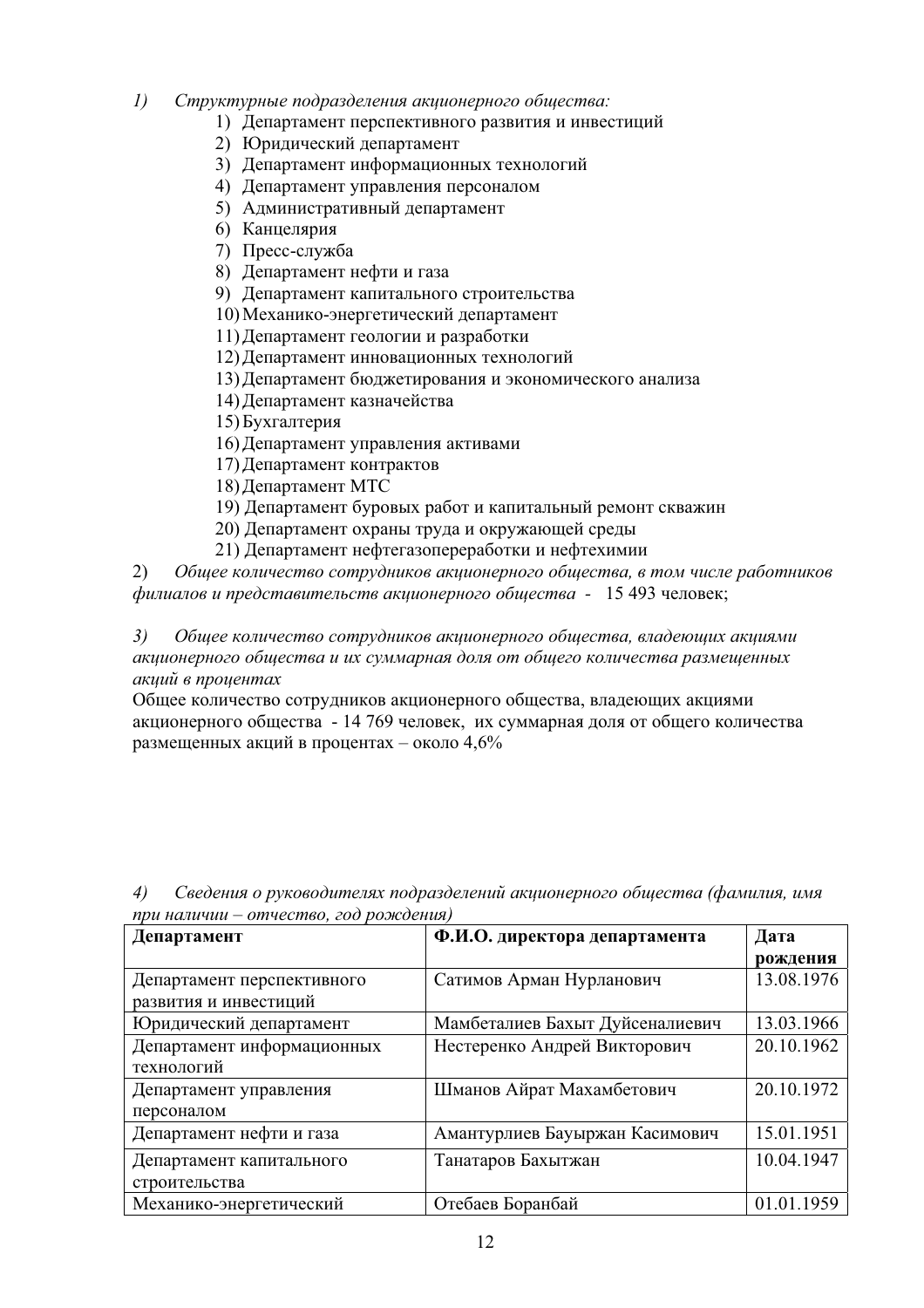1) *Структурные подразделения акционерного общества:*

1) Департамент перспективного развития и инвестиций
2) Юридический департамент
3) Департамент информационных технологий
4) Департамент управления персоналом
5) Административный департамент
6) Канцелярия
7) Пресс-служба
8) Департамент нефти и газа
9) Департамент капитального строительства
10) Механико-энергетический департамент
11) Департамент геологии и разработки
12) Департамент инновационных технологий
13) Департамент бюджетирования и экономического анализа
14) Департамент казначейства
15) Бухгалтерия
16) Департамент управления активами
17) Департамент контрактов
18) Департамент МТС
19) Департамент буровых работ и капитальный ремонт скважин
20) Департамент охраны труда и окружающей среды
21) Департамент нефтегазопереработки и нефтехимии

2) *Общее количество сотрудников акционерного общества, в том числе работников филиалов и представительств акционерного общества* - 15 493 человек;

3) *Общее количество сотрудников акционерного общества, владеющих акциями акционерного общества и их суммарная доля от общего количества размещенных акций в процентах*

Общее количество сотрудников акционерного общества, владеющих акциями акционерного общества - 14 769 человек, их суммарная доля от общего количества размещенных акций в процентах – около 4,6%

4) *Сведения о руководителях подразделений акционерного общества (фамилия, имя при наличии – отчество, год рождения)*

| Департамент | Ф.И.О. директора департамента | Дата рождения |
|---|---|---|
| Департамент перспективного развития и инвестиций | Сатимов Арман Нурланович | 13.08.1976 |
| Юридический департамент | Мамбеталиев Бахыт Дуйсеналиевич | 13.03.1966 |
| Департамент информационных технологий | Нестеренко Андрей Викторович | 20.10.1962 |
| Департамент управления персоналом | Шманов Айрат Махамбетович | 20.10.1972 |
| Департамент нефти и газа | Амантурлиев Бауыржан Касимович | 15.01.1951 |
| Департамент капитального строительства | Танатаров Бахытжан | 10.04.1947 |
| Механико-энергетический | Отебаев Боранбай | 01.01.1959 |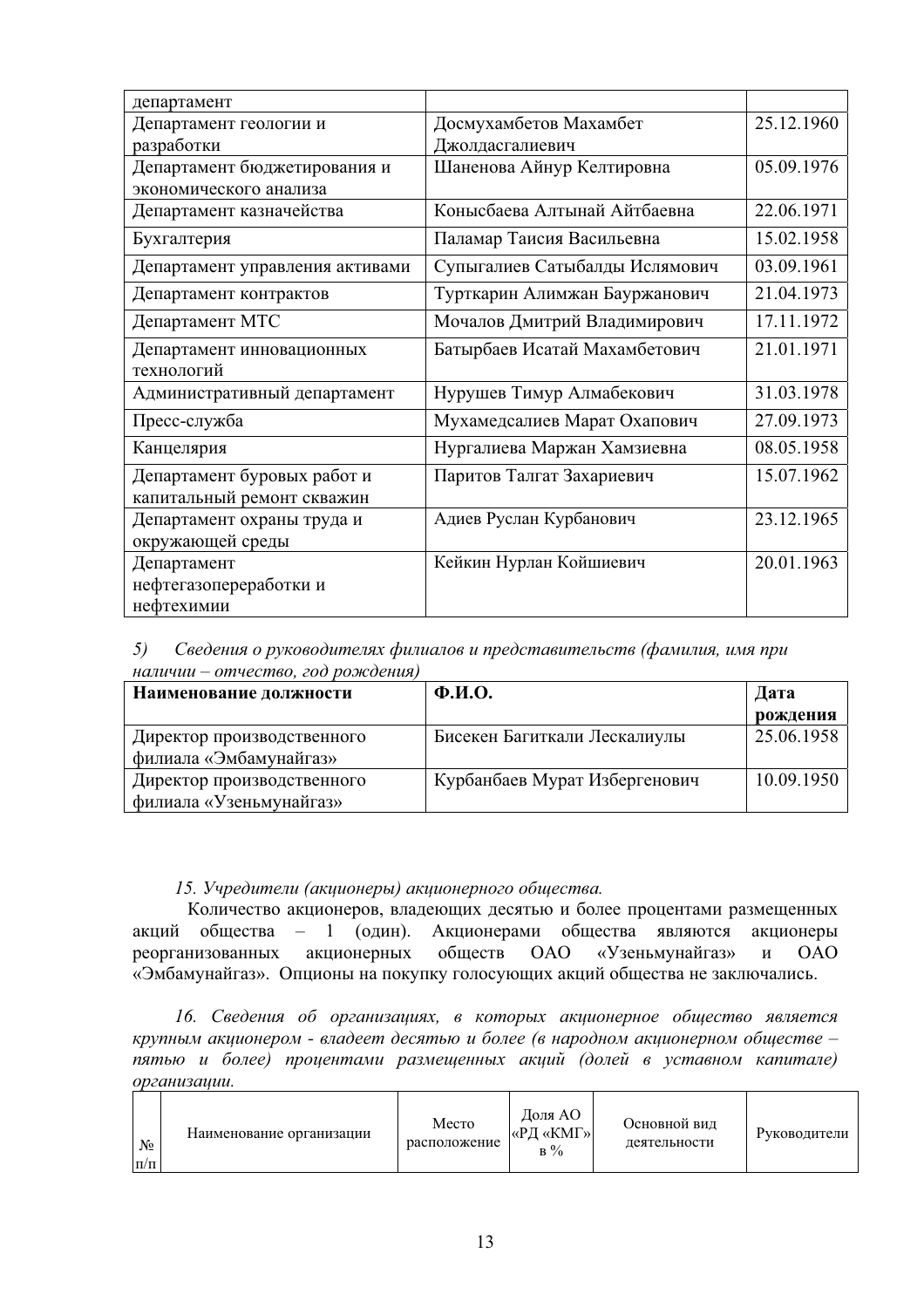| | | |
|---|---|---|
| департамент | | |
| Департамент геологии и разработки | Досмухамбетов Махамбет Джолдасгалиевич | 25.12.1960 |
| Департамент бюджетирования и экономического анализа | Шаненова Айнур Келтировна | 05.09.1976 |
| Департамент казначейства | Конысбаева Алтынай Айтбаевна | 22.06.1971 |
| Бухгалтерия | Паламар Таисия Васильевна | 15.02.1958 |
| Департамент управления активами | Супыгалиев Сатыбалды Ислямович | 03.09.1961 |
| Департамент контрактов | Турткарин Алимжан Бауржанович | 21.04.1973 |
| Департамент МТС | Мочалов Дмитрий Владимирович | 17.11.1972 |
| Департамент инновационных технологий | Батырбаев Исатай Махамбетович | 21.01.1971 |
| Административный департамент | Нурушев Тимур Алмабекович | 31.03.1978 |
| Пресс-служба | Мухамедсалиев Марат Охапович | 27.09.1973 |
| Канцелярия | Нургалиева Маржан Хамзиевна | 08.05.1958 |
| Департамент буровых работ и капитальный ремонт скважин | Паритов Талгат Захариевич | 15.07.1962 |
| Департамент охраны труда и окружающей среды | Адиев Руслан Курбанович | 23.12.1965 |
| Департамент нефтегазопереработки и нефтехимии | Кейкин Нурлан Койшиевич | 20.01.1963 |

*5) Сведения о руководителях филиалов и представительств (фамилия, имя при наличии – отчество, год рождения)*

| **Наименование должности** | **Ф.И.О.** | **Дата рождения** |
|---|---|---|
| Директор производственного филиала «Эмбамунайгаз» | Бисекен Багиткали Лескалиулы | 25.06.1958 |
| Директор производственного филиала «Узеньмунайгаз» | Курбанбаев Мурат Избергенович | 10.09.1950 |

*15. Учредители (акционеры) акционерного общества.*

Количество акционеров, владеющих десятью и более процентами размещенных акций общества – 1 (один). Акционерами общества являются акционеры реорганизованных акционерных обществ ОАО «Узеньмунайгаз» и ОАО «Эмбамунайгаз». Опционы на покупку голосующих акций общества не заключались.

*16. Сведения об организациях, в которых акционерное общество является крупным акционером - владеет десятью и более (в народном акционерном обществе – пятью и более) процентами размещенных акций (долей в уставном капитале) организации.*

| № п/п | Наименование организации | Место расположение | Доля АО «РД «КМГ» в % | Основной вид деятельности | Руководители |
|---|---|---|---|---|---|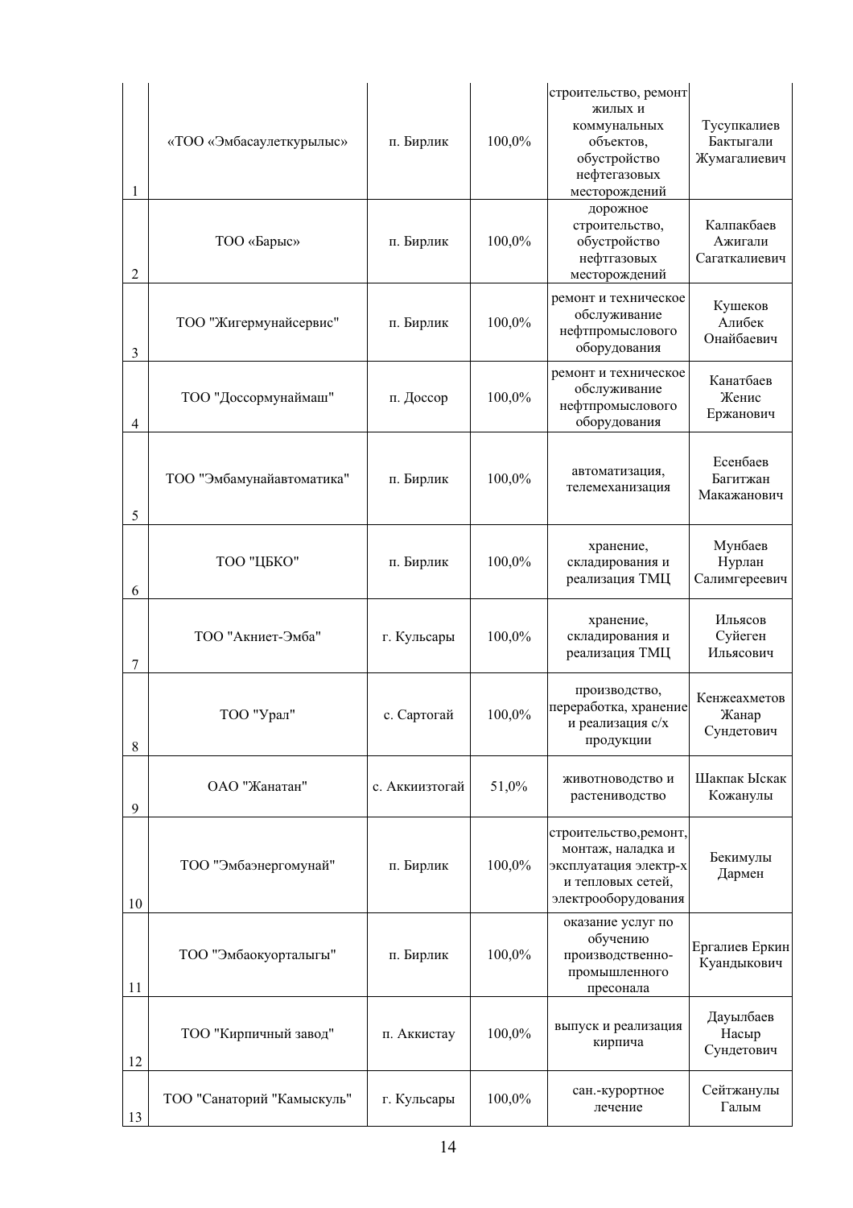| 1 | «ТОО «Эмбасаулеткурылыс» | п. Бирлик | 100,0% | строительство, ремонт жилых и коммунальных объектов, обустройство нефтегазовых месторождений | Тусупкалиев Бактыгали Жумагалиевич |
|---|---|---|---|---|---|
| 2 | ТОО «Барыс» | п. Бирлик | 100,0% | дорожное строительство, обустройство нефтгазовых месторождений | Калпакбаев Ажигали Сагаткалиевич |
| 3 | ТОО "Жигермунайсервис" | п. Бирлик | 100,0% | ремонт и техническое обслуживание нефтпромыслового оборудования | Кушеков Алибек Онайбаевич |
| 4 | ТОО "Доссормунаймаш" | п. Доссор | 100,0% | ремонт и техническое обслуживание нефтпромыслового оборудования | Канатбаев Женис Ержанович |
| 5 | ТОО "Эмбамунайавтоматика" | п. Бирлик | 100,0% | автоматизация, телемеханизация | Есенбаев Багитжан Макажанович |
| 6 | ТОО "ЦБКО" | п. Бирлик | 100,0% | хранение, складирования и реализация ТМЦ | Мунбаев Нурлан Салимгереевич |
| 7 | ТОО "Акниет-Эмба" | г. Кульсары | 100,0% | хранение, складирования и реализация ТМЦ | Ильясов Суйеген Ильясович |
| 8 | ТОО "Урал" | с. Сартогай | 100,0% | производство, переработка, хранение и реализация с/х продукции | Кенжеахметов Жанар Сундетович |
| 9 | ОАО "Жанатан" | с. Аккиизтогай | 51,0% | животноводство и растениводство | Шакпак Ыскак Кожанулы |
| 10 | ТОО "Эмбаэнергомунай" | п. Бирлик | 100,0% | строительство,ремонт, монтаж, наладка и эксплуатация электр-х и тепловых сетей, электрооборудования | Бекимулы Дармен |
| 11 | ТОО "Эмбаокуорталыгы" | п. Бирлик | 100,0% | оказание услуг по обучению производственно-промышленного пресонала | Ергалиев Еркин Куандыкович |
| 12 | ТОО "Кирпичный завод" | п. Аккистау | 100,0% | выпуск и реализация кирпича | Дауылбаев Насыр Сундетович |
| 13 | ТОО "Санаторий "Камыскуль" | г. Кульсары | 100,0% | сан.-курортное лечение | Сейтжанулы Галым |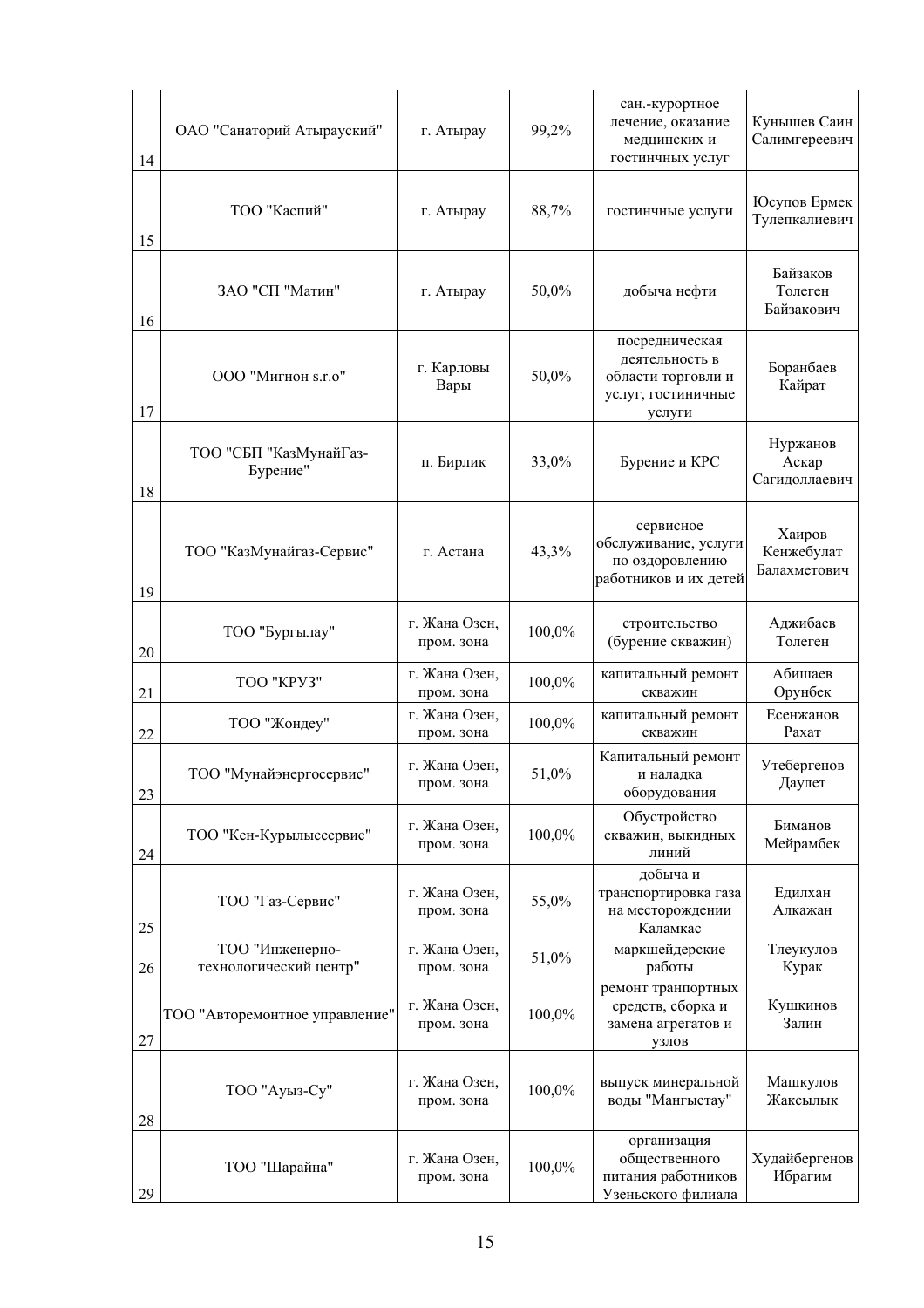| | | | | | |
|---|---|---|---|---|---|
| 14 | ОАО "Санаторий Атырауский" | г. Атырау | 99,2% | сан.-курортное лечение, оказание медцинских и гостинчных услуг | Кунышев Саин Салимгереевич |
| 15 | ТОО "Каспий" | г. Атырау | 88,7% | гостинчные услуги | Юсупов Ермек Тулепкалиевич |
| 16 | ЗАО "СП "Матин" | г. Атырау | 50,0% | добыча нефти | Байзаков Толеген Байзакович |
| 17 | ООО "Мигнон s.r.o" | г. Карловы Вары | 50,0% | посредническая деятельность в области торговли и услуг, гостиничные услуги | Боранбаев Кайрат |
| 18 | ТОО "СБП "КазМунайГаз-Бурение" | п. Бирлик | 33,0% | Бурение и КРС | Нуржанов Аскар Сагидоллаевич |
| 19 | ТОО "КазМунайгаз-Сервис" | г. Астана | 43,3% | сервисное обслуживание, услуги по оздоровлению работников и их детей | Хаиров Кенжебулат Балахметович |
| 20 | ТОО "Бургылау" | г. Жана Озен, пром. зона | 100,0% | строительство (бурение скважин) | Аджибаев Толеген |
| 21 | ТОО "КРУЗ" | г. Жана Озен, пром. зона | 100,0% | капитальный ремонт скважин | Абишаев Орунбек |
| 22 | ТОО "Жондеу" | г. Жана Озен, пром. зона | 100,0% | капитальный ремонт скважин | Есенжанов Рахат |
| 23 | ТОО "Мунайэнергосервис" | г. Жана Озен, пром. зона | 51,0% | Капитальный ремонт и наладка оборудования | Утебергенов Даулет |
| 24 | ТОО "Кен-Курылыссервис" | г. Жана Озен, пром. зона | 100,0% | Обустройство скважин, выкидных линий | Биманов Мейрамбек |
| 25 | ТОО "Газ-Сервис" | г. Жана Озен, пром. зона | 55,0% | добыча и транспортировка газа на месторождении Каламкас | Едилхан Алкажан |
| 26 | ТОО "Инженерно-технологический центр" | г. Жана Озен, пром. зона | 51,0% | маркшейдерские работы | Тлеукулов Курак |
| 27 | ТОО "Авторемонтное управление" | г. Жана Озен, пром. зона | 100,0% | ремонт транпортных средств, сборка и замена агрегатов и узлов | Кушкинов Залин |
| 28 | ТОО "Ауыз-Су" | г. Жана Озен, пром. зона | 100,0% | выпуск минеральной воды "Мангыстау" | Машкулов Жаксылык |
| 29 | ТОО "Шарайна" | г. Жана Озен, пром. зона | 100,0% | организация общественного питания работников Узеньского филиала | Худайбергенов Ибрагим |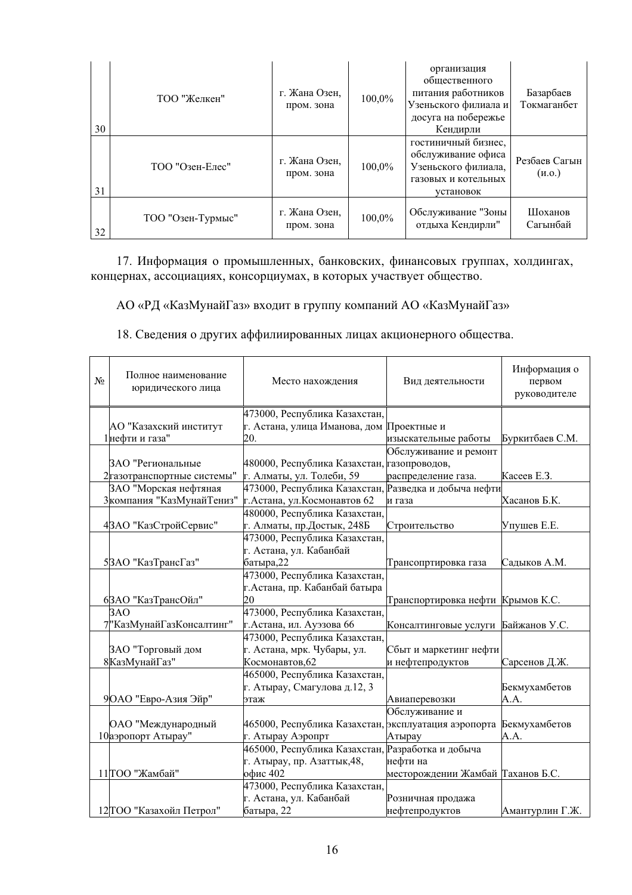| 30 | ТОО "Желкен" | г. Жана Озен, пром. зона | 100,0% | организация общественного питания работников Узеньского филиала и досуга на побережье Кендирли | Базарбаев Токмаганбет |
|---|---|---|---|---|---|
| 31 | ТОО "Озен-Елес" | г. Жана Озен, пром. зона | 100,0% | гостиничный бизнес, обслуживание офиса Узеньского филиала, газовых и котельных установок | Резбаев Сагын (и.о.) |
| 32 | ТОО "Озен-Турмыс" | г. Жана Озен, пром. зона | 100,0% | Обслуживание "Зоны отдыха Кендирли" | Шоханов Сагынбай |

17. Информация о промышленных, банковских, финансовых группах, холдингах, концернах, ассоциациях, консорциумах, в которых участвует общество.

АО «РД «КазМунайГаз» входит в группу компаний АО «КазМунайГаз»

18. Сведения о других аффилиированных лицах акционерного общества.

| № | Полное наименование юридического лица | Место нахождения | Вид деятельности | Информация о первом руководителе |
|---|---|---|---|---|
| 1 | АО "Казахский институт нефти и газа" | 473000, Республика Казахстан, г. Астана, улица Иманова, дом 20. | Проектные и изыскательные работы | Буркитбаев С.М. |
| 2 | ЗАО "Региональные газотранспортные системы" | 480000, Республика Казахстан, г. Алматы, ул. Толеби, 59 | Обслуживание и ремонт газопроводов, распределение газа. | Касеев Е.З. |
| 3 | ЗАО "Морская нефтяная компания "КазМунайТениз" | 473000, Республика Казахстан, г.Астана, ул.Космонавтов 62 | Разведка и добыча нефти и газа | Хасанов Б.К. |
| 4 | ЗАО "КазСтройСервис" | 480000, Республика Казахстан, г. Алматы, пр.Достык, 248Б | Строительство | Упушев Е.Е. |
| 5 | ЗАО "КазТрансГаз" | 473000, Республика Казахстан, г. Астана, ул. Кабанбай батыра,22 | Трансопртировка газа | Садыков А.М. |
| 6 | ЗАО "КазТрансОйл" | 473000, Республика Казахстан, г.Астана, пр. Кабанбай батыра 20 | Транспортировка нефти | Крымов К.С. |
| 7 | ЗАО "КазМунайГазКонсалтинг" | 473000, Республика Казахстан, г.Астана, ил. Ауэзова 66 | Консалтинговые услуги | Байжанов У.С. |
| 8 | ЗАО "Торговый дом КазМунайГаз" | 473000, Республика Казахстан, г. Астана, мрк. Чубары, ул. Космонавтов,62 | Сбыт и маркетинг нефти и нефтепродуктов | Сарсенов Д.Ж. |
| 9 | ОАО "Евро-Азия Эйр" | 465000, Республика Казахстан, г. Атырау, Смагулова д.12, 3 этаж | Авиаперевозки | Бекмухамбетов А.А. |
| 10 | ОАО "Международный аэропорт Атырау" | 465000, Республика Казахстан, г. Атырау Аэропрт | Обслуживание и эксплуатация аэропорта Атырау | Бекмухамбетов А.А. |
| 11 | ТОО "Жамбай" | 465000, Республика Казахстан, г. Атырау, пр. Азаттык,48, офис 402 | Разработка и добыча нефти на месторождении Жамбай | Таханов Б.С. |
| 12 | ТОО "Казахойл Петрол" | 473000, Республика Казахстан, г. Астана, ул. Кабанбай батыра, 22 | Розничная продажа нефтепродуктов | Амантурлин Г.Ж. |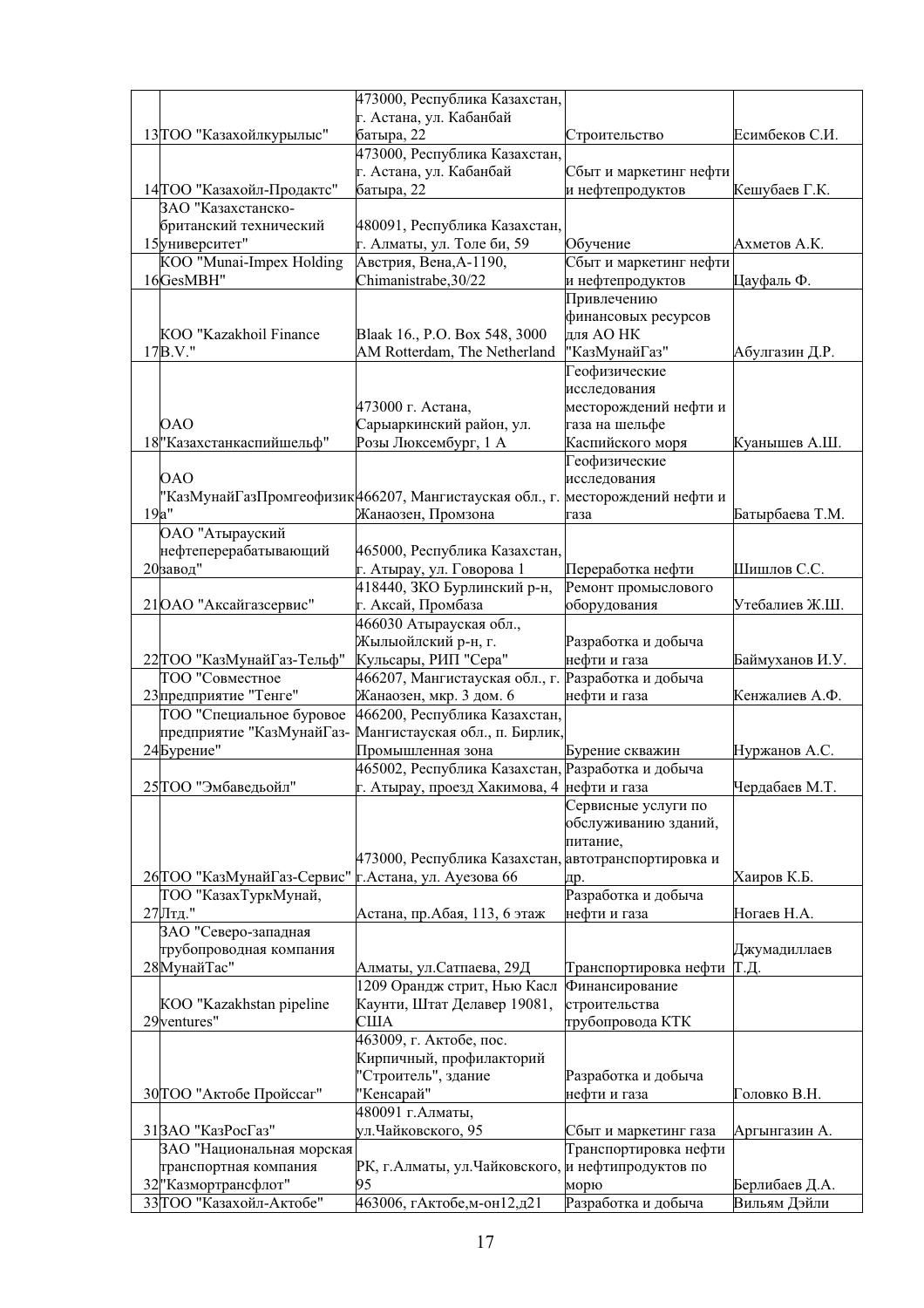| 13 | ТОО "Казахойлкурылыс" | 473000, Республика Казахстан, г. Астана, ул. Кабанбай батыра, 22 | Строительство | Есимбеков С.И. |
|---|---|---|---|---|
| 14 | ТОО "Казахойл-Продактс" | 473000, Республика Казахстан, г. Астана, ул. Кабанбай батыра, 22 | Сбыт и маркетинг нефти и нефтепродуктов | Кешубаев Г.К. |
| 15 | ЗАО "Казахстанско-британский технический университет" | 480091, Республика Казахстан, г. Алматы, ул. Толе би, 59 | Обучение | Ахметов А.К. |
| 16 | КОО "Munai-Impex Holding GesMBH" | Австрия, Вена,А-1190, Chimanistrabe,30/22 | Сбыт и маркетинг нефти и нефтепродуктов | Цауфаль Ф. |
| 17 | КОО "Kazakhoil Finance B.V." | Blaak 16., P.O. Box 548, 3000 AM Rotterdam, The Netherland | Привлечению финансовых ресурсов для АО НК "КазМунайГаз" | Абулгазин Д.Р. |
| 18 | ОАО "Казахстанкаспийшельф" | 473000 г. Астана, Сарыаркинский район, ул. Розы Люксембург, 1 А | Геофизические исследования месторождений нефти и газа на шельфе Каспийского моря | Куанышев А.Ш. |
| 19 | ОАО "КазМунайГазПромгеофизика" | 466207, Мангистауская обл., г. Жанаозен, Промзона | Геофизические исследования месторождений нефти и газа | Батырбаева Т.М. |
| 20 | ОАО "Атырауский нефтеперерабатывающий завод" | 465000, Республика Казахстан, г. Атырау, ул. Говорова 1 | Переработка нефти | Шишлов С.С. |
| 21 | ОАО "Аксайгазсервис" | 418440, ЗКО Бурлинский р-н, г. Аксай, Промбаза | Ремонт промыслового оборудования | Утебалиев Ж.Ш. |
| 22 | ТОО "КазМунайГаз-Тельф" | 466030 Атырауская обл., Жылыойлский р-н, г. Кульсары, РИП "Сера" | Разработка и добыча нефти и газа | Баймуханов И.У. |
| 23 | ТОО "Совместное предприятие "Тенге" | 466207, Мангистауская обл., г. Жанаозен, мкр. 3 дом. 6 | Разработка и добыча нефти и газа | Кенжалиев А.Ф. |
| 24 | ТОО "Специальное буровое предприятие "КазМунайГаз-Бурение" | 466200, Республика Казахстан, Мангистауская обл., п. Бирлик, Промышленная зона | Бурение скважин | Нуржанов А.С. |
| 25 | ТОО "Эмбаведьойл" | 465002, Республика Казахстан, г. Атырау, проезд Хакимова, 4 | Разработка и добыча нефти и газа | Чердабаев М.Т. |
| 26 | ТОО "КазМунайГаз-Сервис" | 473000, Республика Казахстан, г.Астана, ул. Ауезова 66 | Сервисные услуги по обслуживанию зданий, питание, автотранспортировка и др. | Хаиров К.Б. |
| 27 | ТОО "КазахТуркМунай, Лтд." | Астана, пр.Абая, 113, 6 этаж | Разработка и добыча нефти и газа | Ногаев Н.А. |
| 28 | ЗАО "Северо-западная трубопроводная компания МунайТас" | Алматы, ул.Сатпаева, 29Д | Транспортировка нефти | Джумадиллаев Т.Д. |
| 29 | КОО "Kazakhstan pipeline ventures" | 1209 Орандж стрит, Нью Касл Каунти, Штат Делавер 19081, США | Финансирование строительства трубопровода КТК | |
| 30 | ТОО "Актобе Пройссаг" | 463009, г. Актобе, пос. Кирпичный, профилакторий "Строитель", здание "Кенсарай" | Разработка и добыча нефти и газа | Головко В.Н. |
| 31 | ЗАО "КазРосГаз" | 480091 г.Алматы, ул.Чайковского, 95 | Сбыт и маркетинг газа | Аргынгазин А. |
| 32 | ЗАО "Национальная морская транспортная компания "Казмортрансфлот" | РК, г.Алматы, ул.Чайковского, 95 | Транспортировка нефти и нефтипродуктов по морю | Берлибаев Д.А. |
| 33 | ТОО "Казахойл-Актобе" | 463006, гАктобе,м-он12,д21 | Разработка и добыча | Вильям Дэйли |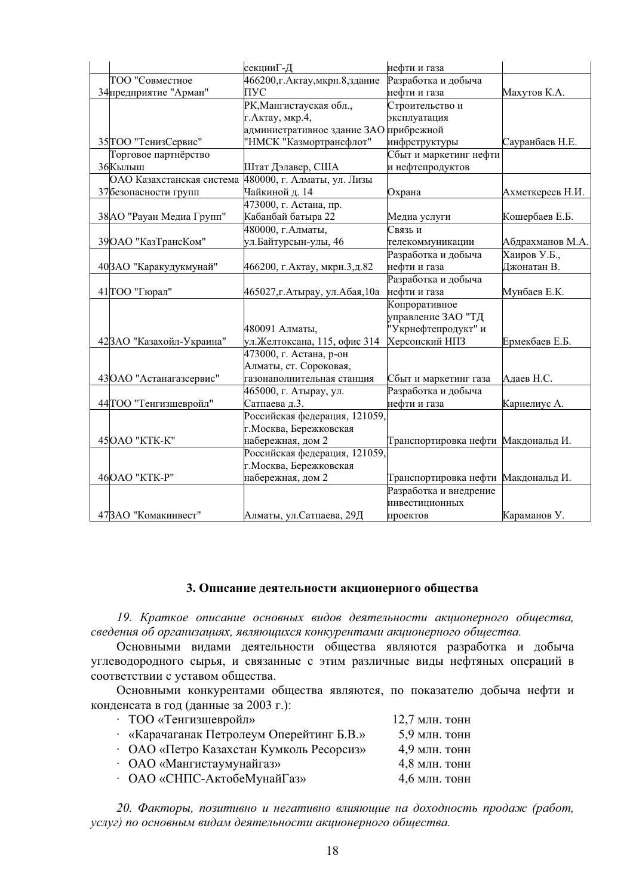| | | | | |
|---|---|---|---|---|
| | | секцииГ-Д | нефти и газа | |
| 34 | ТОО "Совместное предприятие "Арман" | 466200,г.Актау,мкрн.8,здание ПУС | Разработка и добыча нефти и газа | Махутов К.А. |
| 35 | ТОО "ТенизСервис" | РК,Мангистауская обл., г.Актау, мкр.4, административное здание ЗАО "НМСК "Казмортрансфлот" | Строительство и эксплуатация прибрежной инфрструктуры | Сауранбаев Н.Е. |
| 36 | Торговое партнёрство Кылыш | Штат Дэлавер, США | Сбыт и маркетинг нефти и нефтепродуктов | |
| 37 | ОАО Казахстанская система безопасности групп | 480000, г. Алматы, ул. Лизы Чайкиной д. 14 | Охрана | Ахметкереев Н.И. |
| 38 | АО "Рауан Медиа Групп" | 473000, г. Астана, пр. Кабанбай батыра 22 | Медиа услуги | Кошербаев Е.Б. |
| 39 | ОАО "КазТрансКом" | 480000, г.Алматы, ул.Байтурсын-улы, 46 | Связь и телекоммуникации | Абдрахманов М.А. |
| 40 | ЗАО "Каракудукмунай" | 466200, г.Актау, мкрн.3,д.82 | Разработка и добыча нефти и газа | Хаиров У.Б., Джонатан В. |
| 41 | ТОО "Гюрал" | 465027,г.Атырау, ул.Абая,10а | Разработка и добыча нефти и газа | Мунбаев Е.К. |
| 42 | ЗАО "Казахойл-Украина" | 480091 Алматы, ул.Желтоксана, 115, офис 314 | Копроративное управление ЗАО "ТД "Укрнефтепродукт" и Херсонский НПЗ | Ермекбаев Е.Б. |
| 43 | ОАО "Астанагазсервис" | 473000, г. Астана, р-он Алматы, ст. Сороковая, газонаполнительная станция | Сбыт и маркетинг газа | Адаев Н.С. |
| 44 | ТОО "Тенгизшевройл" | 465000, г. Атырау, ул. Сатпаева д.3. | Разработка и добыча нефти и газа | Карнелиус А. |
| 45 | ОАО "КТК-К" | Российская федерация, 121059, г.Москва, Бережковская набережная, дом 2 | Транспортировка нефти | Макдональд И. |
| 46 | ОАО "КТК-Р" | Российская федерация, 121059, г.Москва, Бережковская набережная, дом 2 | Транспортировка нефти | Макдональд И. |
| 47 | ЗАО "Комакинвест" | Алматы, ул.Сатпаева, 29Д | Разработка и внедрение инвестиционных проектов | Караманов У. |

## 3. Описание деятельности акционерного общества

*19. Краткое описание основных видов деятельности акционерного общества, сведения об организациях, являющихся конкурентами акционерного общества.*

Основными видами деятельности общества являются разработка и добыча углеводородного сырья, и связанные с этим различные виды нефтяных операций в соответствии с уставом общества.

Основными конкурентами общества являются, по показателю добыча нефти и конденсата в год (данные за 2003 г.):

- ТОО «Тенгизшевройл» 12,7 млн. тонн
- «Карачаганак Петролеум Оперейтинг Б.В.» 5,9 млн. тонн
- ОАО «Петро Казахстан Кумколь Ресорсиз» 4,9 млн. тонн
- ОАО «Мангистаумунайгаз» 4,8 млн. тонн
- ОАО «СНПС-АктобеМунайГаз» 4,6 млн. тонн

*20. Факторы, позитивно и негативно влияющие на доходность продаж (работ, услуг) по основным видам деятельности акционерного общества.*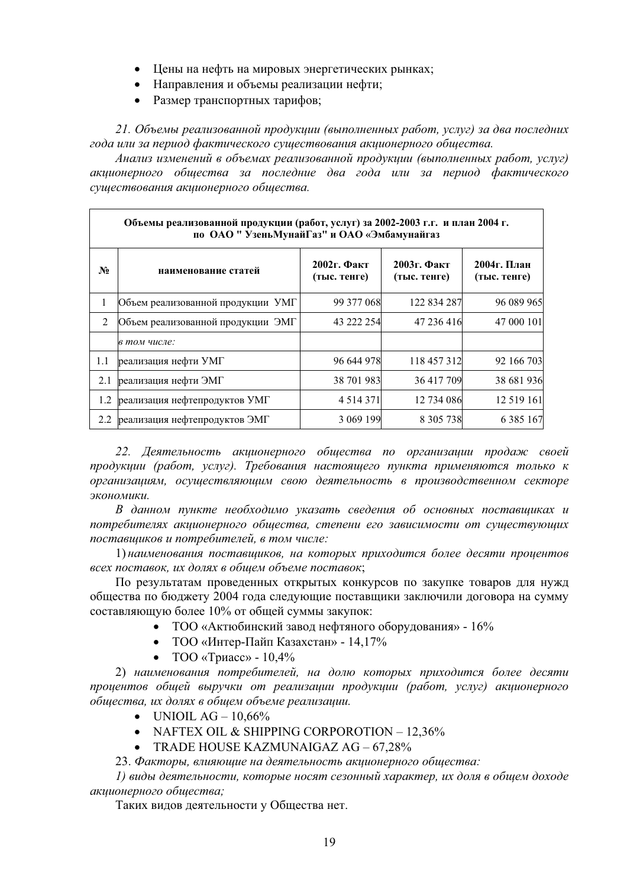- Цены на нефть на мировых энергетических рынках;
- Направления и объемы реализации нефти;
- Размер транспортных тарифов;

*21. Объемы реализованной продукции (выполненных работ, услуг) за два последних года или за период фактического существования акционерного общества.*

*Анализ изменений в объемах реализованной продукции (выполненных работ, услуг) акционерного общества за последние два года или за период фактического существования акционерного общества.*

| **Объемы реализованной продукции (работ, услуг) за 2002-2003 г.г. и план 2004 г. по ОАО " УзеньМунайГаз" и ОАО «Эмбамунайгаз** | | | | |
|---|---|---|---|---|
| **№** | **наименование статей** | **2002г. Факт (тыс. тенге)** | **2003г. Факт (тыс. тенге)** | **2004г. План (тыс. тенге)** |
| 1 | Объем реализованной продукции УМГ | 99 377 068 | 122 834 287 | 96 089 965 |
| 2 | Объем реализованной продукции ЭМГ | 43 222 254 | 47 236 416 | 47 000 101 |
| | *в том числе:* | | | |
| 1.1 | реализация нефти УМГ | 96 644 978 | 118 457 312 | 92 166 703 |
| 2.1 | реализация нефти ЭМГ | 38 701 983 | 36 417 709 | 38 681 936 |
| 1.2 | реализация нефтепродуктов УМГ | 4 514 371 | 12 734 086 | 12 519 161 |
| 2.2 | реализация нефтепродуктов ЭМГ | 3 069 199 | 8 305 738 | 6 385 167 |

*22. Деятельность акционерного общества по организации продаж своей продукции (работ, услуг). Требования настоящего пункта применяются только к организациям, осуществляющим свою деятельность в производственном секторе экономики.*

*В данном пункте необходимо указать сведения об основных поставщиках и потребителях акционерного общества, степени его зависимости от существующих поставщиков и потребителей, в том числе:*

1) *наименования поставщиков, на которых приходится более десяти процентов всех поставок, их долях в общем объеме поставок*;

По результатам проведенных открытых конкурсов по закупке товаров для нужд общества по бюджету 2004 года следующие поставщики заключили договора на сумму составляющую более 10% от общей суммы закупок:

- ТОО «Актюбинский завод нефтяного оборудования» - 16%
- ТОО «Интер-Пайп Казахстан» - 14,17%
- ТОО «Триасс» - 10,4%

2) *наименования потребителей, на долю которых приходится более десяти процентов общей выручки от реализации продукции (работ, услуг) акционерного общества, их долях в общем объеме реализации.*

- UNIOIL AG – 10,66%
- NAFTEX OIL & SHIPPING CORPOROTION – 12,36%
- TRADE HOUSE KAZMUNAIGAZ AG – 67,28%

23. *Факторы, влияющие на деятельность акционерного общества:*

*1) виды деятельности, которые носят сезонный характер, их доля в общем доходе акционерного общества;*

Таких видов деятельности у Общества нет.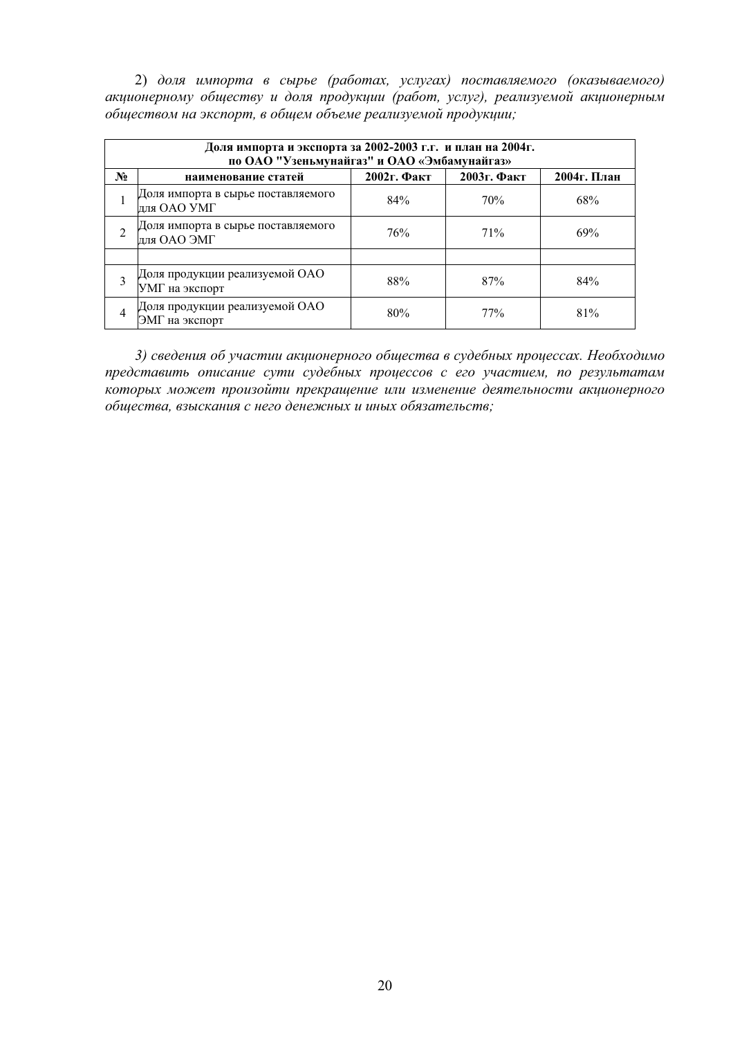2) *доля импорта в сырье (работах, услугах) поставляемого (оказываемого) акционерному обществу и доля продукции (работ, услуг), реализуемой акционерным обществом на экспорт, в общем объеме реализуемой продукции;*

| **Доля импорта и экспорта за 2002-2003 г.г. и план на 2004г. по ОАО "Узеньмунайгаз" и ОАО «Эмбамунайгаз»** | | | | |
|---|---|---|---|---|
| **№** | **наименование статей** | **2002г. Факт** | **2003г. Факт** | **2004г. План** |
| 1 | Доля импорта в сырье поставляемого для ОАО УМГ | 84% | 70% | 68% |
| 2 | Доля импорта в сырье поставляемого для ОАО ЭМГ | 76% | 71% | 69% |
| | | | | |
| 3 | Доля продукции реализуемой ОАО УМГ на экспорт | 88% | 87% | 84% |
| 4 | Доля продукции реализуемой ОАО ЭМГ на экспорт | 80% | 77% | 81% |

*3) сведения об участии акционерного общества в судебных процессах. Необходимо представить описание сути судебных процессов с его участием, по результатам которых может произойти прекращение или изменение деятельности акционерного общества, взыскания с него денежных и иных обязательств;*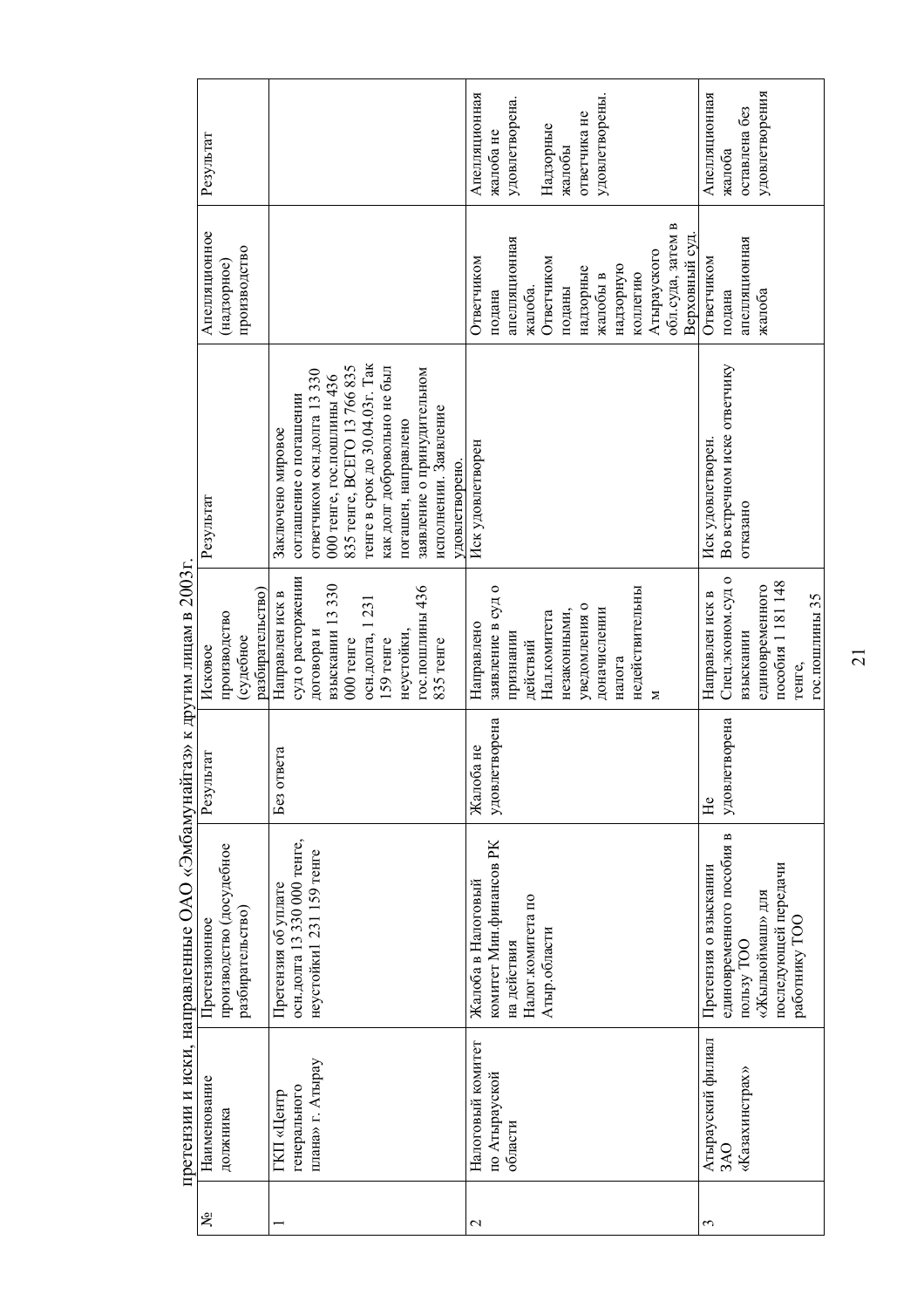претензии и иски, направленные ОАО «Эмбамунайгаз» к другим лицам в 2003г.

| № | Наименование должника | Претензионное производство (досудебное разбирательство) | Результат | Исковое производство (судебное разбирательство) | Результат | Апелляционное (надзорное) производство | Результат |
|---|---|---|---|---|---|---|---|
| 1 | ГКП «Центр генерального плана» г. Атырау | Претензия об уплате осн.долга 13 330 000 тенге, неустойки1 231 159 тенге | Без ответа | Направлен иск в суд о расторжении договора и взыскании 13 330 000 тенге осн.долга, 1 231 159 тенге неустойки, гос.пошлины 436 835 тенге | Заключено мировое соглашение о погашении ответчиком осн.долга 13 330 000 тенге, гос.пошлины 436 835 тенге, ВСЕГО 13 766 835 тенге в срок до 30.04.03г. Так как долг добровольно не был погашен, направлено заявление о принудительном исполнении. Заявление удовлетворено. | | |
| 2 | Налоговый комитет по Атырауской области | Жалоба в Налоговый комитет Мин.финансов РК на действия Налог.комитета по Атыр.области | Жалоба не удовлетворена | Направлено заявление в суд о признании действий Нал.комитета незаконными, уведомления о доначислении налога недействительным | Иск удовлетворен | Ответчиком подана апелляционная жалоба. Ответчиком поданы надзорные жалобы в надзорную коллегию Атырауского обл.суда, затем в Верховный суд. | Апелляционная жалоба не удовлетворена. Надзорные жалобы ответчика не удовлетворены. |
| 3 | Атырауский филиал ЗАО «Казахинстрах» | Претензия о взыскании единовременного пособия в пользу ТОО «Жылыоймаш» для последующей передачи работнику ТОО | Не удовлетворена | Направлен иск в Спец.эконом.суд о взыскании единовременного пособия 1 181 148 тенге, гос.пошлины 35 | Иск удовлетворен. Во встречном иске ответчику отказано | Ответчиком подана апелляционная жалоба | Апелляционная жалоба оставлена без удовлетворения |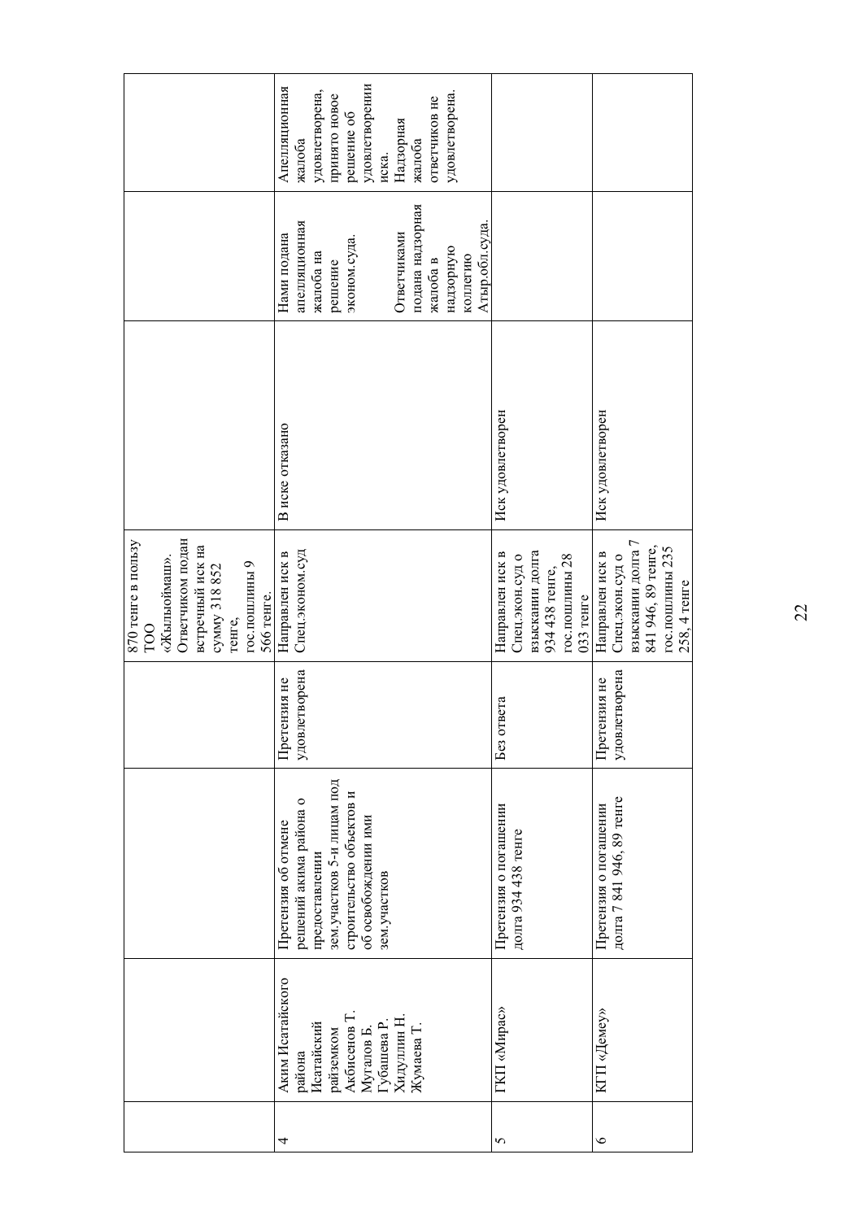| | | | | | | | |
|---|---|---|---|---|---|---|---|
| | | | | 870 тенге в пользу ТОО «Жылыоймаш». Ответчиком подан встречный иск на сумму 318 852 тенге, гос.пошлины 9 566 тенге. | | | |
| 4 | Аким Исатайского района Исатайский райземком Акбисенов Т. Мугалов Б. Губашева Р. Хидуллин Н. Жумаева Т. | Претензия об отмене решений акима района о предоставлении зем.участков 5-и лицам под строительство объектов и об освобождении ими зем.участков | Претензия не удовлетворена | Направлен иск в Спец.эконом.суд | В иске отказано | Нами подана апелляционная жалоба на решение эконом.суда. Ответчиками подана надзорная жалоба в надзорную коллегию Атыр.обл.суда. | Апелляционная жалоба удовлетворена, принято новое решение об удовлетворении иска. Надзорная жалоба ответчиков не удовлетворена. |
| 5 | ГКП «Мирас» | Претензия о погашении долга 934 438 тенге | Без ответа | Направлен иск в Спец.экон.суд о взыскании долга 934 438 тенге, гос.пошлины 28 033 тенге | Иск удовлетворен | | |
| 6 | КГП «Демеу» | Претензия о погашении долга 7 841 946, 89 тенге | Претензия не удовлетворена | Направлен иск в Спец.экон.суд о взыскании долга 7 841 946, 89 тенге, гос.пошлины 235 258, 4 тенге | Иск удовлетворен | | |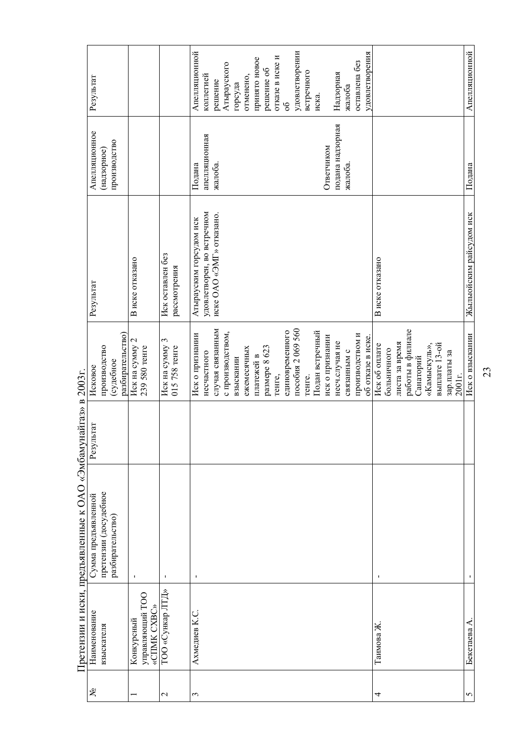Претензии и иски, предъявленные к ОАО «Эмбамунайгаз» в 2003г.

| № | Наименование взыскателя | Сумма предъявленной претензии (досудебное разбирательство) | Результат | Исковое производство (судебное разбирательство) | Результат | Апелляционное (надзорное) производство | Результат |
|---|---|---|---|---|---|---|---|
| 1 | Конкурсный управляющий ТОО «СПМК СХВС» | - | | Иск на сумму 2 239 580 тенге | В иске отказано | | |
| 2 | ТОО «Сункар ЛТД» | - | | Иск на сумму 3 015 758 тенге | Иск оставлен без рассмотрения | | |
| 3 | Ахмедиев К.С. | - | | Иск о признании несчастного случая связанным с производством, взыскании ежемесячных платежей в размере 8 623 тенге, единовременного пособия 2 069 560 тенге. Подан встречный иск о признании несч.случая не связанным с производством и об отказе в иске. | Атырауским горсудом иск удовлетворен, во встречном иске ОАО «ЭМГ» отказано. | Подана апелляционная жалоба. Ответчиком подана надзорная жалоба. | Апелляционной коллегией решение Атырауского горсуда отменено, принято новое решение об отказе в иске и об удовлетворении встречного иска. Надзорная жалоба оставлена без удовлетворения |
| 4 | Таимова Ж. | - | | Иск об оплате больничного листа за время работы в филиале Санаторий «Камыскуль», выплате 13-ой зар.платы за 2001г. | В иске отказано | | |
| 5 | Бекетаева А. | - | | Иск о взыскании | Жылыойским райсудом иск | Подана | Апелляционной |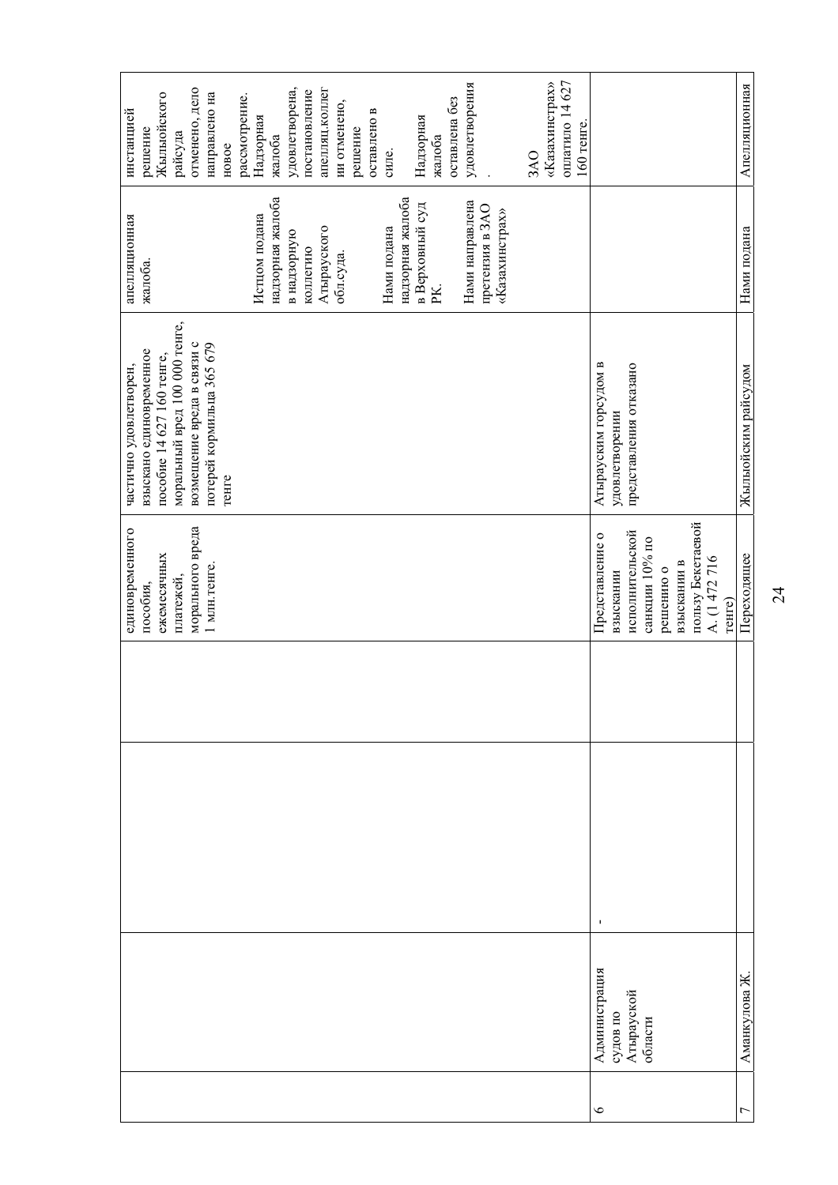| | | | | | | | |
|---|---|---|---|---|---|---|---|
| | | | | единовременного пособия, ежемесячных платежей, морального вреда 1 млн.тенге. | частично удовлетворен, взыскано единовременное пособие 14 627 160 тенге, моральный вред 100 000 тенге, возмещение вреда в связи с потерей кормильца 365 679 тенге | апелляционная жалоба. Истцом подана надзорная жалоба в надзорную коллегию Атырауского обл.суда. Нами подана надзорная жалоба в Верховный суд РК. Нами направлена претензия в ЗАО «Казахинстрах» | инстанцией решение Жылыойского райсуда отменено, дело направлено на новое рассмотрение. Надзорная жалоба удовлетворена, постановление апелляц.коллегии отменено, решение оставлено в силе. Надзорная жалоба оставлена без удовлетворения. ЗАО «Казахинстрах» оплатило 14 627 160 тенге. |
| 6 | Администрация судов по Атырауской области | - | | Представление о взыскании исполнительской санкции 10% по решению о взыскании в пользу Бекетаевой А. (1 472 716 тенге) | Атырауским горсудом в удовлетворении представления отказано | | |
| 7 | Аманкулова Ж. | | | Переходящее | Жылыойским райсудом | Нами подана | Апелляционная |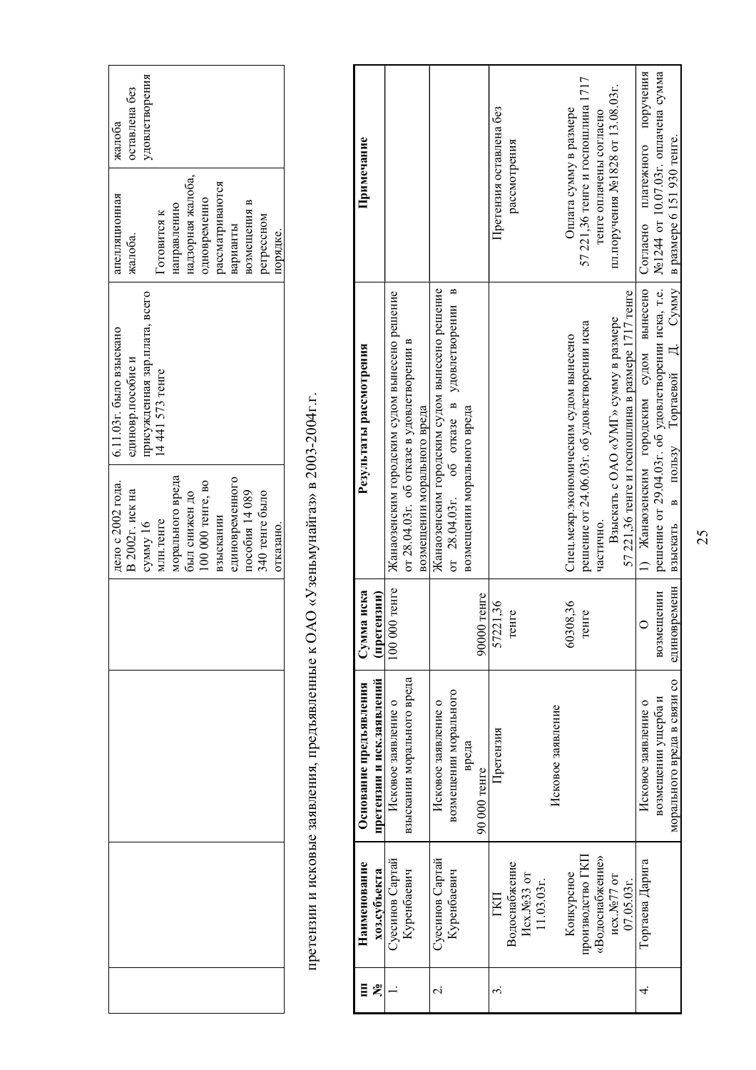| | | | | дело с 2002 года. В 2002г. иск на сумму 16 млн.тенге морального вреда был снижен до 100 000 тенге, во взыскании единовременного пособия 14 089 340 тенге было отказано. | 6.11.03г. было взыскано единовр.пособие и присужденная зар.плата, всего 14 441 573 тенге | апелляционная жалоба. Готовится к направлению надзорная жалоба, одновременно рассматриваются варианты возмещения в регрессном порядке. | жалоба оставлена без удовлетворения |
|---|---|---|---|---|---|---|---|

претензии и исковые заявления, предъявленные к ОАО «Узеньмунайгаз» в 2003-2004г.г.

| пп № | Наименование хоз.субъекта | Основание предъявления претензии и иск.заявлений | Сумма иска (претензии) | Результаты рассмотрения | Примечание |
|---|---|---|---|---|---|
| 1. | Суесинов Саргай Куренбаевич | Исковое заявление о взыскании морального вреда | 100 000 тенге | Жанаозенским городским судом вынесено решение от 28.04.03г. об отказе в удовлетворении в возмещении морального вреда | |
| 2. | Суесинов Саргай Куренбаевич | Исковое заявление о возмещении морального вреда 90 000 тенге | 90000 тенге | Жанаозенским городским судом вынесено решение от 28.04.03г. об отказе в удовлетворении в возмещении морального вреда | |
| 3. | ГКП Водоснабжение Исх.№33 от 11.03.03г. Конкурсное производство ГКП «Водоснабжение» исх.№77 от 07.05.03г. | Претензия Исковое заявление | 57221,36 тенге 60308,36 тенге | Спец.межр.экономическим судом вынесено решение от 24.06.03г. об удовлетворении иска частично. Взыскать с ОАО «УМГ» сумму в размере 57 221,36 тенге и госпошлина в размере 1717 тенге | Претензия оставлена без рассмотрения Оплата сумму в размере 57 221,36 тенге и госпошлина 1717 тенге оплачены согласно пл.поручения №1828 от 13.08.03г. |
| 4. | Торгаева Дарига | Исковое заявление о возмещении ущерба и морального вреда в связи со | О возмещении единовременн | 1) Жанаозенским городским судом вынесено решение от 29.04.03г. об удовлетворении иска, т.е. взыскать в пользу Торгаевой Д. Сумму | Согласно платежного поручения №1244 от 10.07.03г. оплачена сумма в размере 6 151 930 тенге. |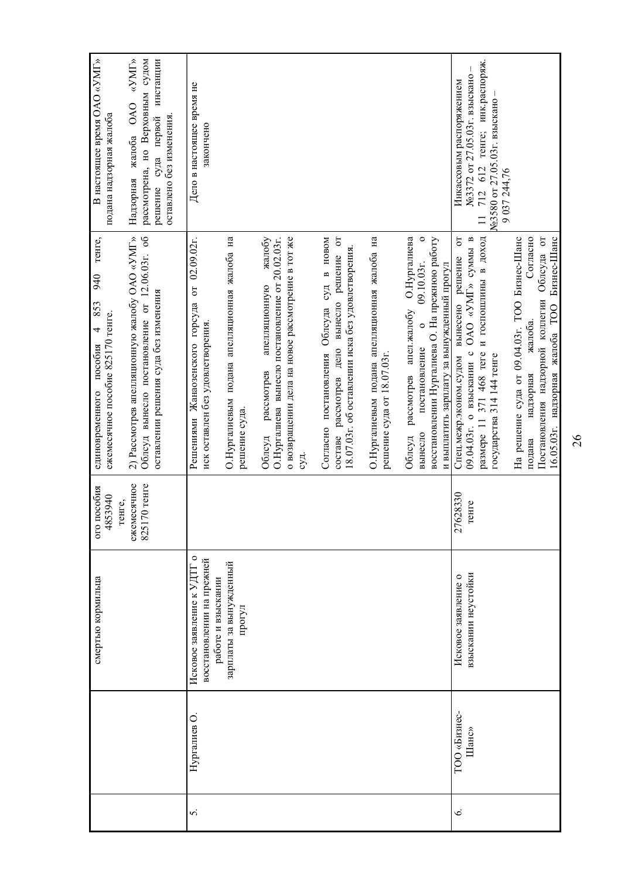| | | смертью кормильца | ого пособия 4853940 тенге, ежемесячное 825170 тенге | единовременного пособия 4 853 940 тенге, ежемесячное пособие 825170 тенге.<br><br>2) Рассмотрев апелляционную жалобу ОАО «УМГ» Облсуд вынесло постановление от 12.06.03г. об оставлении решения суда без изменения | В настоящее время ОАО «УМГ» подана надзорная жалоба<br><br>Надзорная жалоба ОАО «УМГ» рассмотрена, но Верховным судом решение суда первой инстанции оставлено без изменения. |
|---|---|---|---|---|---|
| 5. | Нургалиев О. | Исковое заявление к УДТГ о восстановлении на прежней работе и взыскании зарплаты за вынужденный прогул | | Решениями Жанаозенского горсуда от 02.09.02г. иск оставлен без удовлетворения.<br><br>О.Нургалиевым подана апелляционная жалоба на решение суда.<br><br>Облсуд рассмотрев апелляционную жалобу О.Нургалиева вынесло постановление от 20.02.03г. о возвращении дела на новое рассмотрение в тот же суд.<br><br>Согласно постановления Облсуда суд в новом составе рассмотрев дело вынесло решение от 18.07.03г. об оставлении иска без удовлетворения.<br><br>О.Нургалиевым подана апелляционная жалоба на решение суда от 18.07.03г.<br><br>Облсуд рассмотрев апел.жалобу О.Нургалиева вынесло постановление о 09.10.03г. о восстановлении Нургалиева О. На прежнюю работу и выплатить зарплату за вынужденный прогул | Дело в настоящее время не закончено |
| 6. | ТОО «Бизнес-Шанс» | Исковое заявление о взыскании неустойки | 27628330 тенге | Спец.межр.эконом.судом вынесено решение от 09.04.03г. о взыскании с ОАО «УМГ» суммы в размере 11 371 468 тенге и госпошлины в доход государства 314 144 тенге<br><br>На решение суда от 09.04.03г. ТОО Бизнес-Шанс подана надзорная жалоба. Согласно Постановления надзорной коллегии Облсуда от 16.05.03г. надзорная жалоба ТОО Бизнес-Шанс | Инкассовым распоряжением №3372 от 27.05.03г. взыскано – 11 712 612 тенге; инк.распоряж. №3580 от 27.05.03г. взыскано – 9 037 244,76 |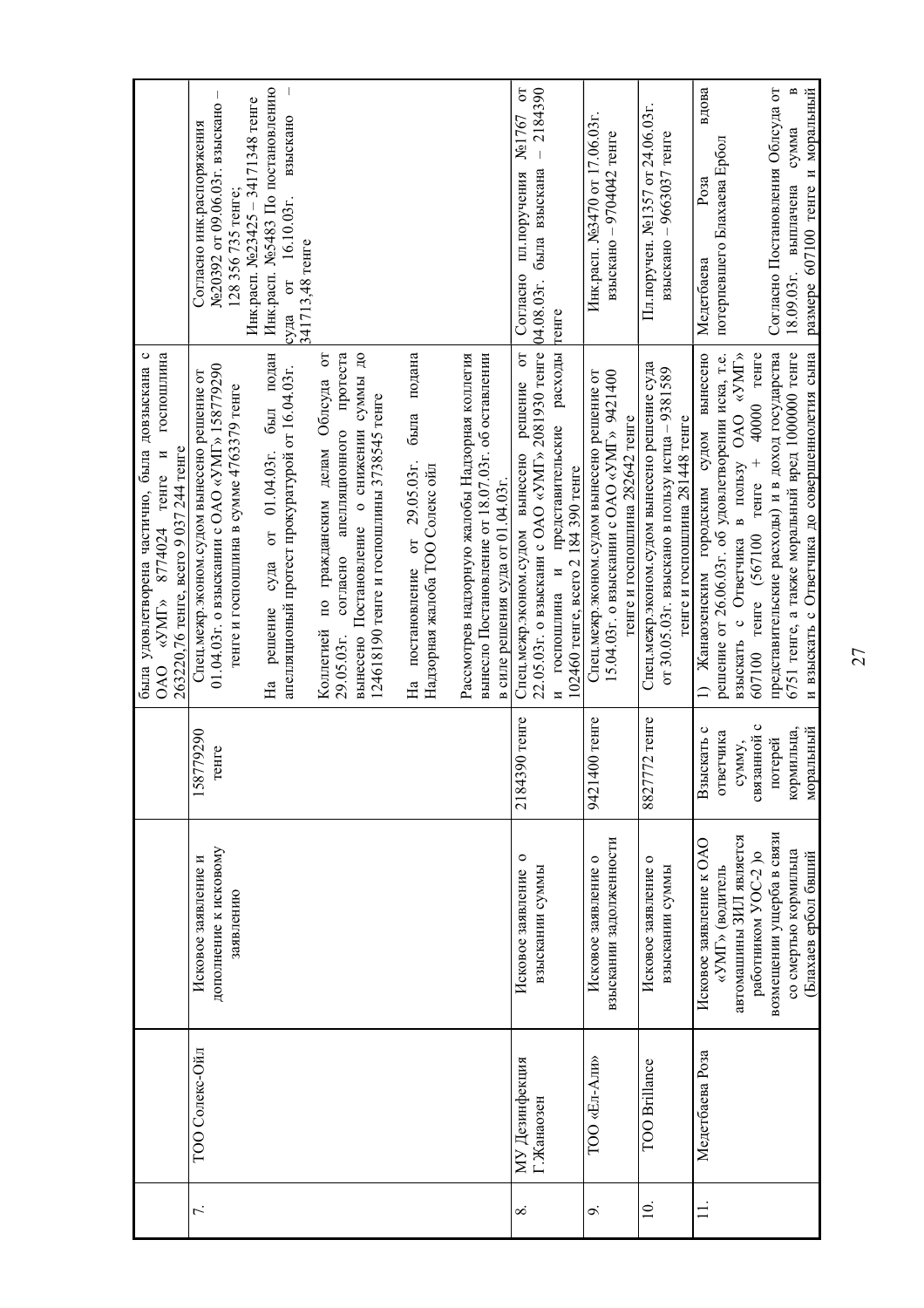|  |  |  |  |  | было удовлетворена частично, была довзыскана с ОАО «УМГ» 8774024 тенге и госпошлина 263220,76 тенге, всего 9 037 244 тенге |  |
|---|---|---|---|---|---|---|
| 7. | ТОО Солекс-Ойл | Исковое заявление и дополнение к исковому заявлению | 158779290 тенге | Спец.межр.эконом.судом вынесено решение от 01.04.03г. о взыскании с ОАО «УМГ» 158779290 тенге и госпошлина в сумме 4763379 тенге<br><br>На решение суда от 01.04.03г. был подан апелляционный протест прокуратурой от 16.04.03г.<br><br>Коллегией по гражданским делам Облсуда от 29.05.03г. согласно апелляционного протеста вынесено Постановление о снижении суммы до 124618190 тенге и госпошлины 3738545 тенге<br><br>На постановление от 29.05.03г. была подана Надзорная жалоба ТОО Солекс ойл<br><br>Рассмотрев надзорную жалобы Надзорная коллегия вынесло Постановление от 18.07.03г. об оставлении в силе решения суда от 01.04.03г. | Согласно инк.распоряжения №20392 от 09.06.03г. взыскано – 128 356 735 тенге;<br>Инк.расп. №23425 – 34171348 тенге<br>Инк.расп. №5483 По постановлению суда от 16.10.03г. взыскано – 341713,48 тенге |
| 8. | МУ Дезинфекция Г.Жанаозен | Исковое заявление о взыскании суммы | 2184390 тенге | Спец.межр.эконом.судом вынесено решение от 22.05.03г. о взыскан с ОАО «УМГ» 2081930 тенге и госпошлина и представительские расходы 102460 тенге, всего 2 184 390 тенге | Согласно пл.поручения №1767 от 04.08.03г. была взыскана – 2184390 тенге |
| 9. | ТОО «Ел-Али» | Исковое заявление о взыскании задолженности | 9421400 тенге | Спец.межр.эконом.судом вынесено решение от 15.04.03г. о взыскании с ОАО «УМГ» 9421400 тенге и госпошлина 282642 тенге | Инк.расп. №3470 от 17.06.03г. взыскано – 9704042 тенге |
| 10. | ТОО Brillance | Исковое заявление о взыскании суммы | 8827772 тенге | Спец.межр.эконом.судом вынесено решение суда от 30.05.03г. взыскано в пользу истца – 9381589 тенге и госпошлина 281448 тенге | Пл.поручен. №1357 от 24.06.03г. взыскано – 9663037 тенге |
| 11. | Медетбаева Роза | Исковое заявление к ОАО «УМГ» (водитель автомашины ЗИЛ является работником УОС-2 )о возмещении ущерба в связи со смертью кормильца (Блахаев ербол бший | Взыскать с ответчика сумму, связанной с потерей кормильца, моральный | 1) Жанаозенским городским судом вынесено решение от 26.06.03г. об удовлетворении иска, т.е. взыскать с Ответчика в пользу ОАО «УМГ» 607100 тенге (567100 тенге + 40000 тенге представительские расходы) и в доход государства 6751 тенге, а также моральный вред 1000000 тенге и взыскать с Ответчика до совершеннолетия сына | Медетбаева Роза вдова потерпевшего Блахаева Ербол<br><br>Согласно Постановления Облсуда от 18.09.03г. выплачена сумма в размере 607100 тенге и моральный |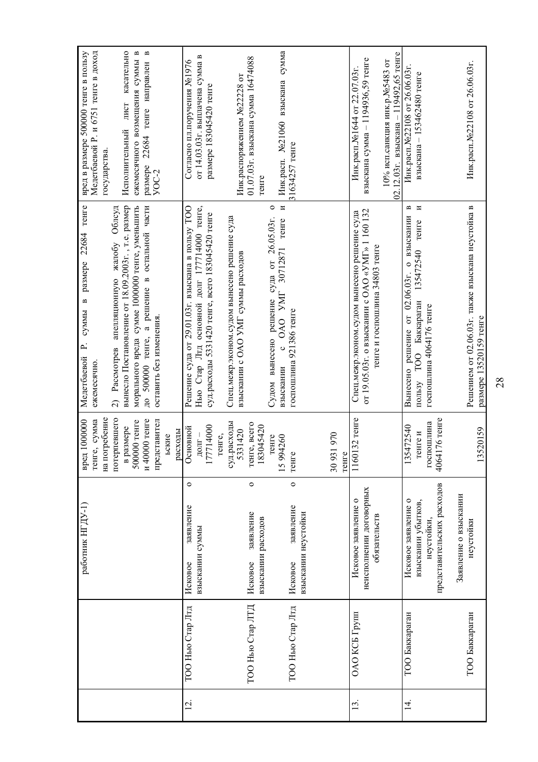| | | | | | |
|---|---|---|---|---|---|
| | | работник НГДУ-1) | вред 1000000 тенге, сумма на потребение потерпевшего в размере 500000 тенге и 40000 тенге представительские расходы | Медетбаевой Р. суммы в размере 22684 тенге ежемесячно.<br>2) Рассмотрев апелляционную жалобу Облсуд вынесло Постановление от 18.09.2003г., т.е. размер морального вреда сумме 1000000 тенге, уменьшить до 500000 тенге, а решение в остальной части оставить без изменения. | вред в размере 500000 тенге в пользу Медетбаевой Р. и 6751 тенге в доход государства.<br>Исполнительный лист касательно ежемесячного возмещения суммы в размере 22684 тенге направлен в УОС-2 |
| 12. | ТОО Нью Стар Лтд<br><br>ТОО Нью Стар ЛТД<br><br>ТОО Нью Стар Лтд | Исковое заявление о взыскании суммы<br><br>Исковое заявление о взыскании расходов<br><br>Исковое заявление о взыскании неустойки | Основной долг – 177714000 тенге, суд.расходы 5331420 тенге, всего 183045420 тенге<br>15 994260 тенге<br><br>30 931 970 тенге | Решение суда от 29.01.03г. взыскана в пользу ТОО Нью Стар Лтд основной долг 177714000 тенге, суд.расходы 5331420 тенге, всего 183045420 тенге<br>Спец.межр.эконом.судом вынесено решение суда взыскании с ОАО УМГ суммы расходов<br><br>Судом вынесено решение суда от 26.05.03г. о взыскании с ОАО УМГ 3071287l тенге и госпошлина 921386 тенге | Согласно пл.поручения №1976 от 14.03.03г. выплачена сумма в размере 183045420 тенге<br><br>Инк.распоряжением №22228 от 01.07.03г. взыскана сумма 1647408 8 тенге<br><br>Инк.расп. №21060 взыскана сумма 31634257 тенге |
| 13. | ОАО КСБ Групп | Исковое заявление о неисполнении договорных обязательств | 1160132 тенге | Спец.межр.эконом.судом вынесено решение суда от 19.05.03г. о взыскании с ОАО «УМГ» 1 160 132 тенге и госпошлина 34803 тенге | Инк.расп.№1644 от 22.07.03г. взыскана сумма – 1194936,59 тенге<br><br>10% исп.санкция инк.р.№5483 от 02.12.03г. взыскана – 119492,65 тенге |
| 14. | ТОО Баккараган<br><br><br>ТОО Баккараган | Исковое заявление о взыскании убытков, неустойки, представительских расходов<br><br>Заявление о взыскании неустойки | 135472540 тенге и госпошлина 4064176 тенге<br><br><br>13520159 | Вынесено решение от 02.06.03г. о взыскании в пользу ТОО Баккараган 135472540 тенге и госпошлина 4064176 тенге<br><br><br>Решением от 02.06.03г. также взыскана неустойка в размере 13520159 тенге | Инк.расп.№22108 от 26.06.03г. взыскана – 153462480 тенге<br><br><br>Инк.расп.№22108 от 26.06.03г. |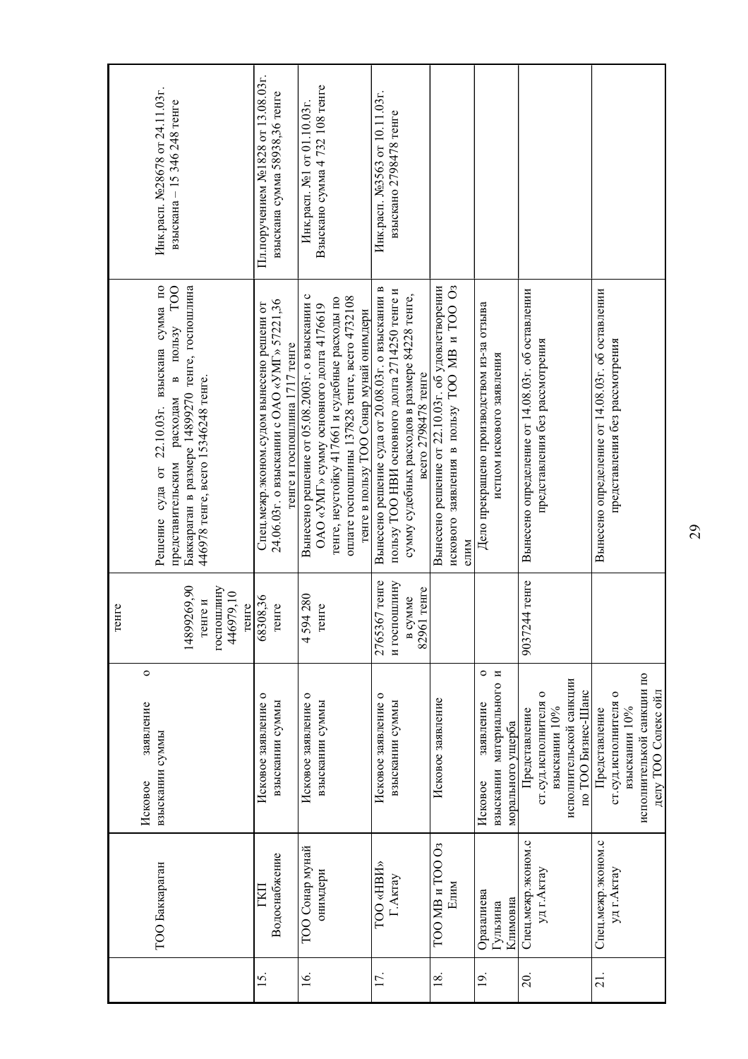| | ТОО Баккараган | Исковое заявление о взыскании суммы | 14899269,90 тенге и госпошлину 446979,10 тенге | Решение суда от 22.10.03г. взыскана сумма по представительским расходам в пользу ТОО Баккараган в размере 14899270 тенге, госпошлина 446978 тенге, всего 15346248 тенге. | Инк.расп. №28678 от 24.11.03г. взыскана – 15 346 248 тенге |
|---|---|---|---|---|---|
| 15. | ГКП Водоснабжение | Исковое заявление о взыскании суммы | 68308,36 тенге | Спец.межр.эконом.судом вынесено решени от 24.06.03г. о взыскании с ОАО «УМГ» 57221,36 тенге и госпошлина 1717 тенге | Пл.поручением №1828 от 13.08.03г. взыскана сумма 58938,36 тенге |
| 16. | ТОО Сонар мунай онимдери | Исковое заявление о взыскании суммы | 4 594 280 тенге | Вынесено решение от 05.08.2003г. о взыскании с ОАО «УМГ» сумму основного долга 4176619 тенге, неустойку 417661 и судебные расходы по оплате госпошлины 137828 тенге, всего 4732108 тенге в пользу ТОО Сонар мунай онимдери | Инк.расп. №1 от 01.10.03г. Взыскано сумма 4 732 108 тенге |
| 17. | ТОО «НВИ» Г.Актау | Исковое заявление о взыскании суммы | 2765367 тенге и госпошлину в сумме 82961 тенге | Вынесено решение суда от 20.08.03г. о взыскании в пользу ТОО НВИ основного долга 2714250 тенге и сумму судебных расходов в размере 84228 тенге, всего 2798478 тенге | Инк.расп. №3563 от 10.11.03г. взыскано 2798478 тенге |
| 18. | ТОО МВ и ТОО Оз Елим | Исковое заявление | | Вынесено решение от 22.10.03г. об удовлетворении искового заявления в пользу ТОО МВ и ТОО Оз елим | |
| 19. | Оразалиева Гульзина Климовна | Исковое заявление о взыскании материального и морального ущерба | | Дело прекращено производством из-за отзыва истцом искового заявления | |
| 20. | Спец.межр.эконом.суд г.Актау | Представление ст.суд.исполнителя о взыскании 10% исполнительской санкции по ТОО Бизнес-Шанс | 9037244 тенге | Вынесено определение от 14.08.03г. об оставлении представления без рассмотрения | |
| 21. | Спец.межр.эконом.суд г.Актау | Представление ст.суд.исполнителя о взыскании 10% исполнительской санкции по делу ТОО Солекс ойл | | Вынесено определение от 14.08.03г. об оставлении представления без рассмотрения | |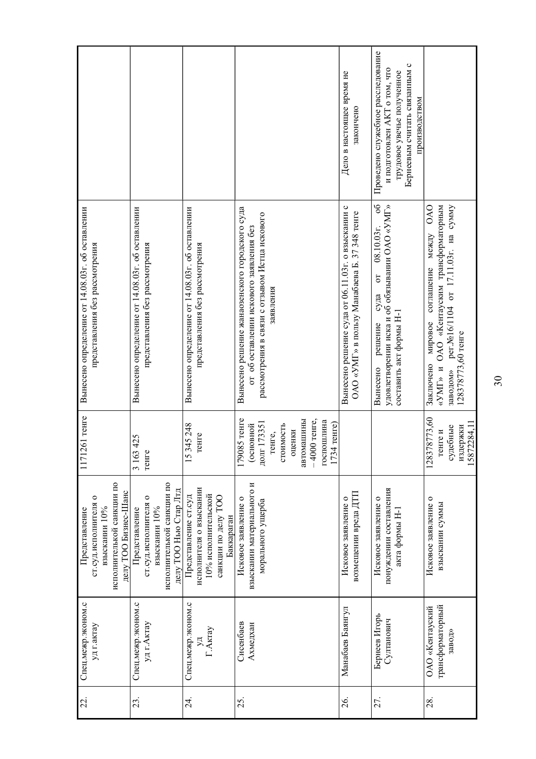| 22. | Спец.межр.эконом.с уд г.актау | Представление ст.суд.исполнителя о взыскании 10% исполнительской санкции по делу ТОО Бизнес-Шанс | 1171261 тенге | Вынесено определение от 14.08.03г. об оставлении представления без рассмотрения | |
|---|---|---|---|---|---|
| 23. | Спец.межр.эконом.с уд г.Актау | Представление ст.суд.исполнителя о взыскании 10% исполнительской санкции по делу ТОО Нью Стар Лтд | 3 163 425 тенге | Вынесено определение от 14.08.03г. об оставлении представления без рассмотрения | |
| 24. | Спец.межр.эконом.с уд Г.Актау | Представление ст.суд исполнителя о взыскании 10% исполнительской санкции по делу ТОО Баккараган | 15 345 248 тенге | Вынесено определение от 14.08.03г. об оставлении представления без рассмотрения | |
| 25. | Сисенбаев Ахмедхан | Исковое заявление о взыскании материального и морального ущерба | 179085 тенге (основной долг 173351 тенге, стоимость оценки автомашины – 4000 тенге, госпошлина 1734 тенге) | Вынесено решение жанаозенского городского суда от об оставлении искового заявления без рассмотрения в связи с отзывом Истца искового заявления | |
| 26. | Манабаев Баянгул | Исковое заявление о возмещении вреда ДТП | | Вынесено решение суда от 06.11.03г. о взыскании с ОАО «УМГ» в пользу Манабаева Б. 37 348 тенге | Дело в настоящее время не закончено |
| 27. | Бернеев Игорь Султанович | Исковое заявление о понуждении составления акта формы Н-1 | | Вынесено решение суда от 08.10.03г. об удовлетворении иска и об обязывании ОАО «УМГ» составить акт формы Н-1 | Проведено служебное расследование и подготовлен АКТ о том, что трудовое увечье полученное Бернеевым считать связанным с производством |
| 28. | ОАО «Кентауский трансформаторный завод» | Исковое заявление о взыскании суммы | 12837873,60 тенге и судебные издержки 15872284,11 | Заключено мировое соглашение между ОАО «УМГ» и ОАО «Кентауским трансформаторным заводом» рег.№16/1104 от 17.11.03г. на сумму 12837873,60 тенге | |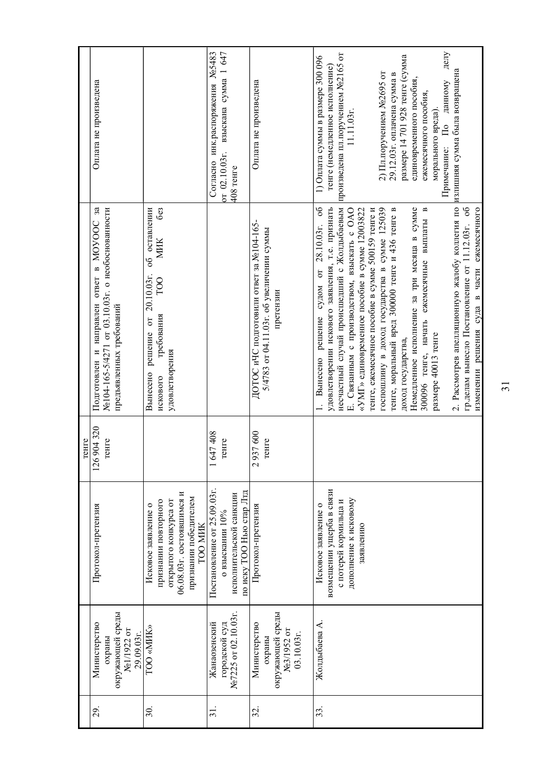|  |  |  | тенге |  |  |
|---|---|---|---|---|---|
| 29. | Министерство охраны окружающей среды №1/1922 от 29.09.03г. | Протокол-претензия | 126 904 320 тенге | Подготовлен и направлен ответ в МОУООС за №104-165-5/4271 от 03.10.03г. о необоснованности предъявленных требований | Оплата не произведена |
| 30. | ТОО «МИК» | Исковое заявление о признании повторного открытого конкурса от 06.08.03г. состоявшимся и признании победителем ТОО МИК |  | Вынесено решение от 20.10.03г. об оставлении искового требования ТОО МИК без удовлетворения |  |
| 31. | Жанаозенский городской суд №7225 от 02.10.03г. | Постановление от 25.09.03г. о взыскании 10% исполнительской санкции по иску ТОО Нью стар Лтд | 1 647 408 тенге |  | Согласно инк.распоряжения №5483 от 02.10.03г. взыскана сумма 1 647 408 тенге |
| 32. | Министерство охраны окружающей среды №3/1952 от 03.10.03г. | Протокол-претензия | 2 937 600 тенге | ДОТОС иЧС подготовили ответ за №104-165-5/4783 от 04.11.03г. об увеличении суммы претензии | Оплата не произведена |
| 33. | Жолдыбаева А. | Исковое заявление о возмещении ущерба в связи с потерей кормильца и дополнение к исковому заявлению |  | 1. Вынесено решение судом от 28.10.03г. об удовлетворении искового заявления, т.е. признать несчастный случай происшедший с Жолдыбаевым Е. Связанным с производством, взыскать с ОАО «УМГ» единовременное пособие в сумме 12003822 тенге, ежемесячное пособие в сумме 500159 тенге и госпошлину в доход государства в сумме 125039 тенге, моральный вред 300000 тенге и 436 тенге в доход государства,<br>Немедленное исполнение за три месяца в сумме 300096 тенге, начать ежемесячные выплаты в размере 40013 тенге<br>2. Рассмотрев апелляционную жалобу коллегия по гр.делам вынесло Постановление от 11.12.03г. об изменении решения суда в части ежемесячного | 1) Оплата суммы в размере 300 096 тенге (немедленное исполнение) произведена пл.поручением №2165 от 11.11.03г.<br>2) Пл.поручением №2695 от 29.12.03г. оплачена сумма в размере 14 701 928 тенге (сумма единовременного пособия, ежемесячного пособия, морального вреда).<br>Примечание: По данному делу излишняя сумма была возвращена |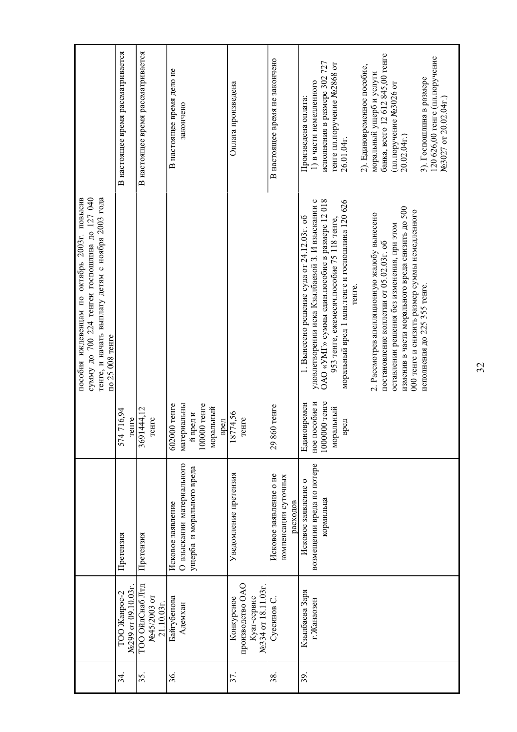| | | | | | | |
|---|---|---|---|---|---|---|
| | | | | | пособия иждевенцам по октябрь 2003г. повысив сумму до 700 224 тенгеи госпошлина до 127 040 тенге, и начать выплату детям с ноября 2003 года по 25 008 тенге | |
| 34. | ТОО Жанрос-2 №299 от 09.10.03г. | Претензия | | 574 716,94 тенге | | В настоящее время рассматривается |
| 35. | ТОО ОйлСнаб Лтд №45/2003 от 21.10.03г. | Претензия | | 369144,12 тенге | | В настоящее время рассматривается |
| 36. | Байгубенова Адемхан | Исковое заявление | О взыскании материального ущерба и морального вреда | 602000 тенге материальный вред и 100000 тенге моральный вред | | В настоящее время дело не закончено |
| 37. | Конкурсное производство ОАО Куат-сервис №334 от 18.11.03г. | Уведомление претензия | | 18774,56 тенге | | Оплата произведена |
| 38. | Сусликов С. | Исковое заявление о не компенсации суточных расходов | | 29 860 тенге | | В настоящее время не закончено |
| 39. | Кзылбаева Заря г.Жанаозен | Исковое заявление о возмещении вреда по потере кормильца | | Единовременное пособие и 1000000 тенге моральный вред | 1. Вынесено решение суда от 24.12.03г. об удовлетворении иска Кзылбаевой З. И взыскании с ОАО «УМГ» суммы един.пособие в размере 12 018 953 тенге, ежемесяч.пособие 75 118 тенге, моральный вред 1 млн.тенге и госпошлина 120 626 тенге.<br><br>2. Рассмотрев апелляционную жалобу вынесено постановление коллегии от 05.02.03г. об оставлении решения без изменения, при этом изменив в части морального вреда снизить до 500 000 тенге и снизить размер суммы немедленного исполнения до 225 355 тенге. | Произведена оплата:<br>1) в части немедленного исполнения в размере 302 727 тенге пл.поручение №2868 от 26.01.04г.<br><br>2). Единовременное пособие, моральный ущерб и услуги банка, всего 12 612 845,00 тенге (пл.поручение №3026 от 20.02.04г.)<br><br>3). Госпошлина в размере 120 626,00 тенге (пл.поручение №3027 от 20.02.04г.) |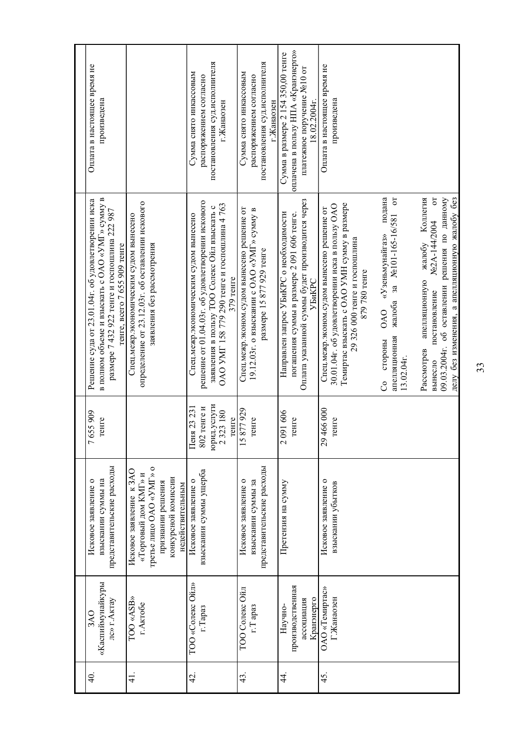| 40. | ЗАО «Каспиймунайкуры лс» г.Актау | Исковое заявление о взыскании суммы на представительские расходы | 7 655 909 тенге | Решение суда от 23.01.04г. об удовлетворении иска в полном объеме и взыскать с ОАО «УМГ» сумму в размере 7 432 922 тенге и госпошлина 222 987 тенге, всего 7 655 909 тенге | Оплата в настоящее время не произведена |
|---|---|---|---|---|---|
| 41. | ТОО «ASB» г.Актобе | Исковое заявление к ЗАО «Торговый дом КМГ» и третье лицо ОАО «УМГ» о признании решения конкурсной комиссии недействительным | | Спец.межр.экономическим судом вынесено определение от 23.12.03г. об оставлении искового заявления без рассмотрения | |
| 42. | ТОО «Солекс Ойл» г.Тараз | Исковое заявление о взыскании суммы ущерба | Пеня 23 231 802 тенге и юрид.услуги 2 323 180 тенге | Спец.межр.экономическим судом вынесено решение от 01.04.03г. об удовлетворении искового заявления в пользу ТОО Солекс Ойл взыскать с ОАО УМГ 158 779 290 тенге и госпошлина 4 763 379 тенге | Сумма снято инкассовым распоряжением согласно постановления суд.исполнителя г.Жанаозен |
| 43. | ТОО Солекс Ойл г.Тараз | Исковое заявление о взыскании суммы за представительские расходы | 15 877 929 тенге | Спец.межр.эконом.судом вынесено решение от 19.12.03г. о взыскании с ОАО «УМГ» сумму в размере 15 877 929 тенге | Сумма снято инкассовым распоряжением согласно постановления суд.исполнителя г.Жанаозен |
| 44. | Научно-производственная ассоциация Кранэнерго | Претензия на сумму | 2 091 606 тенге | Направлен запрос УБиКРС о необходимости погашения суммы в размере 2 091 606 тенге. Оплата указанной суммы будет производится через УБиКРС | Сумма в размере 2 154 350,00 тенге оплачена в пользу НПА «Кранэнерго» платежное поручение №10 от 18.02.2004г. |
| 45. | ОАО «Темиртас» Г.Жанаозен | Исковое заявление о взыскании убытков | 29 466 000 тенге | Спец.межр.эконом.судом вынесено решение от 30.01.04г. об удовлетворении иска в пользу ОАО Темиртас взыскать с ОАО УМН сумму в размере 29 326 000 тенге и госпошлина 879 780 тенге<br><br>Со стороны ОАО «Узенмунайгаз» подана апелляционная жалоба за №101-165-16/581 от 13.02.04г.<br><br>Рассмотрев апелляционную жалобу Коллегия вынесло постановление №2А-144/2004 от 09.03.2004г. об оставлении решения по данному делу без изменения, а апелляционную жалобу без | Оплата в настоящее время не произведена |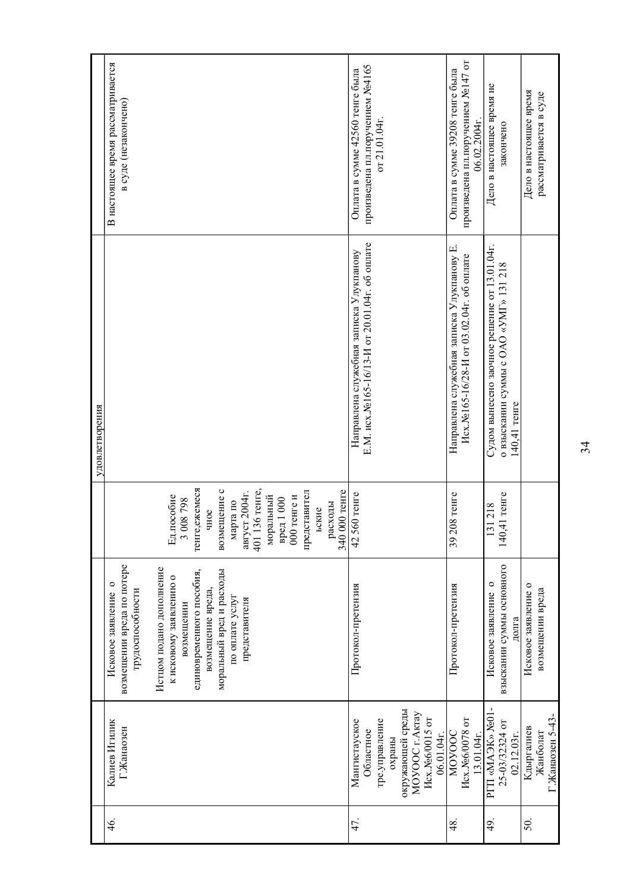| | | | | удовлетворения | |
|---|---|---|---|---|---|
| 46. | Калиев Игилик Г.Жанаозен | Исковое заявление о возмещении вреда по потере трудоспособности Истцом подано дополнение к исковому заявлению о возмещении единовременного пособия, возмещение вреда, моральный вред и расходы по оплате услуг представителя | Ед.пособие 3 008 798 тенге,ежемесячное возмещение с марта по август 2004г. 401 136 тенге, моральный вред 1 000 000 тенге и представительские расходы 340 000 тенге | | В настоящее время рассматривается в суде (незакончено) |
| 47. | Мангистауское Областное тер.управление охраны окружающей среды МОУООС г.Актау Исх.№6/0015 от 06.01.04г. | Протокол-претензия | 42 560 тенге | Направлена служебная записка Улукпанову Е.М. исх.№165-16/13-И от 20.01.04г. об оплате | Оплата в сумме 42560 тенге была произведена пл.поручением №4165 от 21.01.04г. |
| 48. | МОУООС Исх.№6/0078 от 13.01.04г. | Протокол-претензия | 39 208 тенге | Направлена служебная записка Улукпанову Е. Исх.№165-16/28-И от 03.02.04г. об оплате | Оплата в сумме 39208 тенге была произведена пл.поручением №147 от 06.02.2004г. |
| 49. | РГП «МАЭК» №01-25-03/32324 от 02.12.03г. | Исковое заявление о взыскании суммы основного долга | 131 218 140,41 тенге | Судом вынесено заочное решение от 13.01.04г. о взыскании суммы с ОАО «УМГ» 131 218 140,41 тенге | Дело в настоящее время не закончено |
| 50. | Кдыргалиев Жанболат Г.Жанаозен 5-43- | Исковое заявление о возмещении вреда | | | Дело в настоящее время рассматривается в суде |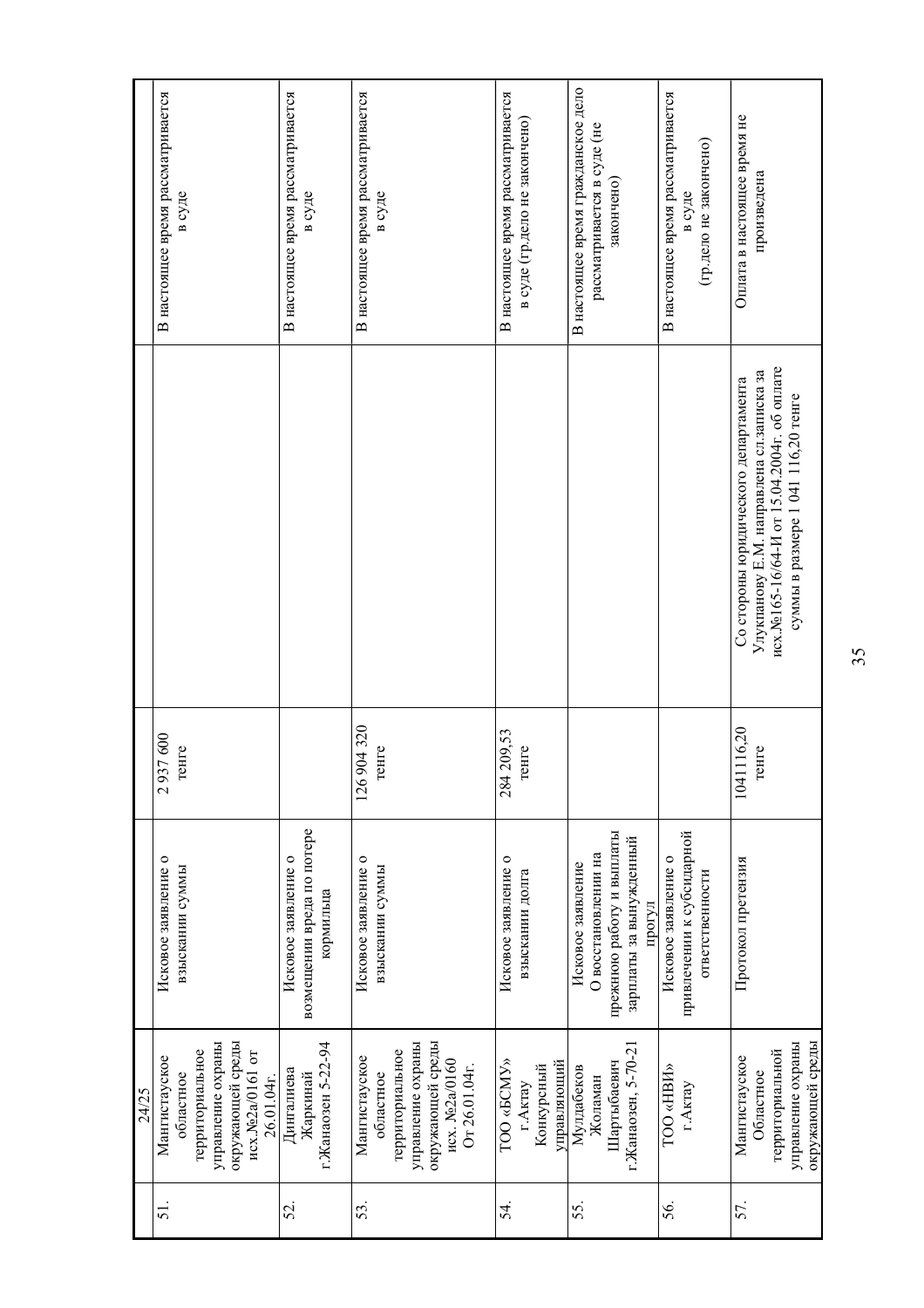| | 24/25 | | | | |
|---|---|---|---|---|---|
| 51. | Мангистауское областное территориальное управление охраны окружающей среды исх.№2а/0161 от 26.01.04г. | Исковое заявление о взыскании суммы | 2 937 600 тенге | | В настоящее время рассматривается в суде |
| 52. | Дингалиева Жаркинай г.Жанаозен 5-22-94 | Исковое заявление о возмещении вреда по потере кормильца | | | В настоящее время рассматривается в суде |
| 53. | Мангистауское областное территориальное управление охраны окружающей среды исх. №2а/0160 От 26.01.04г. | Исковое заявление о взыскании суммы | 126 904 320 тенге | | В настоящее время рассматривается в суде |
| 54. | ТОО «БСМУ» г.Актау Конкурсный управляющий | Исковое заявление о взыскании долга | 284 209,53 тенге | | В настоящее время рассматривается в суде (гр.дело не закончено) |
| 55. | Мулдабеков Жоламан Шартыбаевич г.Жанаозен, 5-70-21 | Исковое заявление О восстановлении на прежнюю работу и выплаты зарплаты за вынужденный прогул | | | В настоящее время гражданское дело рассматривается в суде (не закончено) |
| 56. | ТОО «НВИ» г.Актау | Исковое заявление о привлечении к субсидарной ответственности | | | В настоящее время рассматривается в суде (гр.дело не закончено) |
| 57. | Мангистауское Областное территориальной управление охраны окружающей среды | Протокол претензия | 1041116,20 тенге | Со стороны юридического департамента Улукпанову Е.М. направлена сл.записка за исх.№165-16/64-И от 15.04.2004г. об оплате суммы в размере 1 041 116,20 тенге | Оплата в настоящее время не произведена |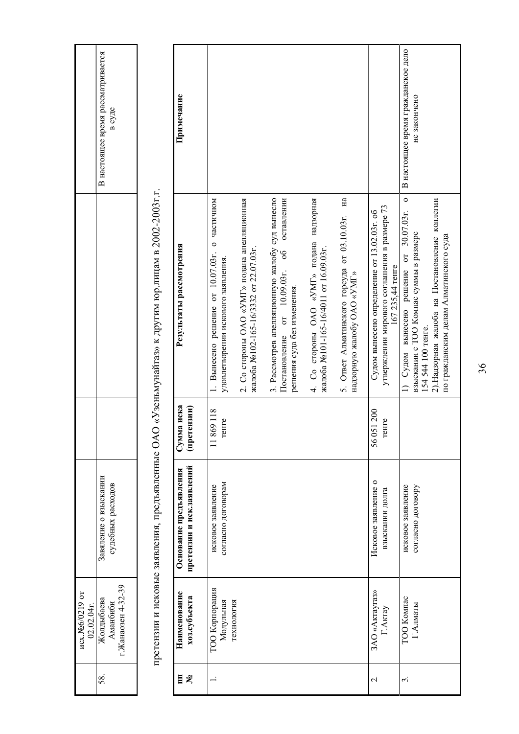| | исх.№6/0219 от 02.02.04г. | | | | |
|---|---|---|---|---|---|
| 58. | Жолдыбаева Аманбиби г.Жанаозен 4-32-39 | Завявление о взыскании судебных расходов | | | В настоящее время рассматривается в суде |

претензии и исковые заявления, предъявленные ОАО «Узеньмунайгаз» к другим юр.лицам в 2002-2003г.г.

| пп № | Наименование хоз.субъекта | Основание предъявления претензии и иск.заявлений | Сумма иска (претензии) | Результаты рассмотрения | Примечание |
|---|---|---|---|---|---|
| 1. | ТОО Корпорация Модульная технология | исковое заявление согласно договорам | 11 869 118 тенге | 1. Вынесено решение от 10.07.03г. о частичном удовлетворении искового заявления.<br>2. Со стороны ОАО «УМГ» подана апелляционная жалоба №102-165-16/3332 от 22.07.03г.<br>3. Рассмотрев апелляционную жалобу суд вынесло Постановление от 10.09.03г. об оставлении решения суда без изменения.<br>4. Со стороны ОАО «УМГ» подана надзорная жалоба №101-165-16/4011 от 16.09.03г.<br>5. Ответ Алматинского горсуда от 03.10.03г. на надзорную жалобу ОАО «УМГ» | |
| 2. | ЗАО «Актаугаз» Г.Актау | Исковое заявление о взыскании долга | 56 051 200 тенге | Судом вынесено определение от 13.02.03г. об утверждении мирового соглашения в размере 73 167 235,44 тенге | |
| 3. | ТОО Компас Г.Алматы | исковое заявление согласно договору | | 1) Судом вынесено решение от 30.07.03г. о взыскании с ТОО Компас суммы в размере 154 544 100 тенге.<br>2).Надзорная жалоба на Постановление коллегии по гражданским делам Алматинского суда | В настоящее время гражданское дело не закончено |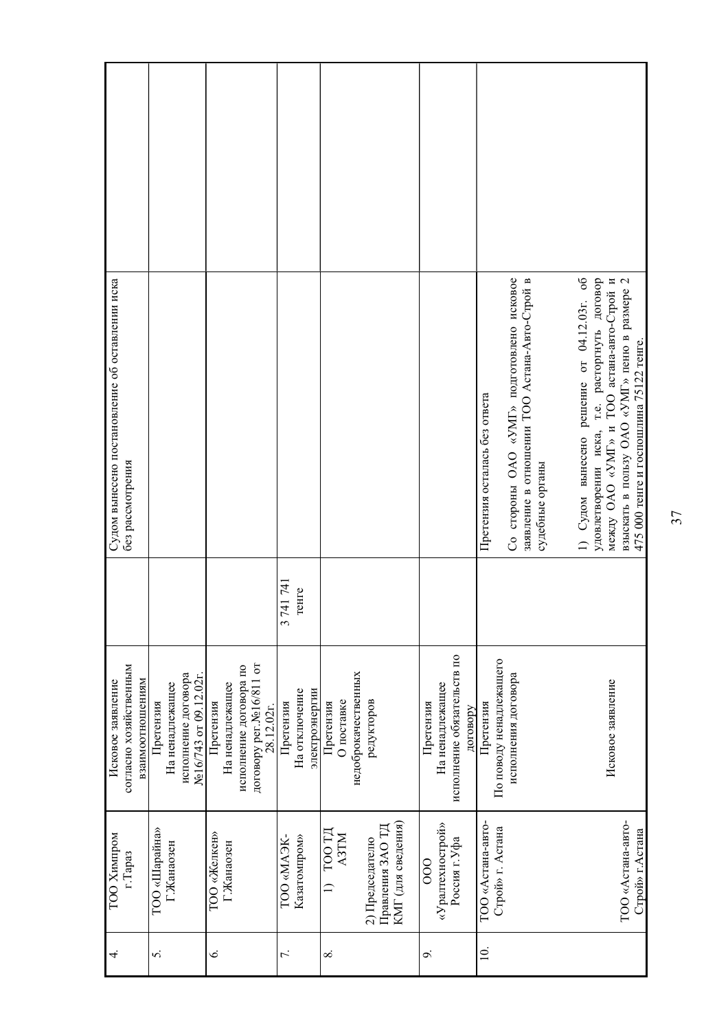| | | | | | |
|---|---|---|---|---|---|
| 4. | ТОО Химпром г.Тараз | Исковое заявление согласно хозяйственным взаимоотношениям | | Судом вынесено постановление об оставлении иска без рассмотрения | |
| 5. | ТОО «Шарайна» Г.Жанаозен | Претензия На ненадлежащее исполнение договора №16/743 от 09.12.02г. | | | |
| 6. | ТОО «Желкен» Г.Жанаозен | Претензия На ненадлежащее исполнение договора по договору рег.№16/811 от 28.12.02г. | | | |
| 7. | ТОО «МАЭК-Казатомпром» | Претензия На отключение электроэнергии | 3 741 741 тенге | | |
| 8. | 1) ТОО ТД АЗТМ<br><br>2) Председателю Правления ЗАО ТД КМГ (для сведения) | Претензия О поставке недоброкачественных редукторов | | | |
| 9. | ООО «Уралтехнострой» Россия г.Уфа | Претензия На ненадлежащее исполнение обязательств по договору | | | |
| 10. | ТОО «Астана-авто-Строй» г. Астана<br><br>ТОО «Астана-авто-Строй» г.Астана | Претензия По поводу ненадлежащего исполнения договора<br><br>Исковое заявление | | Претензия осталась без ответа<br><br>Со стороны ОАО «УМГ» подготовлено исковое заявление в отношении ТОО Астана-Авто-Строй в судебные органы<br><br>1) Судом вынесено решение от 04.12.03г. об удовлетворении иска, т.е. расторгнуть договор между ОАО «УМГ» и ТОО астана-авто-Строй и взыскать в пользу ОАО «УМГ» пеню в размере 2 475 000 тенге и госпошлина 75122 тенге. | |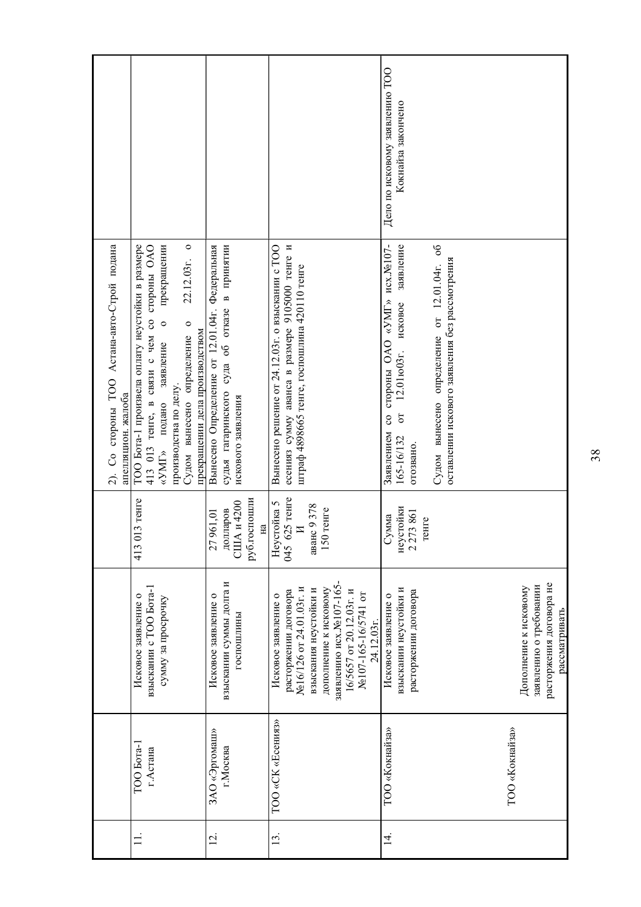| | | | | | |
|---|---|---|---|---|---|
| | | | | 2). Со стороны ТОО Астана-авто-Строй подана апелляцион. жалоба | |
| 11. | ТОО Бота-1 г.Астана | Исковое заявление о взыскании с ТОО Бота-1 сумму за просрочку | 413 013 тенге | ТОО Бота-1 произвела оплату неустойки в размере 413 013 тенге, в связи с чем со стороны ОАО «УМГ» подано заявление о прекращении производства по делу. Судом вынесено определение о 22.12.03г. о прекращении дела производством | |
| 12. | ЗАО «Эргомаш» г.Москва | Исковое заявление о взыскании суммы долга и госпошлины | 27 961,01 долларов США и 4200 руб.госпошлина | Вынесено Определение от 12.01.04г. Федеральная судья гагаринского суда об отказе в принятии искового заявления | |
| 13. | ТОО «СК «Есениз» | Исковое заявление о расторжении договора №16/126 от 24.01.03г. и взыскания неустойки и дополнение к исковому заявлению исх.№107-165-16/5657 от 20.12.03г. и №107-165-16/5741 от 24.12.03г. | Неустойка 5 045`625 тенге И аванс 9 378 150 тенге | Вынесено решение от 24.12.03г. о взыскании с ТОО есениз сумму аванса в размере 9105000 тенге и штраф 4898665 тенге, госпошлина 420110 тенге | |
| 14. | ТОО «Кокнайза»<br><br>ТОО «Кокнайза» | Исковое заявление о взыскании неустойки и расторжении договора<br><br>Дополнение к исковому заявлению о требовании расторжения договора не рассматривать | Сумма неустойки 2 273 861 тенге | Заявлением со стороны ОАО «УМГ» исх.№107-165-16/132 от 12.01ю03г. исковое заявление отозвано.<br><br>Судом вынесено определение от 12.01.04г. об оставлении искового заявления без рассмотрения | Дело по исковому заявлению ТОО Кокнайза закончено |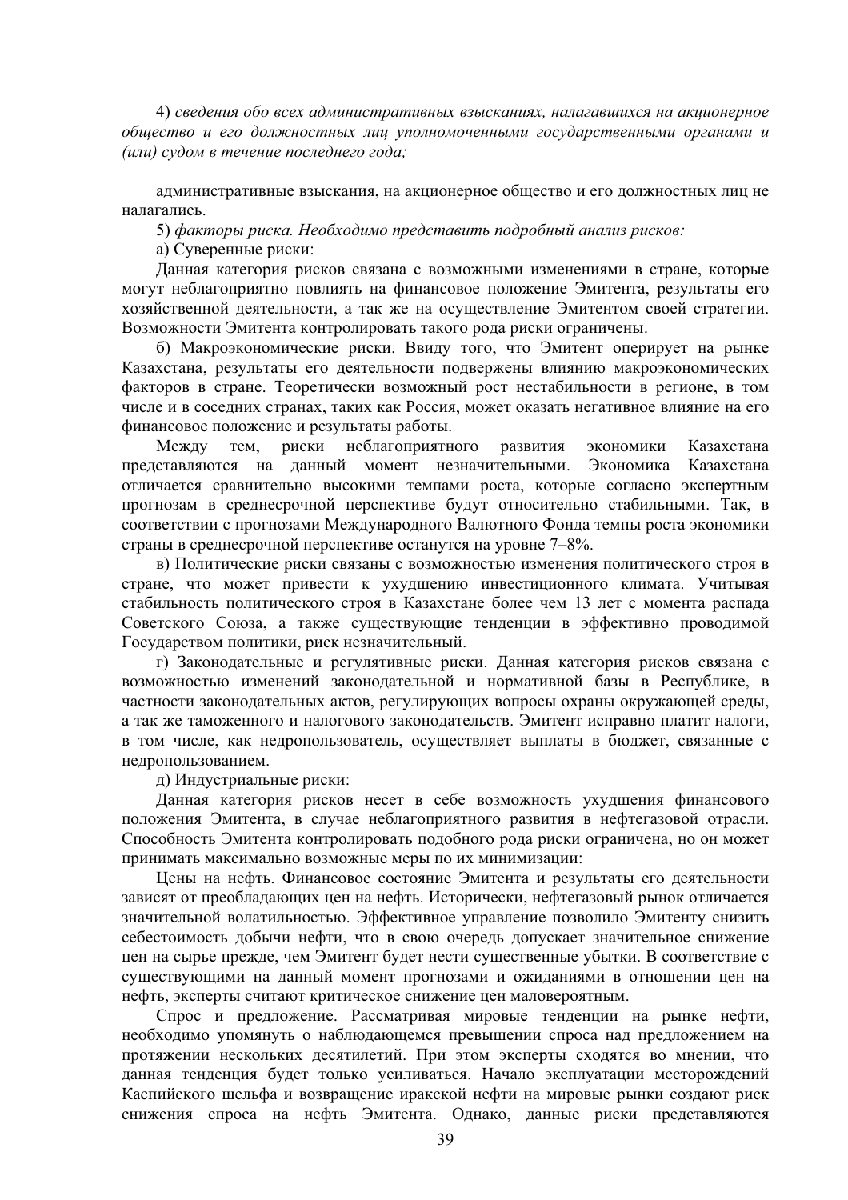4) *сведения обо всех административных взысканиях, налагавшихся на акционерное общество и его должностных лиц уполномоченными государственными органами и (или) судом в течение последнего года;*

административные взыскания, на акционерное общество и его должностных лиц не налагались.

5) *факторы риска. Необходимо представить подробный анализ рисков:*

а) Суверенные риски:

Данная категория рисков связана с возможными изменениями в стране, которые могут неблагоприятно повлиять на финансовое положение Эмитента, результаты его хозяйственной деятельности, а так же на осуществление Эмитентом своей стратегии. Возможности Эмитента контролировать такого рода риски ограничены.

б) Макроэкономические риски. Ввиду того, что Эмитент оперирует на рынке Казахстана, результаты его деятельности подвержены влиянию макроэкономических факторов в стране. Теоретически возможный рост нестабильности в регионе, в том числе и в соседних странах, таких как Россия, может оказать негативное влияние на его финансовое положение и результаты работы.

Между тем, риски неблагоприятного развития экономики Казахстана представляются на данный момент незначительными. Экономика Казахстана отличается сравнительно высокими темпами роста, которые согласно экспертным прогнозам в среднесрочной перспективе будут относительно стабильными. Так, в соответствии с прогнозами Международного Валютного Фонда темпы роста экономики страны в среднесрочной перспективе останутся на уровне 7–8%.

в) Политические риски связаны с возможностью изменения политического строя в стране, что может привести к ухудшению инвестиционного климата. Учитывая стабильность политического строя в Казахстане более чем 13 лет с момента распада Советского Союза, а также существующие тенденции в эффективно проводимой Государством политики, риск незначительный.

г) Законодательные и регулятивные риски. Данная категория рисков связана с возможностью изменений законодательной и нормативной базы в Республике, в частности законодательных актов, регулирующих вопросы охраны окружающей среды, а так же таможенного и налогового законодательств. Эмитент исправно платит налоги, в том числе, как недропользователь, осуществляет выплаты в бюджет, связанные с недропользованием.

д) Индустриальные риски:

Данная категория рисков несет в себе возможность ухудшения финансового положения Эмитента, в случае неблагоприятного развития в нефтегазовой отрасли. Способность Эмитента контролировать подобного рода риски ограничена, но он может принимать максимально возможные меры по их минимизации:

Цены на нефть. Финансовое состояние Эмитента и результаты его деятельности зависят от преобладающих цен на нефть. Исторически, нефтегазовый рынок отличается значительной волатильностью. Эффективное управление позволило Эмитенту снизить себестоимость добычи нефти, что в свою очередь допускает значительное снижение цен на сырье прежде, чем Эмитент будет нести существенные убытки. В соответствие с существующими на данный момент прогнозами и ожиданиями в отношении цен на нефть, эксперты считают критическое снижение цен маловероятным.

Спрос и предложение. Рассматривая мировые тенденции на рынке нефти, необходимо упомянуть о наблюдающемся превышении спроса над предложением на протяжении нескольких десятилетий. При этом эксперты сходятся во мнении, что данная тенденция будет только усиливаться. Начало эксплуатации месторождений Каспийского шельфа и возвращение иракской нефти на мировые рынки создают риск снижения спроса на нефть Эмитента. Однако, данные риски представляются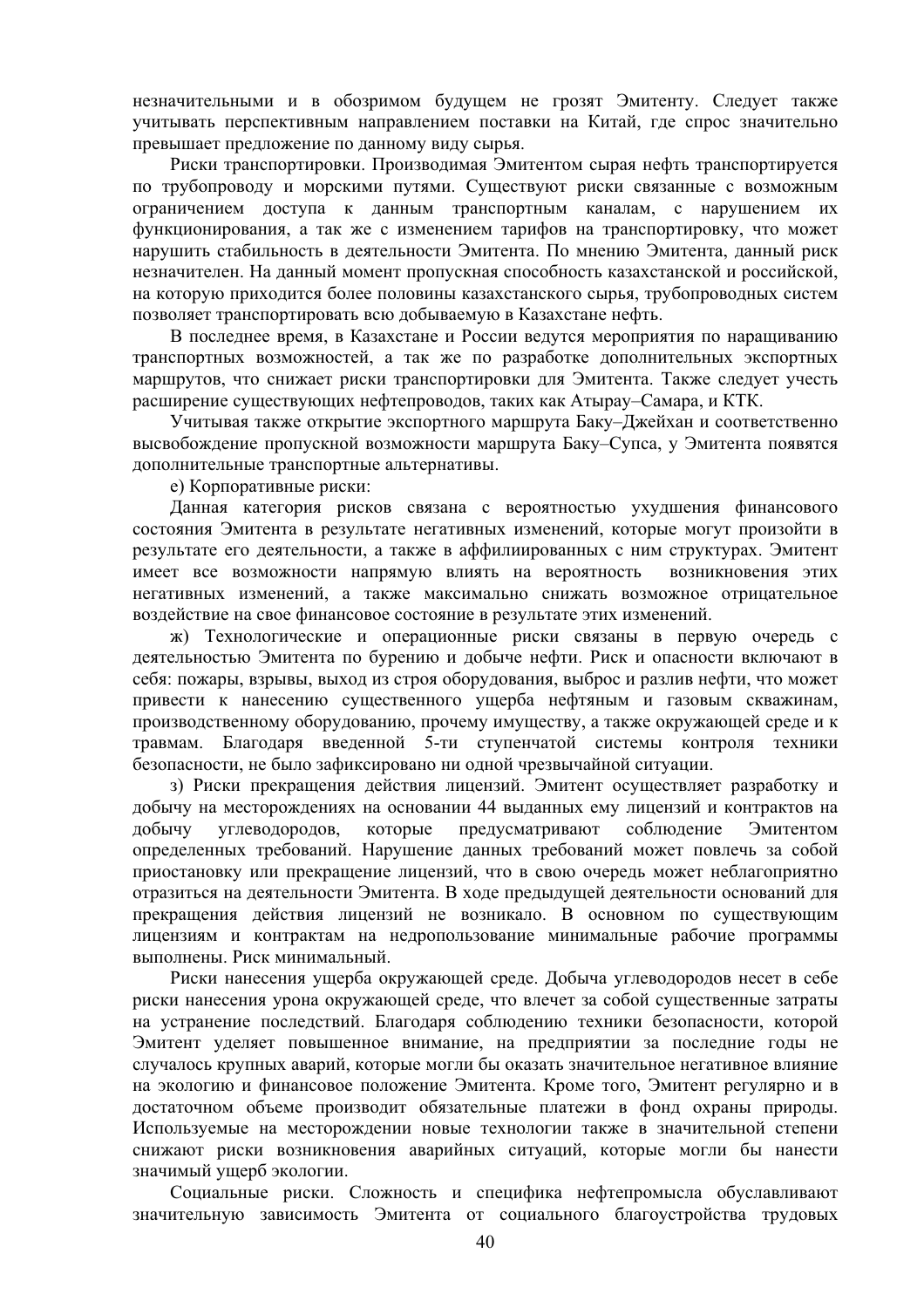незначительными и в обозримом будущем не грозят Эмитенту. Следует также учитывать перспективным направлением поставки на Китай, где спрос значительно превышает предложение по данному виду сырья.

Риски транспортировки. Производимая Эмитентом сырая нефть транспортируется по трубопроводу и морскими путями. Существуют риски связанные с возможным ограничением доступа к данным транспортным каналам, с нарушением их функционирования, а так же с изменением тарифов на транспортировку, что может нарушить стабильность в деятельности Эмитента. По мнению Эмитента, данный риск незначителен. На данный момент пропускная способность казахстанской и российской, на которую приходится более половины казахстанского сырья, трубопроводных систем позволяет транспортировать всю добываемую в Казахстане нефть.

В последнее время, в Казахстане и России ведутся мероприятия по наращиванию транспортных возможностей, а так же по разработке дополнительных экспортных маршрутов, что снижает риски транспортировки для Эмитента. Также следует учесть расширение существующих нефтепроводов, таких как Атырау–Самара, и КТК.

Учитывая также открытие экспортного маршрута Баку–Джейхан и соответственно высвобождение пропускной возможности маршрута Баку–Супса, у Эмитента появятся дополнительные транспортные альтернативы.

е) Корпоративные риски:

Данная категория рисков связана с вероятностью ухудшения финансового состояния Эмитента в результате негативных изменений, которые могут произойти в результате его деятельности, а также в аффилиированных с ним структурах. Эмитент имеет все возможности напрямую влиять на вероятность возникновения этих негативных изменений, а также максимально снижать возможное отрицательное воздействие на свое финансовое состояние в результате этих изменений.

ж) Технологические и операционные риски связаны в первую очередь с деятельностью Эмитента по бурению и добыче нефти. Риск и опасности включают в себя: пожары, взрывы, выход из строя оборудования, выброс и разлив нефти, что может привести к нанесению существенного ущерба нефтяным и газовым скважинам, производственному оборудованию, прочему имуществу, а также окружающей среде и к травмам. Благодаря введенной 5-ти ступенчатой системы контроля техники безопасности, не было зафиксировано ни одной чрезвычайной ситуации.

з) Риски прекращения действия лицензий. Эмитент осуществляет разработку и добычу на месторождениях на основании 44 выданных ему лицензий и контрактов на добычу углеводородов, которые предусматривают соблюдение Эмитентом определенных требований. Нарушение данных требований может повлечь за собой приостановку или прекращение лицензий, что в свою очередь может неблагоприятно отразиться на деятельности Эмитента. В ходе предыдущей деятельности оснований для прекращения действия лицензий не возникало. В основном по существующим лицензиям и контрактам на недропользование минимальные рабочие программы выполнены. Риск минимальный.

Риски нанесения ущерба окружающей среде. Добыча углеводородов несет в себе риски нанесения урона окружающей среде, что влечет за собой существенные затраты на устранение последствий. Благодаря соблюдению техники безопасности, которой Эмитент уделяет повышенное внимание, на предприятии за последние годы не случалось крупных аварий, которые могли бы оказать значительное негативное влияние на экологию и финансовое положение Эмитента. Кроме того, Эмитент регулярно и в достаточном объеме производит обязательные платежи в фонд охраны природы. Используемые на месторождении новые технологии также в значительной степени снижают риски возникновения аварийных ситуаций, которые могли бы нанести значимый ущерб экологии.

Социальные риски. Сложность и специфика нефтепромысла обуславливают значительную зависимость Эмитента от социального благоустройства трудовых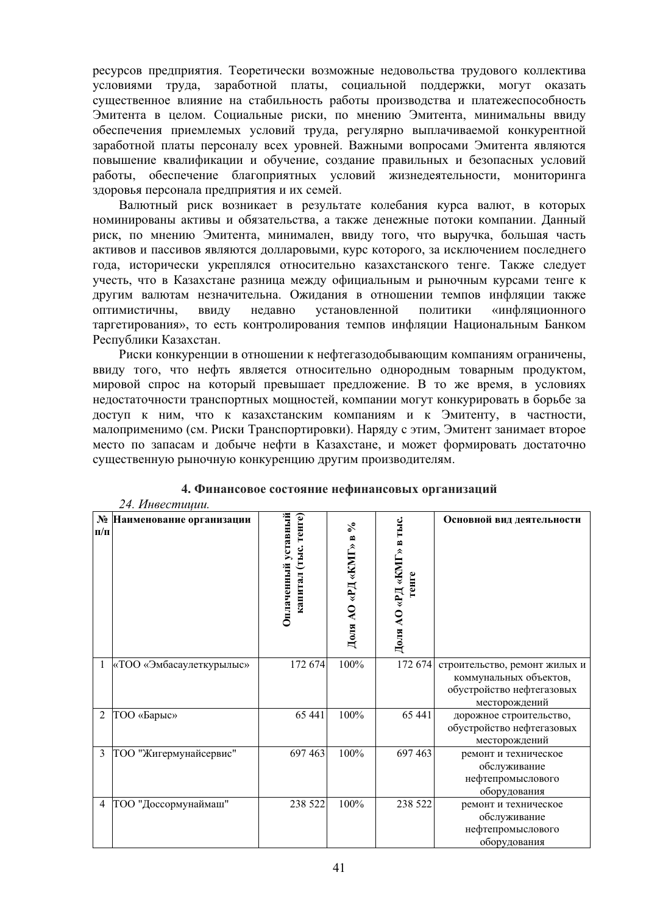ресурсов предприятия. Теоретически возможные недовольства трудового коллектива условиями труда, заработной платы, социальной поддержки, могут оказать существенное влияние на стабильность работы производства и платежеспособность Эмитента в целом. Социальные риски, по мнению Эмитента, минимальны ввиду обеспечения приемлемых условий труда, регулярно выплачиваемой конкурентной заработной платы персоналу всех уровней. Важными вопросами Эмитента являются повышение квалификации и обучение, создание правильных и безопасных условий работы, обеспечение благоприятных условий жизнедеятельности, мониторинга здоровья персонала предприятия и их семей.

Валютный риск возникает в результате колебания курса валют, в которых номинированы активы и обязательства, а также денежные потоки компании. Данный риск, по мнению Эмитента, минимален, ввиду того, что выручка, большая часть активов и пассивов являются долларовыми, курс которого, за исключением последнего года, исторически укреплялся относительно казахстанского тенге. Также следует учесть, что в Казахстане разница между официальным и рыночным курсами тенге к другим валютам незначительна. Ожидания в отношении темпов инфляции также оптимистичны, ввиду недавно установленной политики «инфляционного таргетирования», то есть контролирования темпов инфляции Национальным Банком Республики Казахстан.

Риски конкуренции в отношении к нефтегазодобывающим компаниям ограничены, ввиду того, что нефть является относительно однородным товарным продуктом, мировой спрос на который превышает предложение. В то же время, в условиях недостаточности транспортных мощностей, компании могут конкурировать в борьбе за доступ к ним, что к казахстанским компаниям и к Эмитенту, в частности, малоприменимо (см. Риски Транспортировки). Наряду с этим, Эмитент занимает второе место по запасам и добыче нефти в Казахстане, и может формировать достаточно существенную рыночную конкуренцию другим производителям.

## 4. Финансовое состояние нефинансовых организаций

*24. Инвестиции.*

| № п/п | Наименование организации | Оплаченный уставный капитал (тыс. тенге) | Доля АО «РД «КМГ» в % | Доля АО «РД «КМГ» в тыс. тенге | Основной вид деятельности |
|---|---|---|---|---|---|
| 1 | «ТОО «Эмбасаулеткурылыс» | 172 674 | 100% | 172 674 | строительство, ремонт жилых и коммунальных объектов, обустройство нефтегазовых месторождений |
| 2 | ТОО «Барыс» | 65 441 | 100% | 65 441 | дорожное строительство, обустройство нефтегазовых месторождений |
| 3 | ТОО "Жигермунайсервис" | 697 463 | 100% | 697 463 | ремонт и техническое обслуживание нефтепромыслового оборудования |
| 4 | ТОО "Доссормунаймаш" | 238 522 | 100% | 238 522 | ремонт и техническое обслуживание нефтепромыслового оборудования |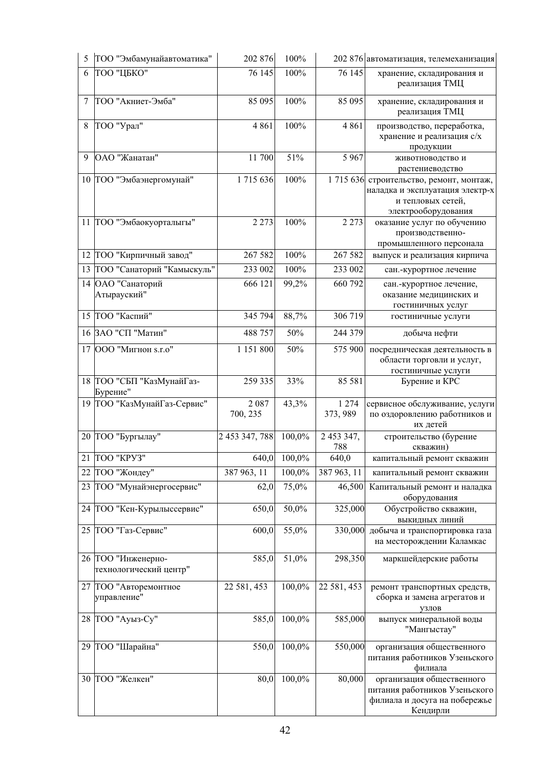| 5 | ТОО "Эмбамунайавтоматика" | 202 876 | 100% | 202 876 | автоматизация, телемеханизация |
|---|---|---|---|---|---|
| 6 | ТОО "ЦБКО" | 76 145 | 100% | 76 145 | хранение, складирования и реализация ТМЦ |
| 7 | ТОО "Акниет-Эмба" | 85 095 | 100% | 85 095 | хранение, складирования и реализация ТМЦ |
| 8 | ТОО "Урал" | 4 861 | 100% | 4 861 | производство, переработка, хранение и реализация с/х продукции |
| 9 | ОАО "Жанатан" | 11 700 | 51% | 5 967 | животноводство и растениеводство |
| 10 | ТОО "Эмбаэнергомунай" | 1 715 636 | 100% | 1 715 636 | строительство, ремонт, монтаж, наладка и эксплуатация электр-х и тепловых сетей, электрооборудования |
| 11 | ТОО "Эмбаокуорталыгы" | 2 273 | 100% | 2 273 | оказание услуг по обучению производственно-промышленного персонала |
| 12 | ТОО "Кирпичный завод" | 267 582 | 100% | 267 582 | выпуск и реализация кирпича |
| 13 | ТОО "Санаторий "Камыскуль" | 233 002 | 100% | 233 002 | сан.-курортное лечение |
| 14 | ОАО "Санаторий Атырауский" | 666 121 | 99,2% | 660 792 | сан.-курортное лечение, оказание медицинских и гостиничных услуг |
| 15 | ТОО "Каспий" | 345 794 | 88,7% | 306 719 | гостиничные услуги |
| 16 | ЗАО "СП "Матин" | 488 757 | 50% | 244 379 | добыча нефти |
| 17 | ООО "Мигнон s.r.o" | 1 151 800 | 50% | 575 900 | посредническая деятельность в области торговли и услуг, гостиничные услуги |
| 18 | ТОО "СБП "КазМунайГаз-Бурение" | 259 335 | 33% | 85 581 | Бурение и КРС |
| 19 | ТОО "КазМунайГаз-Сервис" | 2 087 700, 235 | 43,3% | 1 274 373, 989 | сервисное обслуживание, услуги по оздоровлению работников и их детей |
| 20 | ТОО "Бургылау" | 2 453 347, 788 | 100,0% | 2 453 347, 788 | строительство (бурение скважин) |
| 21 | ТОО "КРУЗ" | 640,0 | 100,0% | 640,0 | капитальный ремонт скважин |
| 22 | ТОО "Жондеу" | 387 963, 11 | 100,0% | 387 963, 11 | капитальный ремонт скважин |
| 23 | ТОО "Мунайэнергосервис" | 62,0 | 75,0% | 46,500 | Капитальный ремонт и наладка оборудования |
| 24 | ТОО "Кен-Курылыссервис" | 650,0 | 50,0% | 325,000 | Обустройство скважин, выкидных линий |
| 25 | ТОО "Газ-Сервис" | 600,0 | 55,0% | 330,000 | добыча и транспортировка газа на месторождении Каламкас |
| 26 | ТОО "Инженерно-технологический центр" | 585,0 | 51,0% | 298,350 | маркшейдерские работы |
| 27 | ТОО "Авторемонтное управление" | 22 581, 453 | 100,0% | 22 581, 453 | ремонт транспортных средств, сборка и замена агрегатов и узлов |
| 28 | ТОО "Ауыз-Су" | 585,0 | 100,0% | 585,000 | выпуск минеральной воды "Мангыстау" |
| 29 | ТОО "Шарайна" | 550,0 | 100,0% | 550,000 | организация общественного питания работников Узеньского филиала |
| 30 | ТОО "Желкен" | 80,0 | 100,0% | 80,000 | организация общественного питания работников Узеньского филиала и досуга на побережье Кендирли |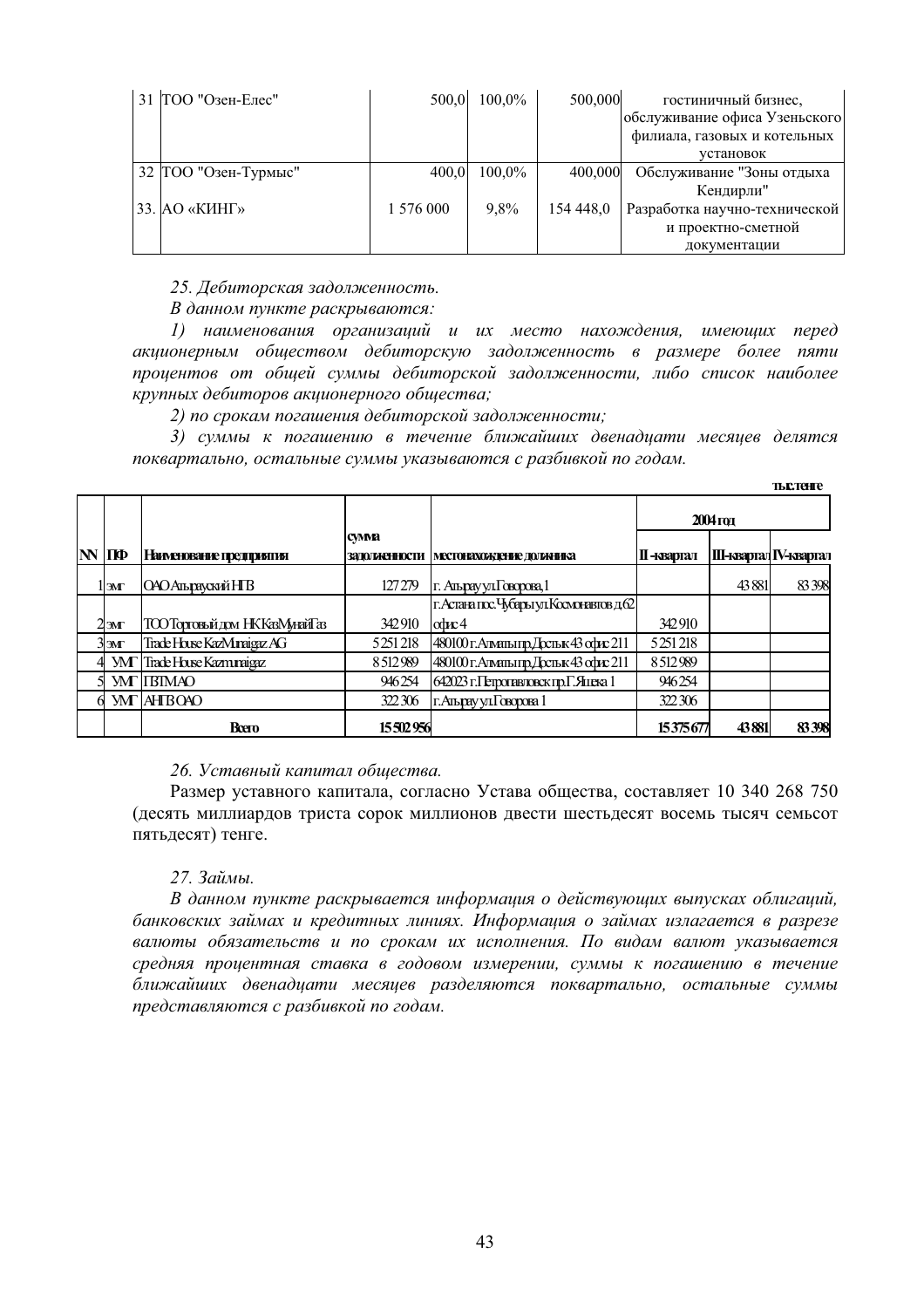| 31 | ТОО "Озен-Елес" | 500,0 | 100,0% | 500,000 | гостиничный бизнес, обслуживание офиса Узеньского филиала, газовых и котельных установок |
|---|---|---|---|---|---|
| 32 | ТОО "Озен-Турмыс" | 400,0 | 100,0% | 400,000 | Обслуживание "Зоны отдыха Кендирли" |
| 33. | АО «КИНГ» | 1 576 000 | 9,8% | 154 448,0 | Разработка научно-технической и проектно-сметной документации |

*25. Дебиторская задолженность.*

*В данном пункте раскрываются:*

*1) наименования организаций и их место нахождения, имеющих перед акционерным обществом дебиторскую задолженность в размере более пяти процентов от общей суммы дебиторской задолженности, либо список наиболее крупных дебиторов акционерного общества;*

*2) по срокам погашения дебиторской задолженности;*

*3) суммы к погашению в течение ближайших двенадцати месяцев делятся поквартально, остальные суммы указываются с разбивкой по годам.*

тыс.тенге

| NN | ПФ | Наименование предприятия | сумма задолженности | местонахождение должника | 2004 год | | |
|---|---|---|---|---|---|---|---|
| | | | | | II-квартал | III-квартал | IV-квартал |
| 1 | ЭМГ | ОАО Атырауский НПЗ | 127 279 | г. Атырау ул.Говорова,1 | | 43 881 | 83 398 |
| 2 | ЭМГ | ТОО Торговый дом НК КазМунайГаз | 342 910 | г.Астана пос.Чубары ул.Космонавтов д.62 офис 4 | 342 910 | | |
| 3 | ЭМГ | Trade House KazMunaigaz AG | 5 251 218 | 480100 г.Алматы пр.Достык 43 офис 211 | 5 251 218 | | |
| 4 | УМГ | Trade House Kazmunaigaz | 8 512 989 | 480100 г.Алматы пр.Достык 43 офис 211 | 8 512 989 | | |
| 5 | УМГ | ПЗТМАО | 946 254 | 642023 г.Петропавловск пр.Г.Яшека 1 | 946 254 | | |
| 6 | УМГ | АНПЗ ОАО | 322 306 | г.Атырау ул.Говорова 1 | 322 306 | | |
| | | **Всего** | **15 502 956** | | **15 375 677** | **43 881** | **83 398** |

*26. Уставный капитал общества.*

Размер уставного капитала, согласно Устава общества, составляет 10 340 268 750 (десять миллиардов триста сорок миллионов двести шестьдесят восемь тысяч семьсот пятьдесят) тенге.

*27. Займы.*

*В данном пункте раскрывается информация о действующих выпусках облигаций, банковских займах и кредитных линиях. Информация о займах излагается в разрезе валюты обязательств и по срокам их исполнения. По видам валют указывается средняя процентная ставка в годовом измерении, суммы к погашению в течение ближайших двенадцати месяцев разделяются поквартально, остальные суммы представляются с разбивкой по годам.*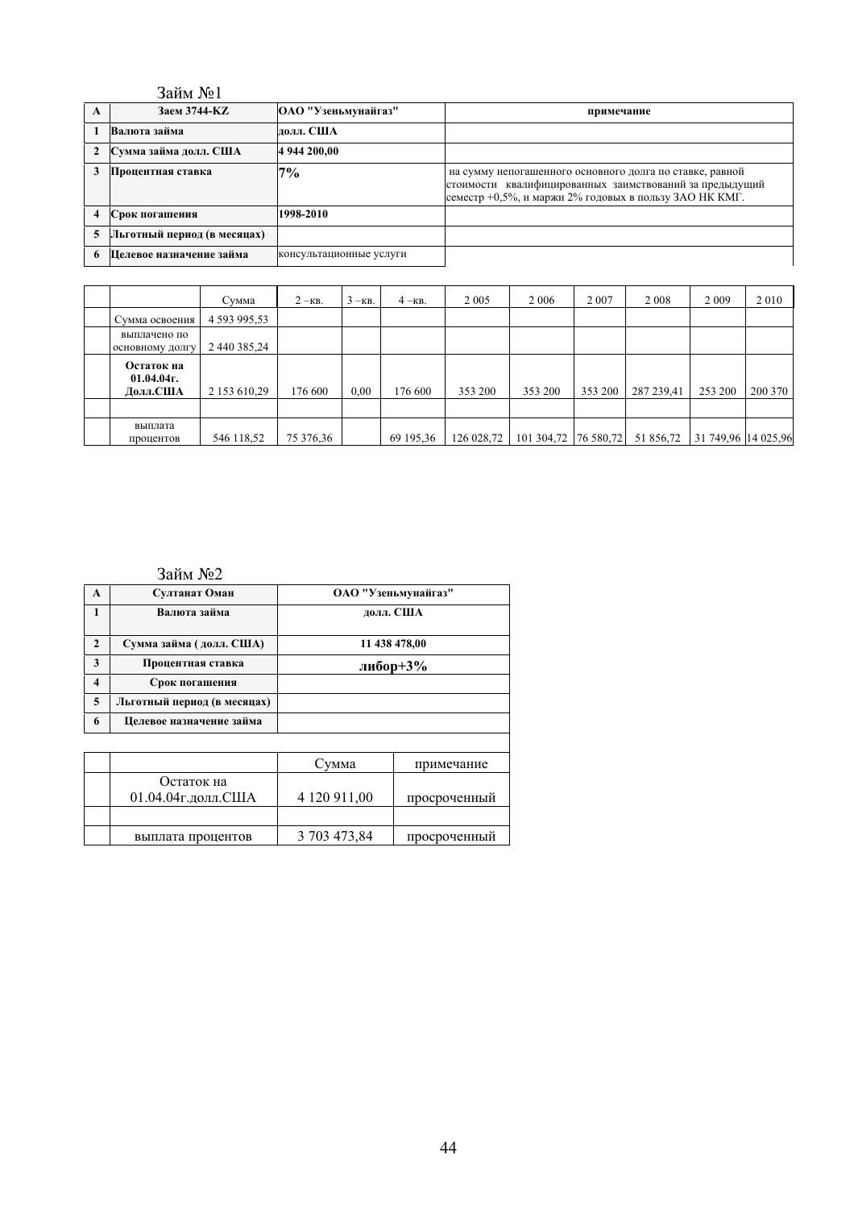Займ №1

| A | Заем 3744-KZ | ОАО "Узеньмунайгаз" | примечание |
|---|---|---|---|
| 1 | Валюта займа | долл. США | |
| 2 | Сумма займа долл. США | 4 944 200,00 | |
| 3 | Процентная ставка | 7% | на сумму непогашенного основного долга по ставке, равной стоимости квалифицированных заимствований за предыдущий семестр +0,5%, и маржи 2% годовых в пользу ЗАО НК КМГ. |
| 4 | Срок погашения | 1998-2010 | |
| 5 | Льготный период (в месяцах) | | |
| 6 | Целевое назначение займа | консультационные услуги | |

| | | Сумма | 2 –кв. | 3 –кв. | 4 –кв. | 2 005 | 2 006 | 2 007 | 2 008 | 2 009 | 2 010 |
|---|---|---|---|---|---|---|---|---|---|---|---|
| | Сумма освоения | 4 593 995,53 | | | | | | | | | |
| | выплачено по основному долгу | 2 440 385,24 | | | | | | | | | |
| | **Остаток на 01.04.04г. Долл.США** | 2 153 610,29 | 176 600 | 0,00 | 176 600 | 353 200 | 353 200 | 353 200 | 287 239,41 | 253 200 | 200 370 |
| | | | | | | | | | | | |
| | выплата процентов | 546 118,52 | 75 376,36 | | 69 195,36 | 126 028,72 | 101 304,72 | 76 580,72 | 51 856,72 | 31 749,96 | 14 025,96 |

Займ №2

| A | Султанат Оман | ОАО "Узеньмунайгаз" |
|---|---|---|
| 1 | Валюта займа | долл. США |
| 2 | Сумма займа ( долл. США) | 11 438 478,00 |
| 3 | Процентная ставка | либор+3% |
| 4 | Срок погашения | |
| 5 | Льготный период (в месяцах) | |
| 6 | Целевое назначение займа | |

| | | Сумма | примечание |
|---|---|---|---|
| | Остаток на 01.04.04г.долл.США | 4 120 911,00 | просроченный |
| | | | |
| | выплата процентов | 3 703 473,84 | просроченный |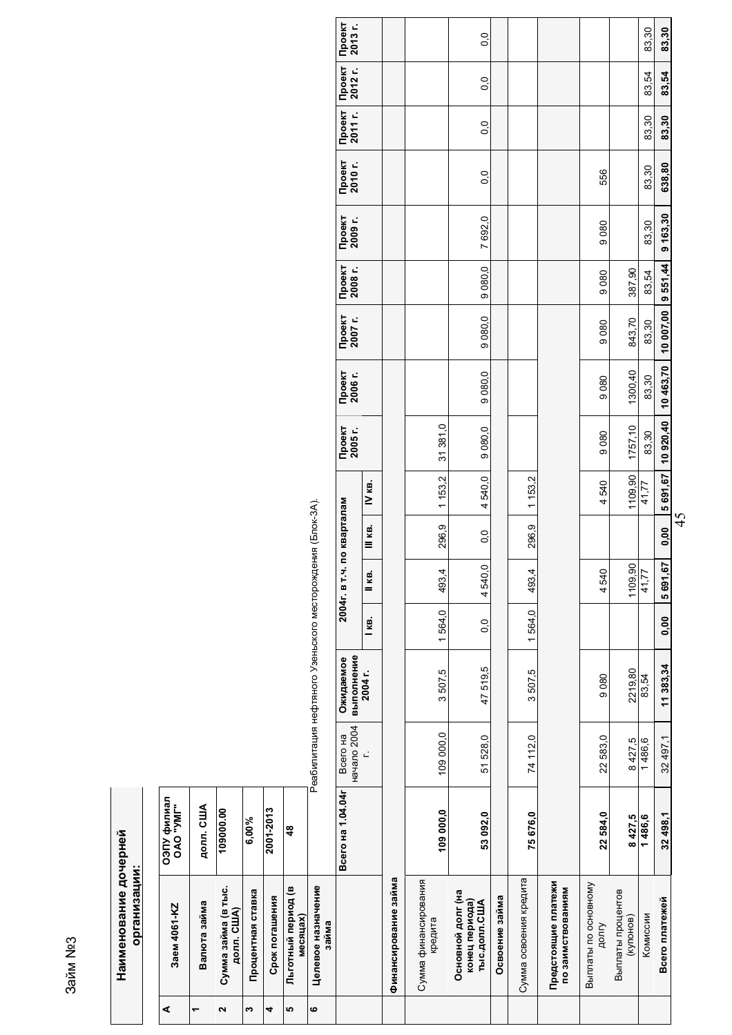Займ №3

**Наименование дочерней организации:**

| А | Заем 4061-KZ | ОЭПУ филиал ОАО "УМГ" |
|---|---|---|
| 1 | Валюта займа | долл. США |
| 2 | Сумма займа (в тыс. долл. США) | 109000,00 |
| 3 | Процентная ставка | 6,00% |
| 4 | Срок погашения | 2001-2013 |
| 5 | Льготный период (в месяцах) | 48 |
| 6 | Целевое назначение займа | Реабилитация нефтяного Узеньского месторождения (Блок-3А). |

| | Всего на 1.04.04г | Всего на начало 2004 г. | Ожидаемое выполнение 2004 г. | 2004г. в т.ч. по кварталам | | | | Проект 2005 г. | Проект 2006 г. | Проект 2007 г. | Проект 2008 г. | Проект 2009 г. | Проект 2010 г. | Проект 2011 г. | Проект 2012 г. | Проект 2013 г. |
|---|---|---|---|---|---|---|---|---|---|---|---|---|---|---|---|---|
| | | | | I кв. | II кв. | III кв. | IV кв. | | | | | | | | | |
| **Финансирование займа** | | | | | | | | | | | | | | | | |
| Сумма финансирования кредита | **109 000,0** | 109 000,0 | 3 507,5 | 1 564,0 | 493,4 | 296,9 | 1 153,2 | 31 381,0 | | | | | | | | |
| **Основной долг (на конец периода) тыс.долл.США** | **53 092,0** | 51 528,0 | 47 519,5 | 0,0 | 4 540,0 | 0,0 | 4 540,0 | 9 080,0 | 9 080,0 | 9 080,0 | 9 080,0 | 7 692,0 | 0,0 | 0,0 | 0,0 | 0,0 |
| **Освоение займа** | | | | | | | | | | | | | | | | |
| Сумма освоения кредита | **75 676,0** | 74 112,0 | 3 507,5 | 1 564,0 | 493,4 | 296,9 | 1 153,2 | | | | | | | | | |
| **Предстоящие платежи по заимствованиям** | | | | | | | | | | | | | | | | |
| Выплаты по основному долгу | **22 584,0** | 22 583,0 | 9 080 | | 4 540 | | 4 540 | 9 080 | 9 080 | 9 080 | 9 080 | 9 080 | 556 | | | |
| Выплаты процентов (купонов) | **8 427,5** | 8 427,5 | 2219,80 | | 1109,90 | | 1109,90 | 1757,10 | 1300,40 | 843,70 | 387,90 | | | | | |
| Комиссии | **1 486,6** | 1 486,6 | 83,54 | | 41,77 | | 41,77 | 83,30 | 83,30 | 83,30 | 83,54 | 83,30 | 83,30 | 83,30 | 83,54 | 83,30 |
| **Всего платежей** | **32 498,1** | 32 497,1 | **11 383,34** | **0,00** | **5 691,67** | **0,00** | **5 691,67** | **10 920,40** | **10 463,70** | **10 007,00** | **9 551,44** | **9 163,30** | **638,80** | **83,30** | **83,54** | **83,30** |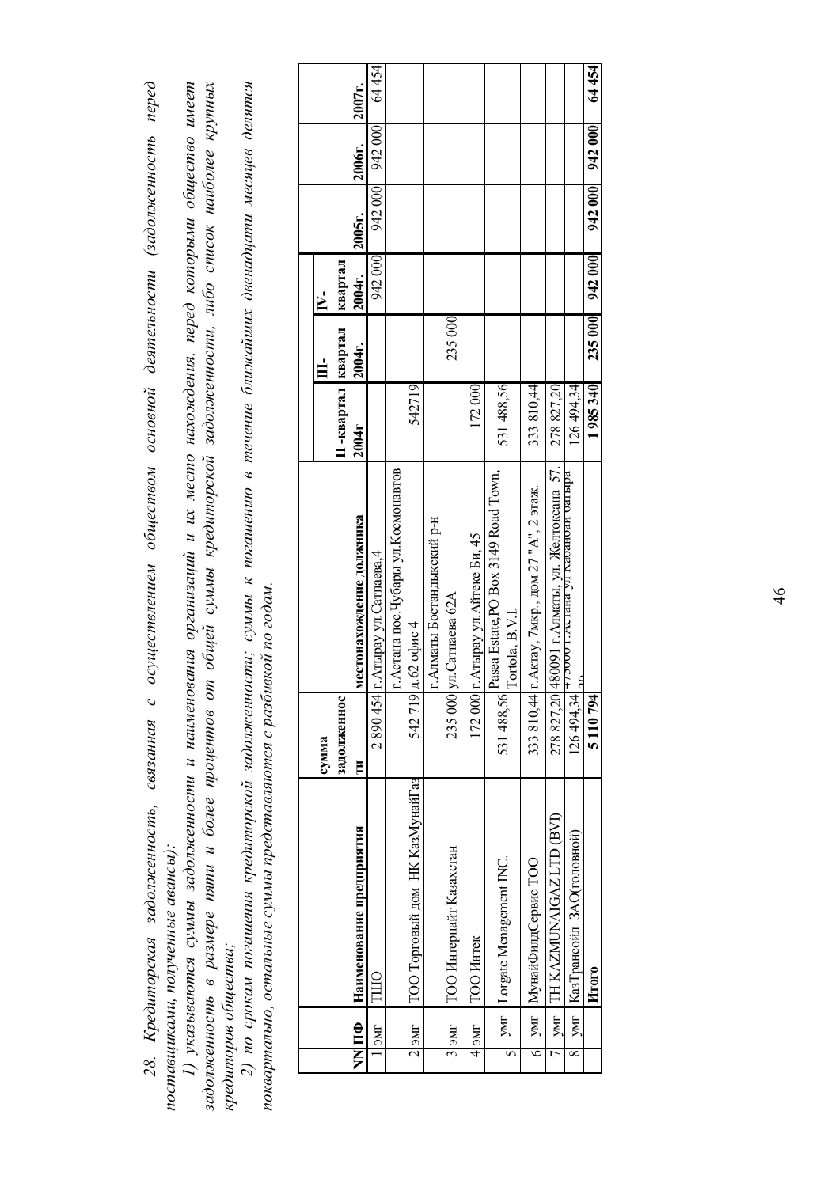*28. Кредиторская задолженность, связанная с осуществлением обществом основной деятельности (задолженность перед поставщиками, полученные авансы):*

*1) указываются суммы задолженности и наименования организаций и их место нахождения, перед которыми общество имеет задолженность в размере пяти и более процентов от общей суммы кредиторской задолженности, либо список наиболее крупных кредиторов общества;*

*2) по срокам погашения кредиторской задолженности; суммы к погашению в течение ближайших двенадцати месяцев делятся поквартально, остальные суммы представляются с разбивкой по годам.*

| NN | ПФ | Наименование предприятия | сумма задолженности | местонахождение должника | II -квартал 2004г | III-квартал 2004г. | IV-квартал 2004г. | 2005г. | 2006г. | 2007г. |
|---|---|---|---|---|---|---|---|---|---|---|
| 1 | эмг | ТШО | 2 890 454 | г.Атырау ул.Сатпаева,4 | | | 942 000 | 942 000 | 942 000 | 64 454 |
| 2 | эмг | ТОО Торговый дом НК КазМунайГаз | 542 719 | г.Астана пос.Чубары ул.Космонавтов д.62 офис 4 | 542719 | | | | | |
| 3 | эмг | ТОО Интерлайт Казахстан | 235 000 | г.Алматы Бостандыкский р-н ул.Сатпаева 62А | | 235 000 | | | | |
| 4 | эмг | ТОО Интек | 172 000 | г.Атырау ул.Айтеке Би, 45 | 172 000 | | | | | |
| 5 | умг | Lorgate Menagement INC. | 531 488,56 | Pasea Estate,PO Box 3149 Road Town, Tortola, B.V.I. | 531 488,56 | | | | | |
| 6 | умг | МунайФилдСервис ТОО | 333 810,44 | г.Актау, 7мкр., дом 27 "А", 2 этаж. | 333 810,44 | | | | | |
| 7 | умг | TH KAZMUNAIGAZ LTD (BVI) | 278 827,20 | 480091 г.Алматы, ул. Желтоксана 57. | 278 827,20 | | | | | |
| 8 | умг | КазТрансойл ЗАО(головной) | 126 494,34 | 473000 г.Астана ул.Кабанбай батыра 20 | 126 494,34 | | | | | |
| | | **Итого** | **5 110 794** | | **1 985 340** | **235 000** | **942 000** | **942 000** | **942 000** | **64 454** |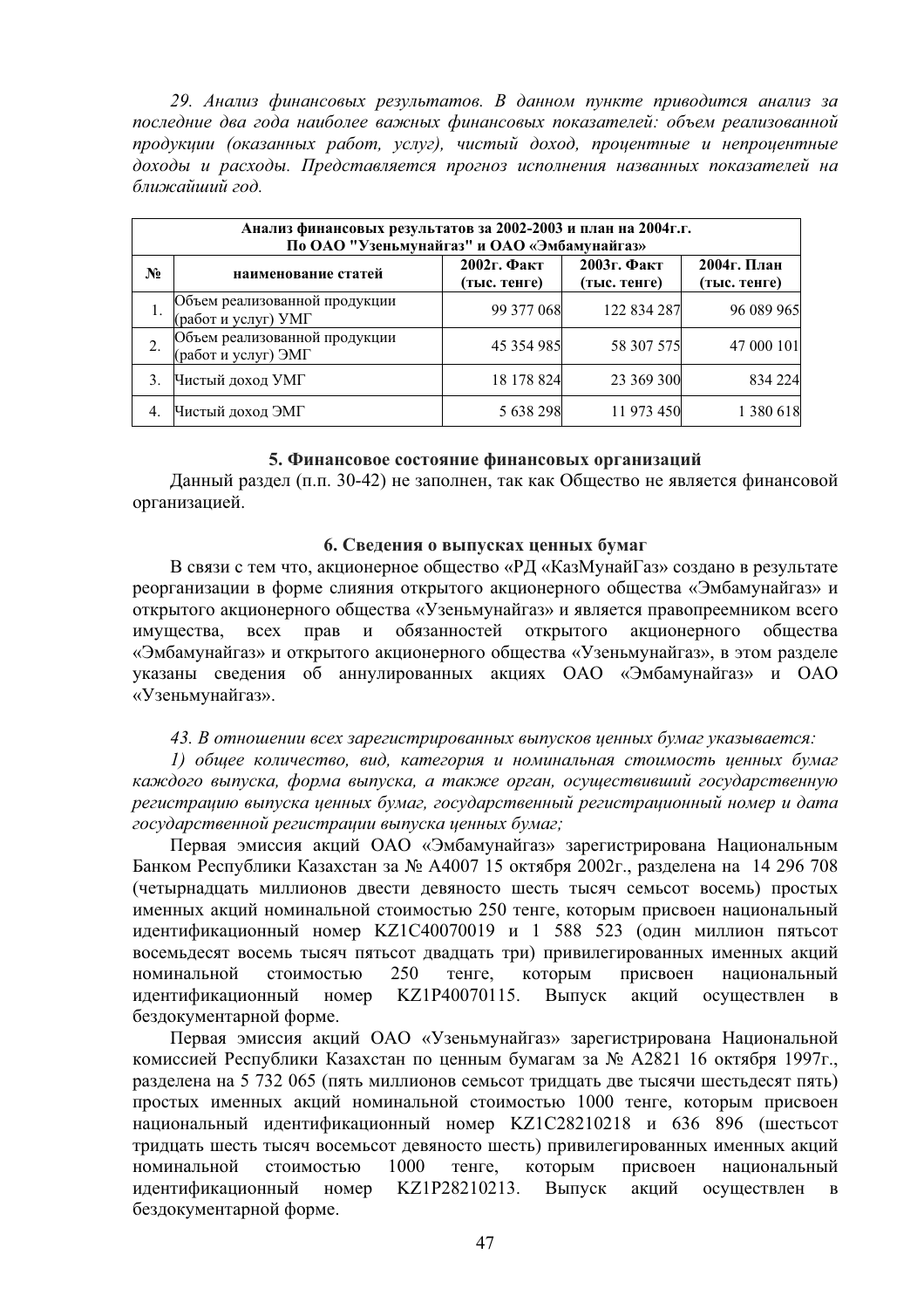*29. Анализ финансовых результатов. В данном пункте приводится анализ за последние два года наиболее важных финансовых показателей: объем реализованной продукции (оказанных работ, услуг), чистый доход, процентные и непроцентные доходы и расходы. Представляется прогноз исполнения названных показателей на ближайший год.*

| Анализ финансовых результатов за 2002-2003 и план на 2004г.г. По ОАО "Узеньмунайгаз" и ОАО «Эмбамунайгаз» | | | | |
|---|---|---|---|---|
| **№** | **наименование статей** | **2002г. Факт (тыс. тенге)** | **2003г. Факт (тыс. тенге)** | **2004г. План (тыс. тенге)** |
| 1. | Объем реализованной продукции (работ и услуг) УМГ | 99 377 068 | 122 834 287 | 96 089 965 |
| 2. | Объем реализованной продукции (работ и услуг) ЭМГ | 45 354 985 | 58 307 575 | 47 000 101 |
| 3. | Чистый доход УМГ | 18 178 824 | 23 369 300 | 834 224 |
| 4. | Чистый доход ЭМГ | 5 638 298 | 11 973 450 | 1 380 618 |

## 5. Финансовое состояние финансовых организаций

Данный раздел (п.п. 30-42) не заполнен, так как Общество не является финансовой организацией.

## 6. Сведения о выпусках ценных бумаг

В связи с тем что, акционерное общество «РД «КазМунайГаз» создано в результате реорганизации в форме слияния открытого акционерного общества «Эмбамунайгаз» и открытого акционерного общества «Узеньмунайгаз» и является правопреемником всего имущества, всех прав и обязанностей открытого акционерного общества «Эмбамунайгаз» и открытого акционерного общества «Узеньмунайгаз», в этом разделе указаны сведения об аннулированных акциях ОАО «Эмбамунайгаз» и ОАО «Узеньмунайгаз».

*43. В отношении всех зарегистрированных выпусков ценных бумаг указывается:*

*1) общее количество, вид, категория и номинальная стоимость ценных бумаг каждого выпуска, форма выпуска, а также орган, осуществивший государственную регистрацию выпуска ценных бумаг, государственный регистрационный номер и дата государственной регистрации выпуска ценных бумаг;*

Первая эмиссия акций ОАО «Эмбамунайгаз» зарегистрирована Национальным Банком Республики Казахстан за № А4007 15 октября 2002г., разделена на 14 296 708 (четырнадцать миллионов двести девяносто шесть тысяч семьсот восемь) простых именных акций номинальной стоимостью 250 тенге, которым присвоен национальный идентификационный номер KZ1C40070019 и 1 588 523 (один миллион пятьсот восемьдесят восемь тысяч пятьсот двадцать три) привилегированных именных акций номинальной стоимостью 250 тенге, которым присвоен национальный идентификационный номер KZ1P40070115. Выпуск акций осуществлен в бездокументарной форме.

Первая эмиссия акций ОАО «Узеньмунайгаз» зарегистрирована Национальной комиссией Республики Казахстан по ценным бумагам за № А2821 16 октября 1997г., разделена на 5 732 065 (пять миллионов семьсот тридцать две тысячи шестьдесят пять) простых именных акций номинальной стоимостью 1000 тенге, которым присвоен национальный идентификационный номер KZ1C28210218 и 636 896 (шестьсот тридцать шесть тысяч восемьсот девяносто шесть) привилегированных именных акций номинальной стоимостью 1000 тенге, которым присвоен национальный идентификационный номер KZ1P28210213. Выпуск акций осуществлен в бездокументарной форме.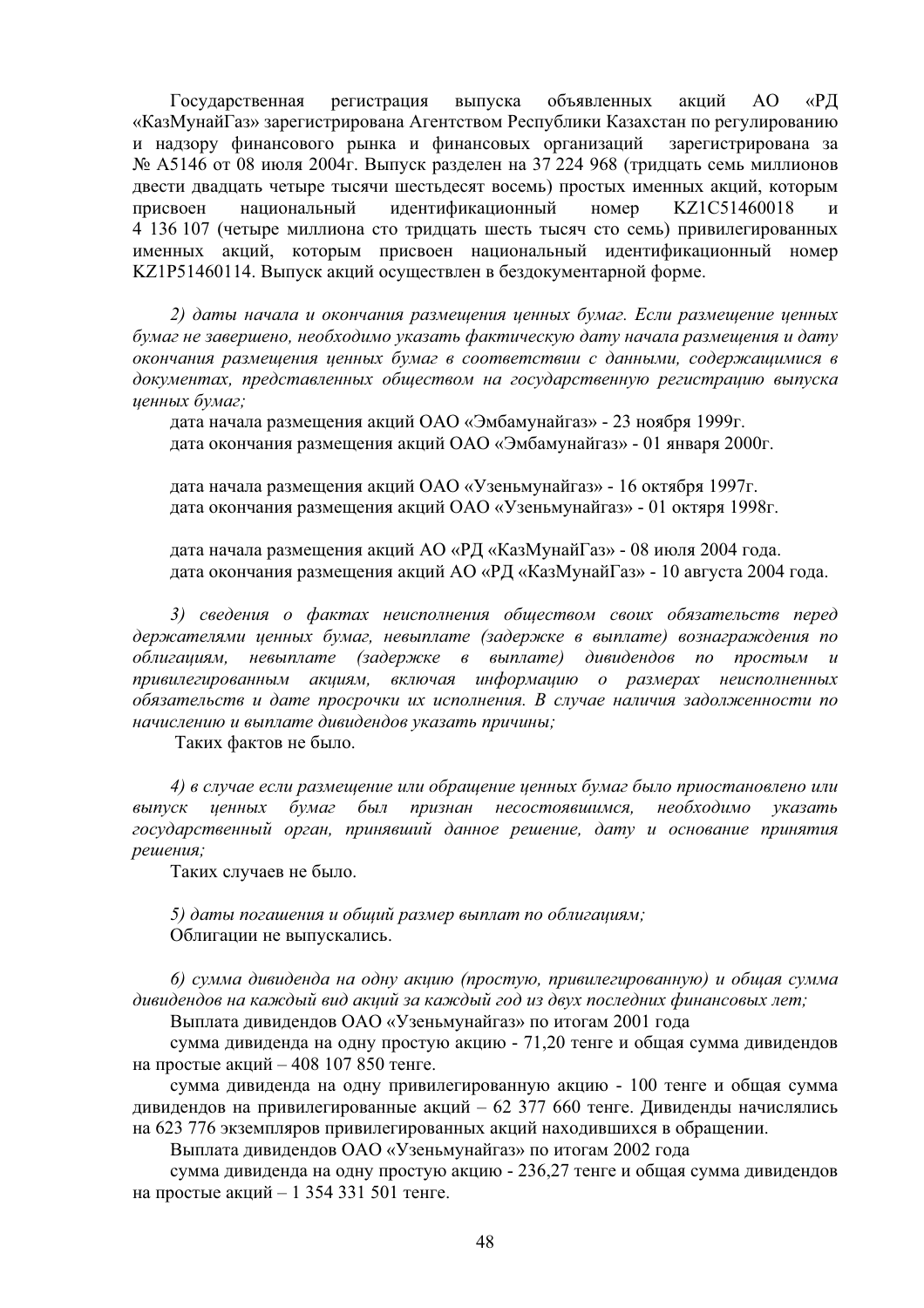Государственная регистрация выпуска объявленных акций АО «РД «КазМунайГаз» зарегистрирована Агентством Республики Казахстан по регулированию и надзору финансового рынка и финансовых организаций зарегистрирована за № А5146 от 08 июля 2004г. Выпуск разделен на 37 224 968 (тридцать семь миллионов двести двадцать четыре тысячи шестьдесят восемь) простых именных акций, которым присвоен национальный идентификационный номер KZ1C51460018 и 4 136 107 (четыре миллиона сто тридцать шесть тысяч сто семь) привилегированных именных акций, которым присвоен национальный идентификационный номер KZ1P51460114. Выпуск акций осуществлен в бездокументарной форме.

*2) даты начала и окончания размещения ценных бумаг. Если размещение ценных бумаг не завершено, необходимо указать фактическую дату начала размещения и дату окончания размещения ценных бумаг в соответствии с данными, содержащимися в документах, представленных обществом на государственную регистрацию выпуска ценных бумаг;*

дата начала размещения акций ОАО «Эмбамунайгаз» - 23 ноября 1999г.
дата окончания размещения акций ОАО «Эмбамунайгаз» - 01 января 2000г.

дата начала размещения акций ОАО «Узеньмунайгаз» - 16 октября 1997г.
дата окончания размещения акций ОАО «Узеньмунайгаз» - 01 октяря 1998г.

дата начала размещения акций АО «РД «КазМунайГаз» - 08 июля 2004 года.
дата окончания размещения акций АО «РД «КазМунайГаз» - 10 августа 2004 года.

*3) сведения о фактах неисполнения обществом своих обязательств перед держателями ценных бумаг, невыплате (задержке в выплате) вознаграждения по облигациям, невыплате (задержке в выплате) дивидендов по простым и привилегированным акциям, включая информацию о размерах неисполненных обязательств и дате просрочки их исполнения. В случае наличия задолженности по начислению и выплате дивидендов указать причины;*

Таких фактов не было.

*4) в случае если размещение или обращение ценных бумаг было приостановлено или выпуск ценных бумаг был признан несостоявшимся, необходимо указать государственный орган, принявший данное решение, дату и основание принятия решения;*

Таких случаев не было.

*5) даты погашения и общий размер выплат по облигациям;*

Облигации не выпускались.

*6) сумма дивиденда на одну акцию (простую, привилегированную) и общая сумма дивидендов на каждый вид акций за каждый год из двух последних финансовых лет;*

Выплата дивидендов ОАО «Узеньмунайгаз» по итогам 2001 года

сумма дивиденда на одну простую акцию - 71,20 тенге и общая сумма дивидендов на простые акций – 408 107 850 тенге.

сумма дивиденда на одну привилегированную акцию - 100 тенге и общая сумма дивидендов на привилегированные акций – 62 377 660 тенге. Дивиденды начислялись на 623 776 экземпляров привилегированных акций находившихся в обращении.

Выплата дивидендов ОАО «Узеньмунайгаз» по итогам 2002 года

сумма дивиденда на одну простую акцию - 236,27 тенге и общая сумма дивидендов на простые акций – 1 354 331 501 тенге.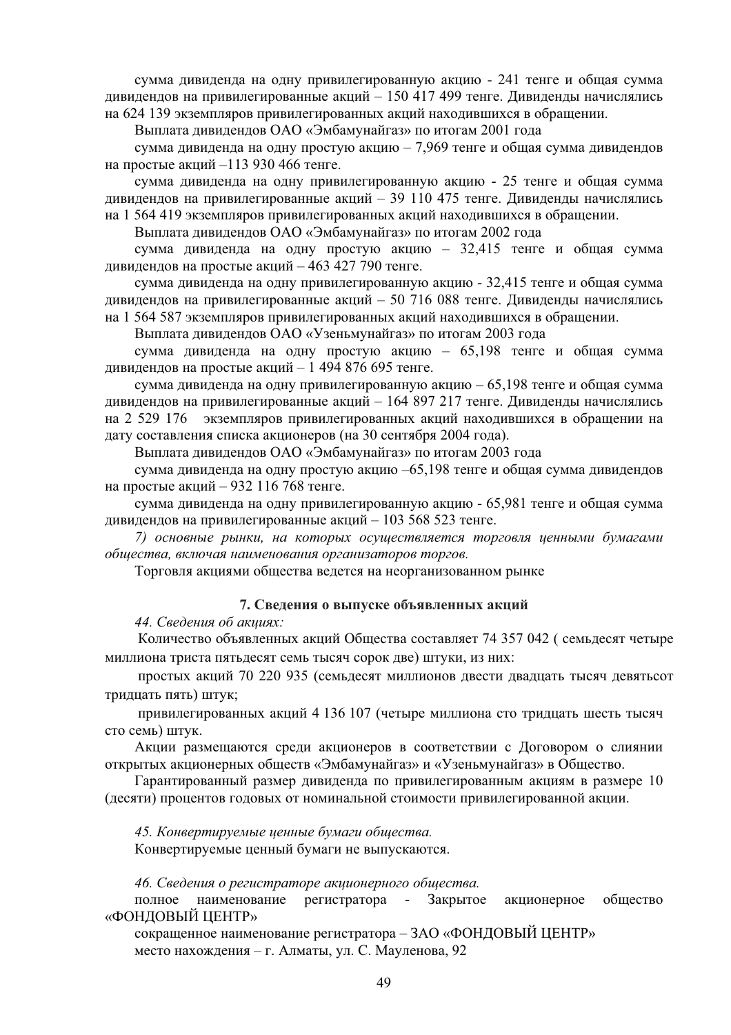сумма дивиденда на одну привилегированную акцию - 241 тенге и общая сумма дивидендов на привилегированные акций – 150 417 499 тенге. Дивиденды начислялись на 624 139 экземпляров привилегированных акций находившихся в обращении.

Выплата дивидендов ОАО «Эмбамунайгаз» по итогам 2001 года

сумма дивиденда на одну простую акцию – 7,969 тенге и общая сумма дивидендов на простые акций –113 930 466 тенге.

сумма дивиденда на одну привилегированную акцию - 25 тенге и общая сумма дивидендов на привилегированные акций – 39 110 475 тенге. Дивиденды начислялись на 1 564 419 экземпляров привилегированных акций находившихся в обращении.

Выплата дивидендов ОАО «Эмбамунайгаз» по итогам 2002 года

сумма дивиденда на одну простую акцию – 32,415 тенге и общая сумма дивидендов на простые акций – 463 427 790 тенге.

сумма дивиденда на одну привилегированную акцию - 32,415 тенге и общая сумма дивидендов на привилегированные акций – 50 716 088 тенге. Дивиденды начислялись на 1 564 587 экземпляров привилегированных акций находившихся в обращении.

Выплата дивидендов ОАО «Узеньмунайгаз» по итогам 2003 года

сумма дивиденда на одну простую акцию – 65,198 тенге и общая сумма дивидендов на простые акций – 1 494 876 695 тенге.

сумма дивиденда на одну привилегированную акцию – 65,198 тенге и общая сумма дивидендов на привилегированные акций – 164 897 217 тенге. Дивиденды начислялись на 2 529 176 экземпляров привилегированных акций находившихся в обращении на дату составления списка акционеров (на 30 сентября 2004 года).

Выплата дивидендов ОАО «Эмбамунайгаз» по итогам 2003 года

сумма дивиденда на одну простую акцию –65,198 тенге и общая сумма дивидендов на простые акций – 932 116 768 тенге.

сумма дивиденда на одну привилегированную акцию - 65,981 тенге и общая сумма дивидендов на привилегированные акций – 103 568 523 тенге.

*7) основные рынки, на которых осуществляется торговля ценными бумагами общества, включая наименования организаторов торгов.*

Торговля акциями общества ведется на неорганизованном рынке

### 7. Сведения о выпуске объявленных акций

*44. Сведения об акциях:*

Количество объявленных акций Общества составляет 74 357 042 ( семьдесят четыре миллиона триста пятьдесят семь тысяч сорок две) штуки, из них:

простых акций 70 220 935 (семьдесят миллионов двести двадцать тысяч девятьсот тридцать пять) штук;

привилегированных акций 4 136 107 (четыре миллиона сто тридцать шесть тысяч сто семь) штук.

Акции размещаются среди акционеров в соответствии с Договором о слиянии открытых акционерных обществ «Эмбамунайгаз» и «Узеньмунайгаз» в Общество.

Гарантированный размер дивиденда по привилегированным акциям в размере 10 (десяти) процентов годовых от номинальной стоимости привилегированной акции.

*45. Конвертируемые ценные бумаги общества.*

Конвертируемые ценный бумаги не выпускаются.

*46. Сведения о регистраторе акционерного общества.*

полное наименование регистратора - Закрытое акционерное общество «ФОНДОВЫЙ ЦЕНТР»

сокращенное наименование регистратора – ЗАО «ФОНДОВЫЙ ЦЕНТР»

место нахождения – г. Алматы, ул. С. Мауленова, 92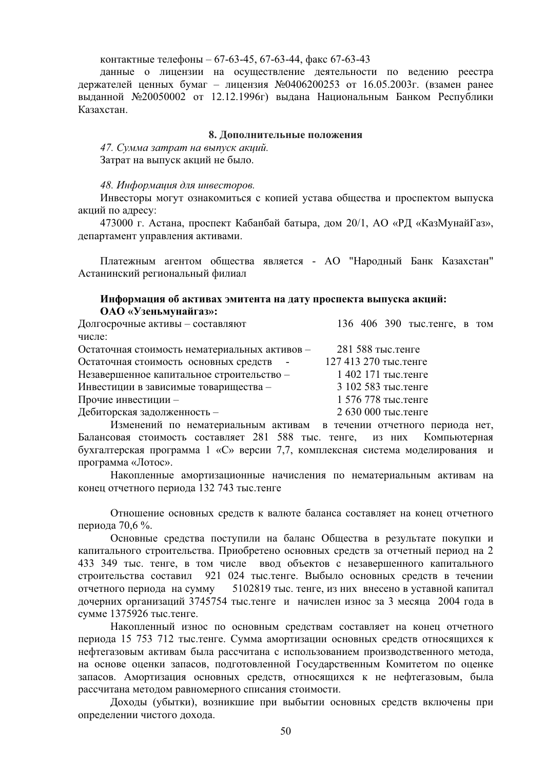контактные телефоны – 67-63-45, 67-63-44, факс 67-63-43

данные о лицензии на осуществление деятельности по ведению реестра держателей ценных бумаг – лицензия №0406200253 от 16.05.2003г. (взамен ранее выданной №20050002 от 12.12.1996г) выдана Национальным Банком Республики Казахстан.

## 8. Дополнительные положения

*47. Сумма затрат на выпуск акций.*

Затрат на выпуск акций не было.

*48. Информация для инвесторов.*

Инвесторы могут ознакомиться с копией устава общества и проспектом выпуска акций по адресу:

473000 г. Астана, проспект Кабанбай батыра, дом 20/1, АО «РД «КазМунайГаз», департамент управления активами.

Платежным агентом общества является - АО "Народный Банк Казахстан" Астанинский региональный филиал

**Информация об активах эмитента на дату проспекта выпуска акций:**
**ОАО «Узеньмунайгаз»:**

| | |
|---|---|
| Долгосрочные активы – составляют | 136 406 390 тыс.тенге, в том числе: |
| Остаточная стоимость нематериальных активов – | 281 588 тыс.тенге |
| Остаточная стоимость основных средств - | 127 413 270 тыс.тенге |
| Незавершенное капитальное строительство – | 1 402 171 тыс.тенге |
| Инвестиции в зависимые товарищества – | 3 102 583 тыс.тенге |
| Прочие инвестиции – | 1 576 778 тыс.тенге |
| Дебиторская задолженность – | 2 630 000 тыс.тенге |

Изменений по нематериальным активам в течении отчетного периода нет, Балансовая стоимость составляет 281 588 тыс. тенге, из них Компьютерная бухгалтерская программа 1 «С» версии 7,7, комплексная система моделирования и программа «Лотос».

Накопленные амортизационные начисления по нематериальным активам на конец отчетного периода 132 743 тыс.тенге

Отношение основных средств к валюте баланса составляет на конец отчетного периода 70,6 %.

Основные средства поступили на баланс Общества в результате покупки и капитального строительства. Приобретено основных средств за отчетный период на 2 433 349 тыс. тенге, в том числе ввод объектов с незавершенного капитального строительства составил 921 024 тыс.тенге. Выбыло основных средств в течении отчетного периода на сумму 5102819 тыс. тенге, из них внесено в уставной капитал дочерних организаций 3745754 тыс.тенге и начислен износ за 3 месяца 2004 года в сумме 1375926 тыс.тенге.

Накопленный износ по основным средствам составляет на конец отчетного периода 15 753 712 тыс.тенге. Сумма амортизации основных средств относящихся к нефтегазовым активам была рассчитана с использованием производственного метода, на основе оценки запасов, подготовленной Государственным Комитетом по оценке запасов. Амортизация основных средств, относящихся к не нефтегазовым, была рассчитана методом равномерного списания стоимости.

Доходы (убытки), возникшие при выбытии основных средств включены при определении чистого дохода.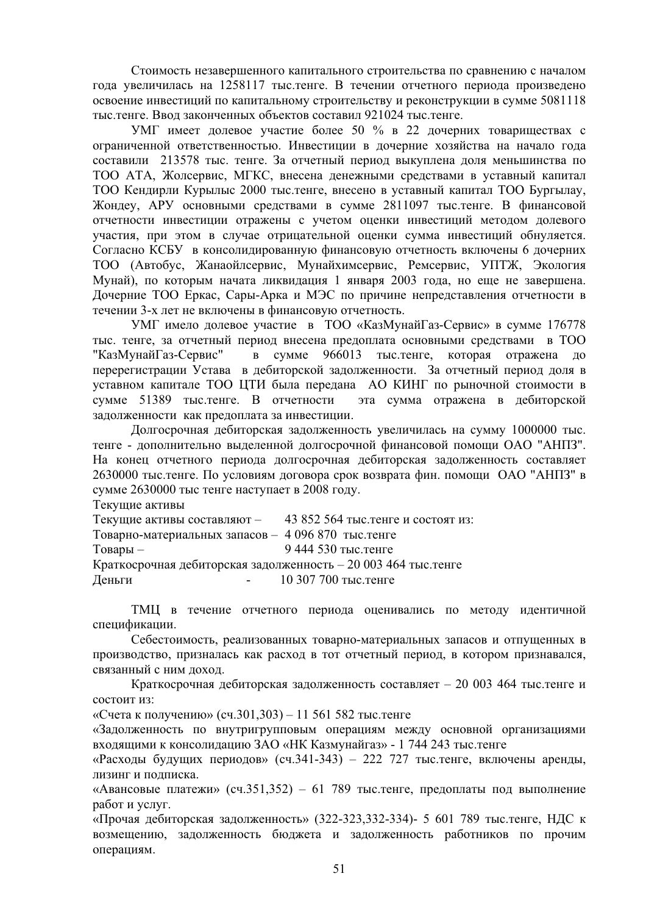Стоимость незавершенного капитального строительства по сравнению с началом года увеличилась на 1258117 тыс.тенге. В течении отчетного периода произведено освоение инвестиций по капитальному строительству и реконструкции в сумме 5081118 тыс.тенге. Ввод законченных объектов составил 921024 тыс.тенге.

УМГ имеет долевое участие более 50 % в 22 дочерних товариществах с ограниченной ответственностью. Инвестиции в дочерние хозяйства на начало года составили 213578 тыс. тенге. За отчетный период выкуплена доля меньшинства по ТОО АТА, Жолсервис, МГКС, внесена денежными средствами в уставный капитал ТОО Кендирли Курылыс 2000 тыс.тенге, внесено в уставный капитал ТОО Бургылау, Жондеу, АРУ основными средствами в сумме 2811097 тыс.тенге. В финансовой отчетности инвестиции отражены с учетом оценки инвестиций методом долевого участия, при этом в случае отрицательной оценки сумма инвестиций обнуляется. Согласно КСБУ в консолидированную финансовую отчетность включены 6 дочерних ТОО (Автобус, Жанаойлсервис, Мунайхимсервис, Ремсервис, УПТЖ, Экология Мунай), по которым начата ликвидация 1 января 2003 года, но еще не завершена. Дочерние ТОО Еркас, Сары-Арка и МЭС по причине непредставления отчетности в течении 3-х лет не включены в финансовую отчетность.

УМГ имело долевое участие в ТОО «КазМунайГаз-Сервис» в сумме 176778 тыс. тенге, за отчетный период внесена предоплата основными средствами в ТОО "КазМунайГаз-Сервис" в сумме 966013 тыс.тенге, которая отражена до перерегистрации Устава в дебиторской задолженности. За отчетный период доля в уставном капитале ТОО ЦТИ была передана АО КИНГ по рыночной стоимости в сумме 51389 тыс.тенге. В отчетности эта сумма отражена в дебиторской задолженности как предоплата за инвестиции.

Долгосрочная дебиторская задолженность увеличилась на сумму 1000000 тыс. тенге - дополнительно выделенной долгосрочной финансовой помощи ОАО "АНПЗ". На конец отчетного периода долгосрочная дебиторская задолженность составляет 2630000 тыс.тенге. По условиям договора срок возврата фин. помощи ОАО "АНПЗ" в сумме 2630000 тыс тенге наступает в 2008 году.

Текущие активы

Текущие активы составляют – 43 852 564 тыс.тенге и состоят из:

Товарно-материальных запасов – 4 096 870 тыс.тенге

Товары – 9 444 530 тыс.тенге

Краткосрочная дебиторская задолженность – 20 003 464 тыс.тенге

Деньги - 10 307 700 тыс.тенге

ТМЦ в течение отчетного периода оценивались по методу идентичной спецификации.

Себестоимость, реализованных товарно-материальных запасов и отпущенных в производство, признавалась как расход в тот отчетный период, в котором признавался, связанный с ним доход.

Краткосрочная дебиторская задолженность составляет – 20 003 464 тыс.тенге и состоит из:

«Счета к получению» (сч.301,303) – 11 561 582 тыс.тенге

«Задолженность по внутригрупповым операциям между основной организациями входящими к консолидацию ЗАО «НК Казмунайгаз» - 1 744 243 тыс.тенге

«Расходы будущих периодов» (сч.341-343) – 222 727 тыс.тенге, включены аренды, лизинг и подписка.

«Авансовые платежи» (сч.351,352) – 61 789 тыс.тенге, предоплаты под выполнение работ и услуг.

«Прочая дебиторская задолженность» (322-323,332-334)- 5 601 789 тыс.тенге, НДС к возмещению, задолженность бюджета и задолженность работников по прочим операциям.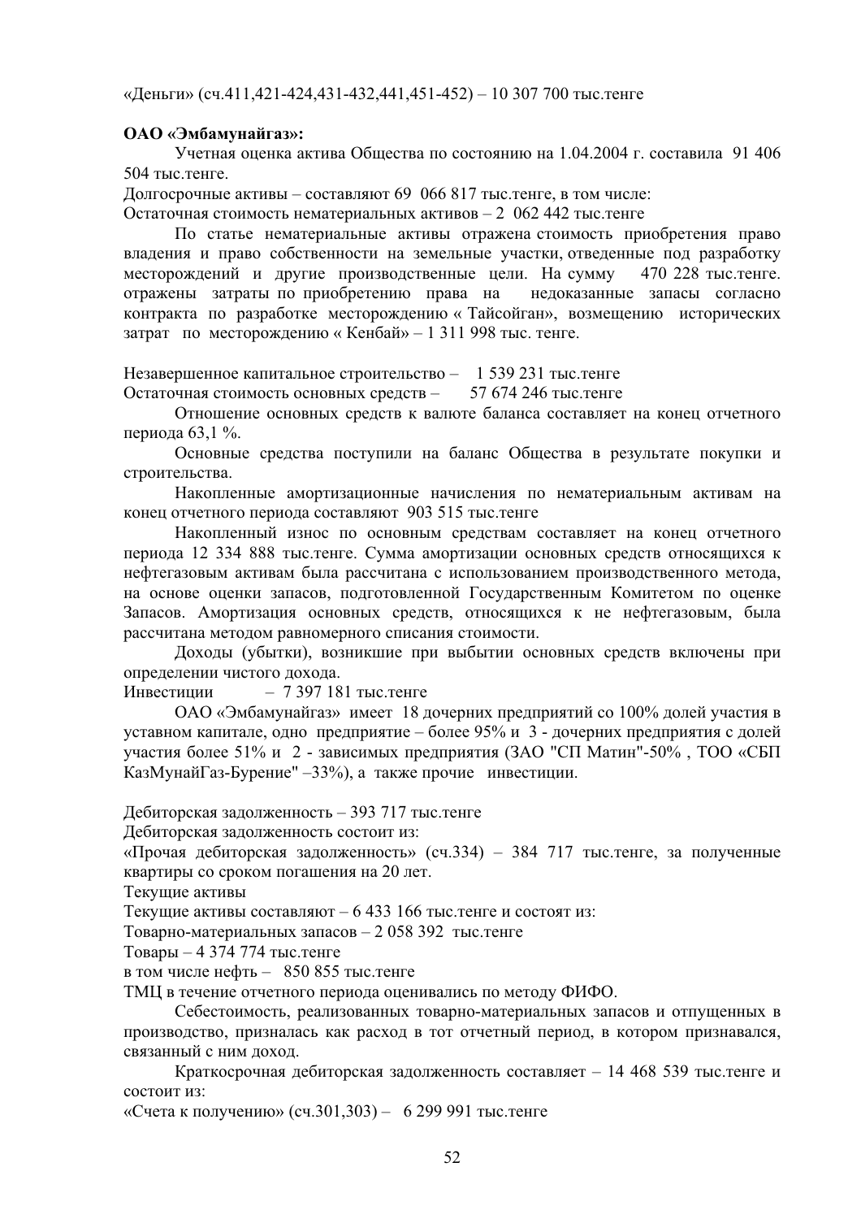«Деньги» (сч.411,421-424,431-432,441,451-452) – 10 307 700 тыс.тенге

**ОАО «Эмбамунайгаз»:**

Учетная оценка актива Общества по состоянию на 1.04.2004 г. составила 91 406 504 тыс.тенге.

Долгосрочные активы – составляют 69 066 817 тыс.тенге, в том числе:

Остаточная стоимость нематериальных активов – 2 062 442 тыс.тенге

По статье нематериальные активы отражена стоимость приобретения право владения и право собственности на земельные участки, отведенные под разработку месторождений и другие производственные цели. На сумму 470 228 тыс.тенге. отражены затраты по приобретению права на недоказанные запасы согласно контракта по разработке месторождению « Тайсойган», возмещению исторических затрат по месторождению « Кенбай» – 1 311 998 тыс. тенге.

Незавершенное капитальное строительство – 1 539 231 тыс.тенге

Остаточная стоимость основных средств – 57 674 246 тыс.тенге

Отношение основных средств к валюте баланса составляет на конец отчетного периода 63,1 %.

Основные средства поступили на баланс Общества в результате покупки и строительства.

Накопленные амортизационные начисления по нематериальным активам на конец отчетного периода составляют 903 515 тыс.тенге

Накопленный износ по основным средствам составляет на конец отчетного периода 12 334 888 тыс.тенге. Сумма амортизации основных средств относящихся к нефтегазовым активам была рассчитана с использованием производственного метода, на основе оценки запасов, подготовленной Государственным Комитетом по оценке Запасов. Амортизация основных средств, относящихся к не нефтегазовым, была рассчитана методом равномерного списания стоимости.

Доходы (убытки), возникшие при выбытии основных средств включены при определении чистого дохода.

Инвестиции – 7 397 181 тыс.тенге

ОАО «Эмбамунайгаз» имеет 18 дочерних предприятий со 100% долей участия в уставном капитале, одно предприятие – более 95% и 3 - дочерних предприятия с долей участия более 51% и 2 - зависимых предприятия (ЗАО "СП Матин"-50% , ТОО «СБП КазМунайГаз-Бурение" –33%), а также прочие инвестиции.

Дебиторская задолженность – 393 717 тыс.тенге

Дебиторская задолженность состоит из:

«Прочая дебиторская задолженность» (сч.334) – 384 717 тыс.тенге, за полученные квартиры со сроком погашения на 20 лет.

Текущие активы

Текущие активы составляют – 6 433 166 тыс.тенге и состоят из:

Товарно-материальных запасов – 2 058 392 тыс.тенге

Товары – 4 374 774 тыс.тенге

в том числе нефть – 850 855 тыс.тенге

ТМЦ в течение отчетного периода оценивались по методу ФИФО.

Себестоимость, реализованных товарно-материальных запасов и отпущенных в производство, призналась как расход в тот отчетный период, в котором признавался, связанный с ним доход.

Краткосрочная дебиторская задолженность составляет – 14 468 539 тыс.тенге и состоит из:

«Счета к получению» (сч.301,303) – 6 299 991 тыс.тенге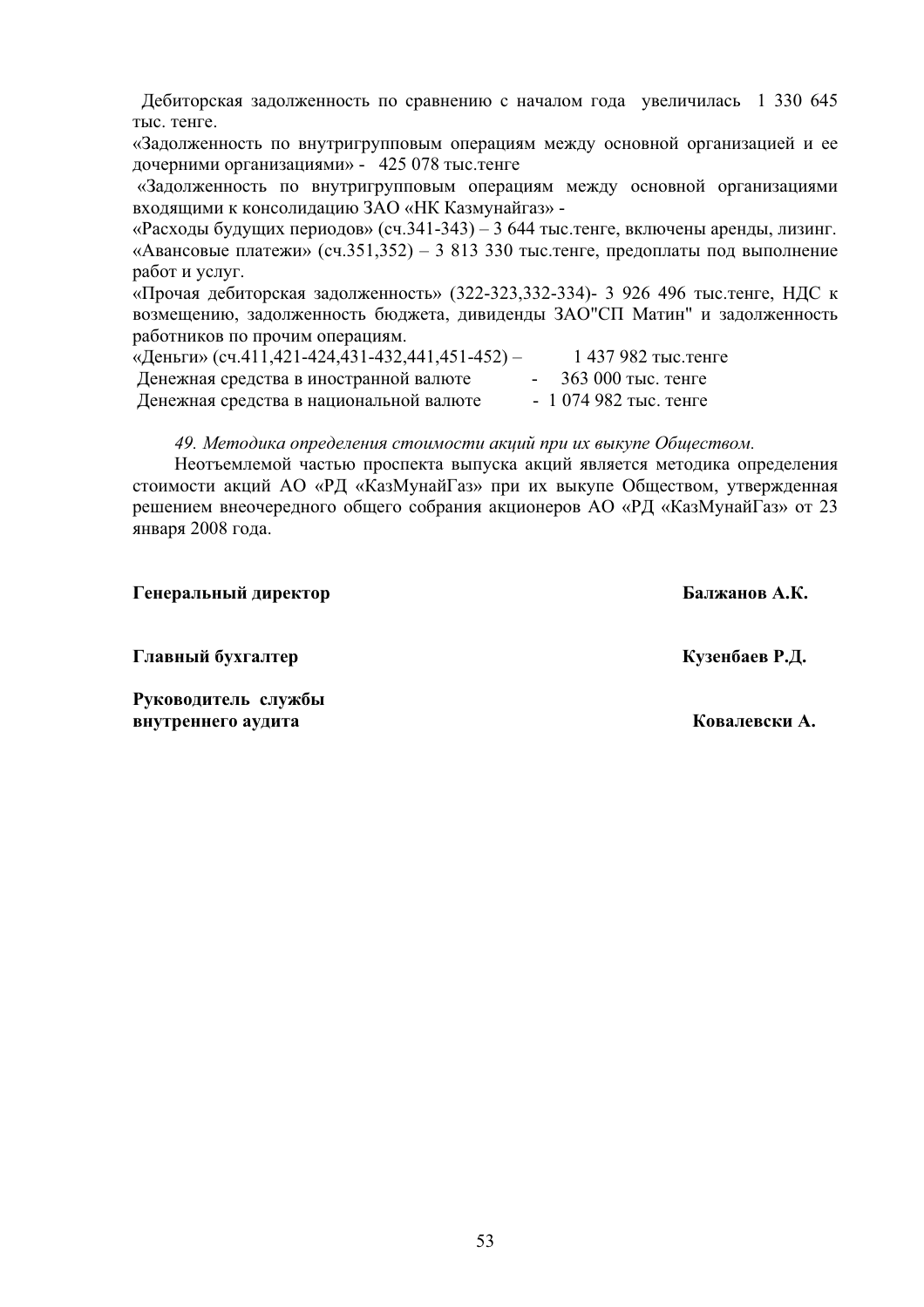Дебиторская задолженность по сравнению с началом года увеличилась 1 330 645 тыс. тенге.

«Задолженность по внутригрупповым операциям между основной организацией и ее дочерними организациями» - 425 078 тыс.тенге

«Задолженность по внутригрупповым операциям между основной организациями входящими к консолидацию ЗАО «НК Казмунайгаз» -

«Расходы будущих периодов» (сч.341-343) – 3 644 тыс.тенге, включены аренды, лизинг.

«Авансовые платежи» (сч.351,352) – 3 813 330 тыс.тенге, предоплаты под выполнение работ и услуг.

«Прочая дебиторская задолженность» (322-323,332-334)- 3 926 496 тыс.тенге, НДС к возмещению, задолженность бюджета, дивиденды ЗАО"СП Матин" и задолженность работников по прочим операциям.

«Деньги» (сч.411,421-424,431-432,441,451-452) – 1 437 982 тыс.тенге

Денежная средства в иностранной валюте - 363 000 тыс. тенге

Денежная средства в национальной валюте - 1 074 982 тыс. тенге

*49. Методика определения стоимости акций при их выкупе Обществом.*

Неотъемлемой частью проспекта выпуска акций является методика определения стоимости акций АО «РД «КазМунайГаз» при их выкупе Обществом, утвержденная решением внеочередного общего собрания акционеров АО «РД «КазМунайГаз» от 23 января 2008 года.

**Генеральный директор** **Балжанов А.К.**

**Главный бухгалтер** **Кузенбаев Р.Д.**

**Руководитель службы внутреннего аудита** **Ковалевски А.**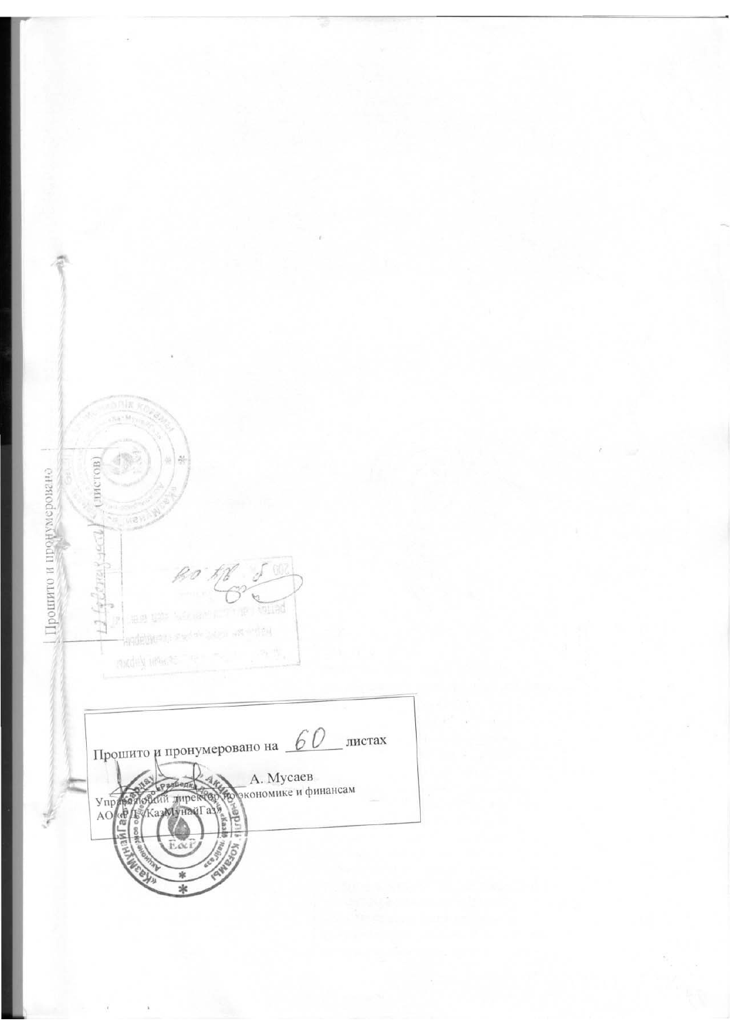Прошито и пронумеровано на 60 листах

А. Мусаев

Управляющий директор по экономике и финансам АО «РД «КазМунайГаз»